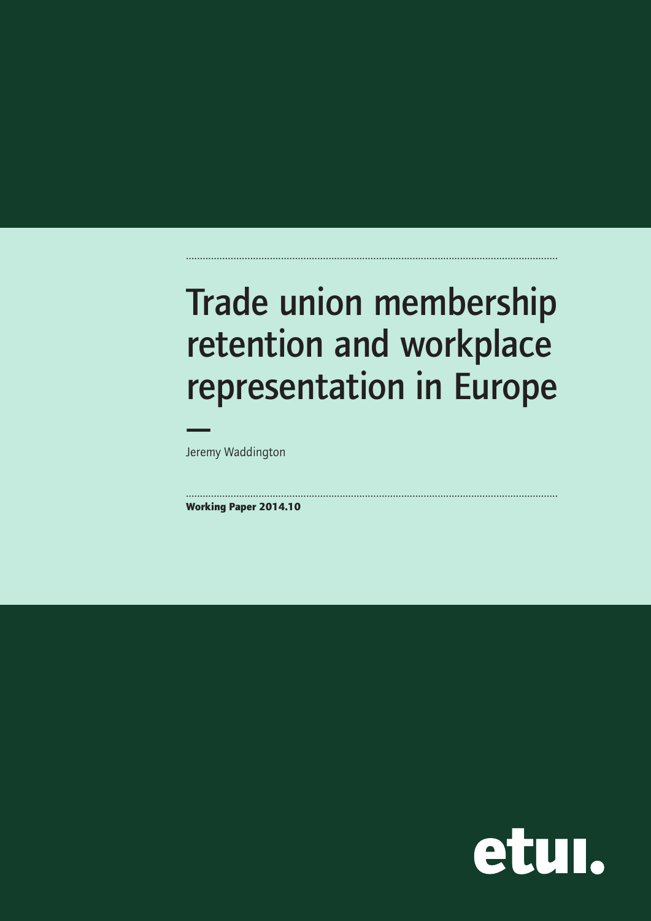# Trade union membership retention and workplace representation in Europe

—

Jeremy Waddington

**Working Paper 2014.10**

etui.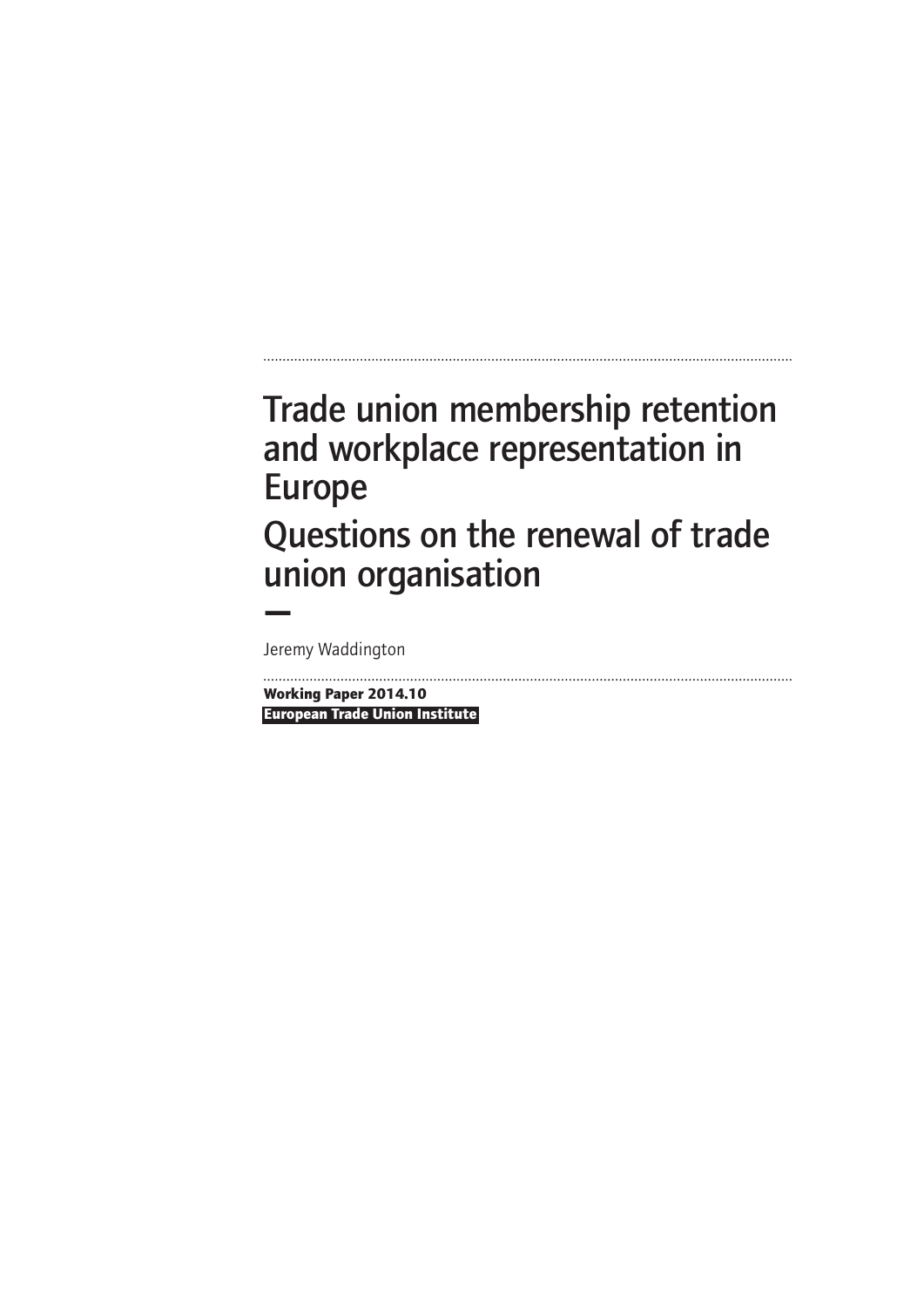# Trade union membership retention and workplace representation in Europe

# Questions on the renewal of trade union organisation

—

Jeremy Waddington

**Working Paper 2014.10**

**European Trade Union Institute**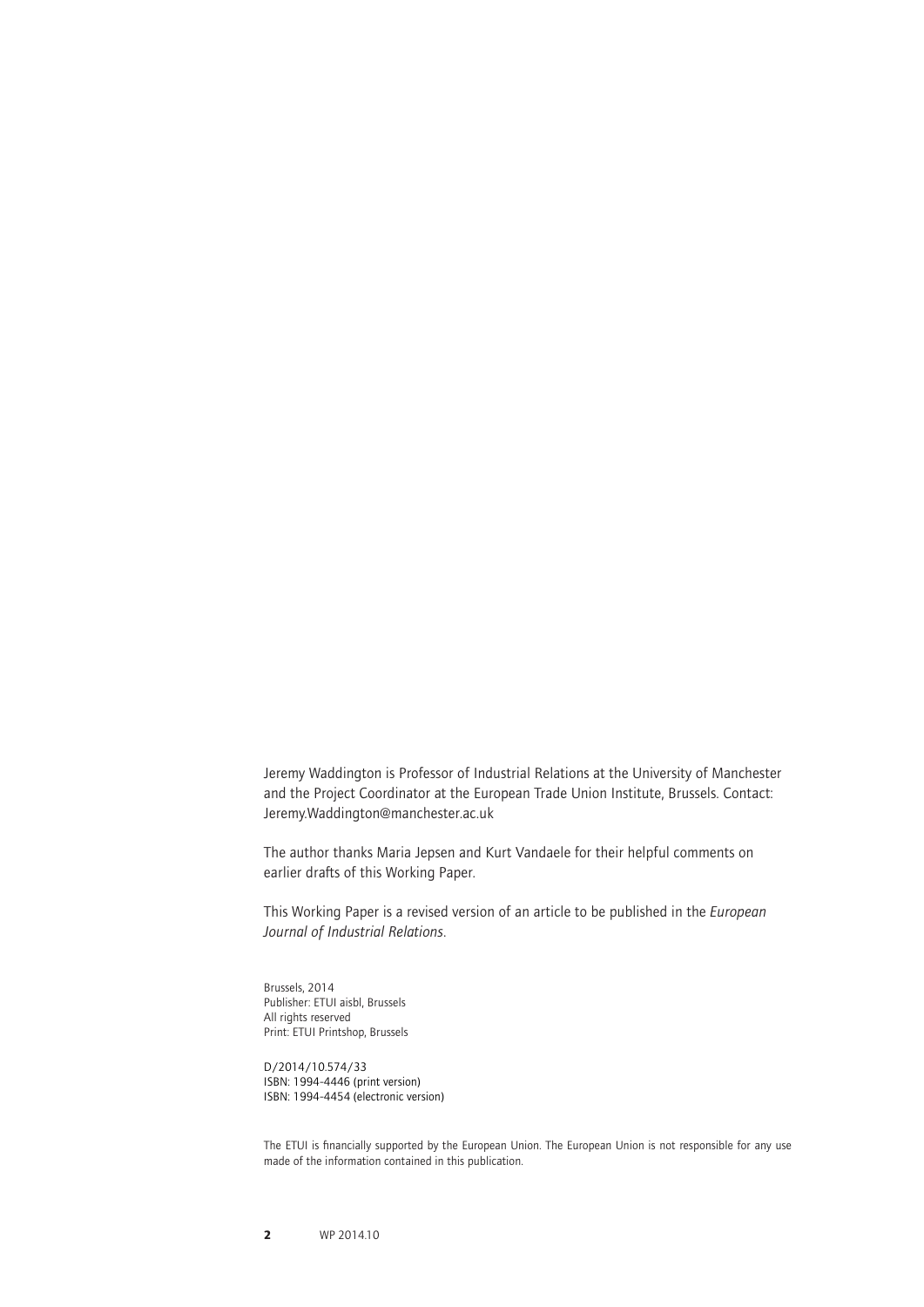Jeremy Waddington is Professor of Industrial Relations at the University of Manchester and the Project Coordinator at the European Trade Union Institute, Brussels. Contact: Jeremy.Waddington@manchester.ac.uk

The author thanks Maria Jepsen and Kurt Vandaele for their helpful comments on earlier drafts of this Working Paper.

This Working Paper is a revised version of an article to be published in the *European Journal of Industrial Relations*.

Brussels, 2014
Publisher: ETUI aisbl, Brussels
All rights reserved
Print: ETUI Printshop, Brussels

D/2014/10.574/33
ISBN: 1994-4446 (print version)
ISBN: 1994-4454 (electronic version)

The ETUI is financially supported by the European Union. The European Union is not responsible for any use made of the information contained in this publication.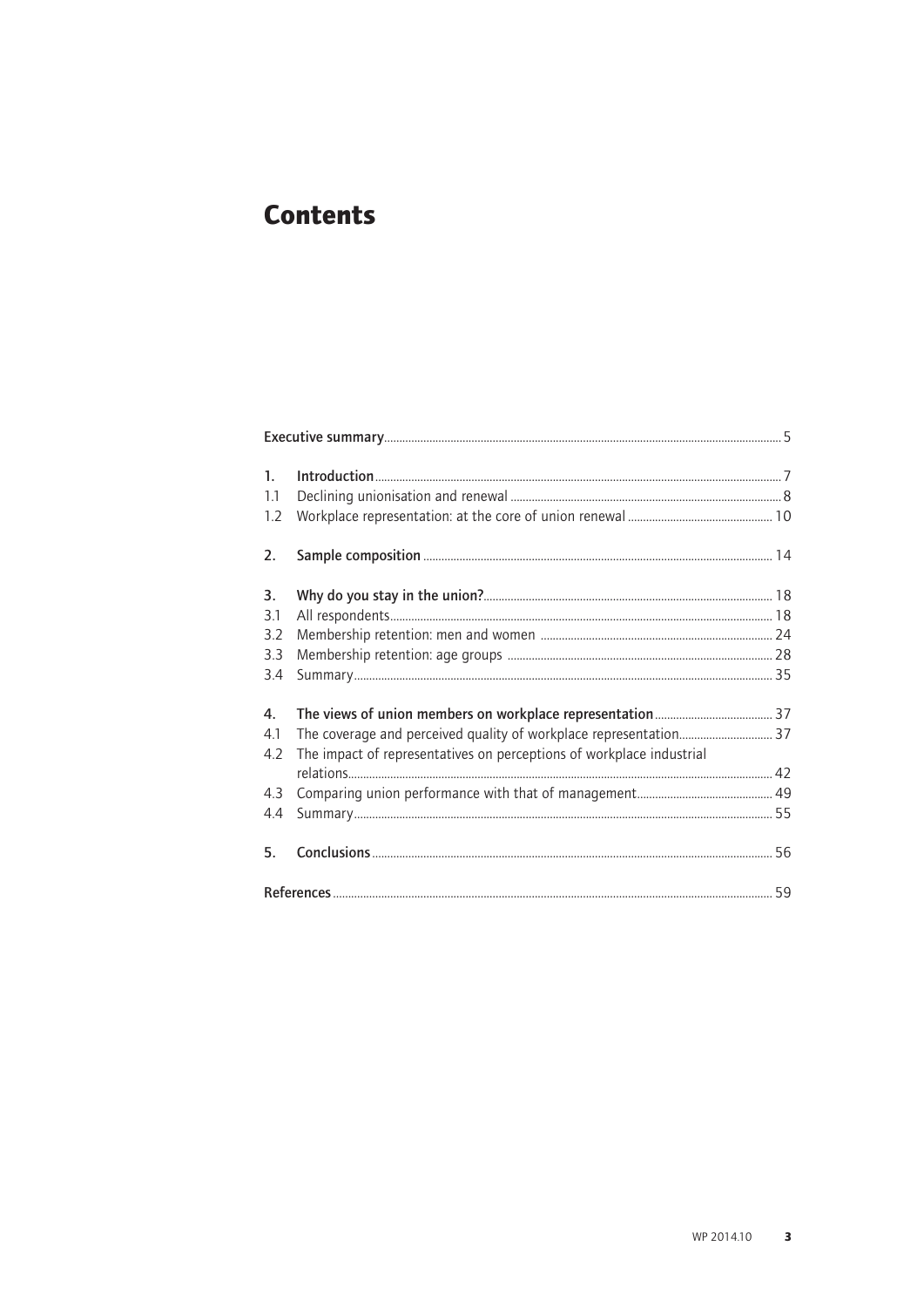# Contents

| | | |
|---|---|---|
| **Executive summary** | | 5 |
| **1.** | **Introduction** | 7 |
| 1.1 | Declining unionisation and renewal | 8 |
| 1.2 | Workplace representation: at the core of union renewal | 10 |
| **2.** | **Sample composition** | 14 |
| **3.** | **Why do you stay in the union?** | 18 |
| 3.1 | All respondents | 18 |
| 3.2 | Membership retention: men and women | 24 |
| 3.3 | Membership retention: age groups | 28 |
| 3.4 | Summary | 35 |
| **4.** | **The views of union members on workplace representation** | 37 |
| 4.1 | The coverage and perceived quality of workplace representation | 37 |
| 4.2 | The impact of representatives on perceptions of workplace industrial relations | 42 |
| 4.3 | Comparing union performance with that of management | 49 |
| 4.4 | Summary | 55 |
| **5.** | **Conclusions** | 56 |
| **References** | | 59 |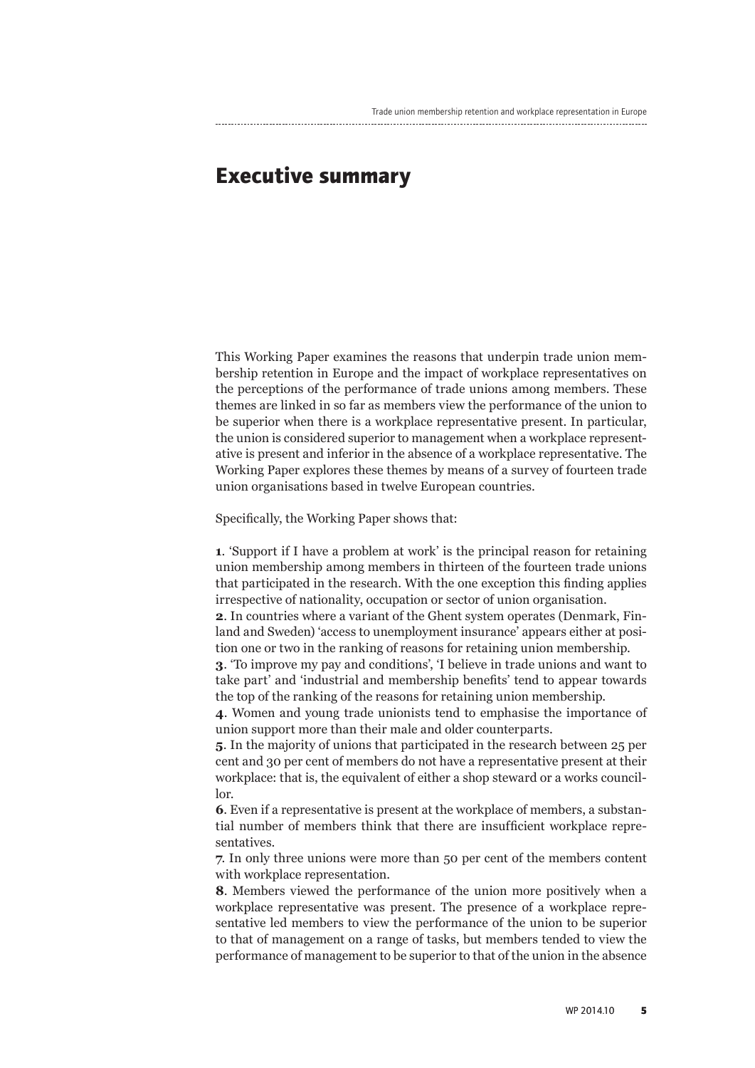# Executive summary

This Working Paper examines the reasons that underpin trade union membership retention in Europe and the impact of workplace representatives on the perceptions of the performance of trade unions among members. These themes are linked in so far as members view the performance of the union to be superior when there is a workplace representative present. In particular, the union is considered superior to management when a workplace representative is present and inferior in the absence of a workplace representative. The Working Paper explores these themes by means of a survey of fourteen trade union organisations based in twelve European countries.

Specifically, the Working Paper shows that:

**1**. 'Support if I have a problem at work' is the principal reason for retaining union membership among members in thirteen of the fourteen trade unions that participated in the research. With the one exception this finding applies irrespective of nationality, occupation or sector of union organisation.
**2**. In countries where a variant of the Ghent system operates (Denmark, Finland and Sweden) 'access to unemployment insurance' appears either at position one or two in the ranking of reasons for retaining union membership.
**3**. 'To improve my pay and conditions', 'I believe in trade unions and want to take part' and 'industrial and membership benefits' tend to appear towards the top of the ranking of the reasons for retaining union membership.
**4**. Women and young trade unionists tend to emphasise the importance of union support more than their male and older counterparts.
**5**. In the majority of unions that participated in the research between 25 per cent and 30 per cent of members do not have a representative present at their workplace: that is, the equivalent of either a shop steward or a works councillor.
**6**. Even if a representative is present at the workplace of members, a substantial number of members think that there are insufficient workplace representatives.
**7**. In only three unions were more than 50 per cent of the members content with workplace representation.
**8**. Members viewed the performance of the union more positively when a workplace representative was present. The presence of a workplace representative led members to view the performance of the union to be superior to that of management on a range of tasks, but members tended to view the performance of management to be superior to that of the union in the absence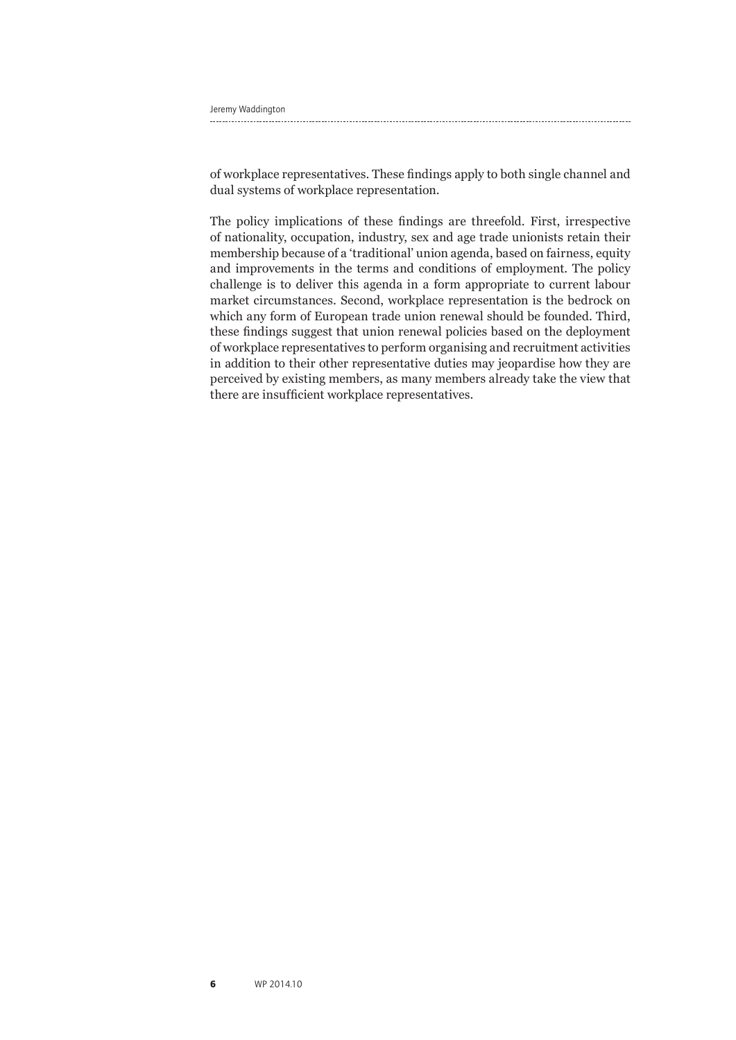of workplace representatives. These findings apply to both single channel and dual systems of workplace representation.

The policy implications of these findings are threefold. First, irrespective of nationality, occupation, industry, sex and age trade unionists retain their membership because of a 'traditional' union agenda, based on fairness, equity and improvements in the terms and conditions of employment. The policy challenge is to deliver this agenda in a form appropriate to current labour market circumstances. Second, workplace representation is the bedrock on which any form of European trade union renewal should be founded. Third, these findings suggest that union renewal policies based on the deployment of workplace representatives to perform organising and recruitment activities in addition to their other representative duties may jeopardise how they are perceived by existing members, as many members already take the view that there are insufficient workplace representatives.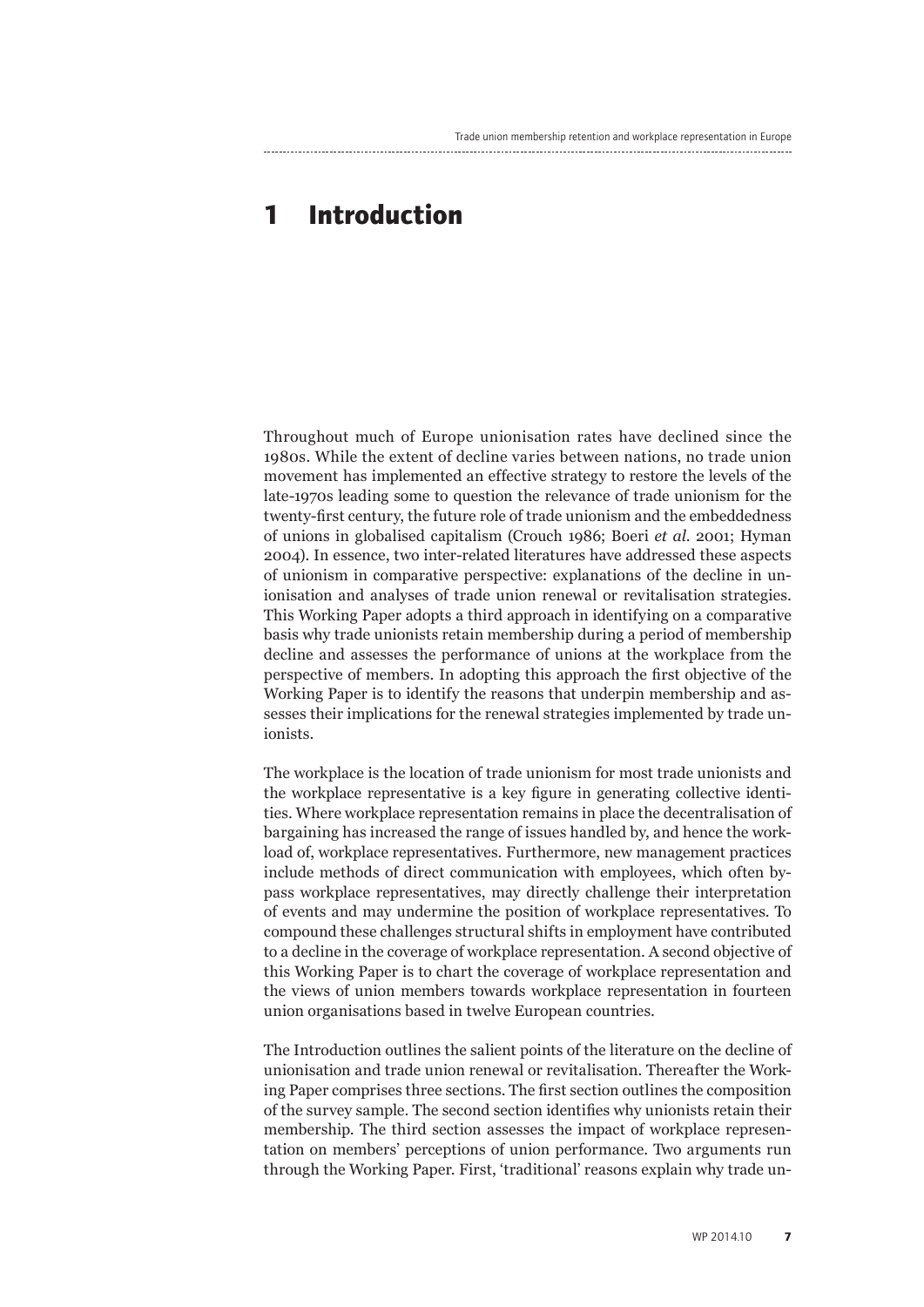# 1 Introduction

Throughout much of Europe unionisation rates have declined since the 1980s. While the extent of decline varies between nations, no trade union movement has implemented an effective strategy to restore the levels of the late-1970s leading some to question the relevance of trade unionism for the twenty-first century, the future role of trade unionism and the embeddedness of unions in globalised capitalism (Crouch 1986; Boeri *et al.* 2001; Hyman 2004). In essence, two inter-related literatures have addressed these aspects of unionism in comparative perspective: explanations of the decline in unionisation and analyses of trade union renewal or revitalisation strategies. This Working Paper adopts a third approach in identifying on a comparative basis why trade unionists retain membership during a period of membership decline and assesses the performance of unions at the workplace from the perspective of members. In adopting this approach the first objective of the Working Paper is to identify the reasons that underpin membership and assesses their implications for the renewal strategies implemented by trade unionists.

The workplace is the location of trade unionism for most trade unionists and the workplace representative is a key figure in generating collective identities. Where workplace representation remains in place the decentralisation of bargaining has increased the range of issues handled by, and hence the workload of, workplace representatives. Furthermore, new management practices include methods of direct communication with employees, which often bypass workplace representatives, may directly challenge their interpretation of events and may undermine the position of workplace representatives. To compound these challenges structural shifts in employment have contributed to a decline in the coverage of workplace representation. A second objective of this Working Paper is to chart the coverage of workplace representation and the views of union members towards workplace representation in fourteen union organisations based in twelve European countries.

The Introduction outlines the salient points of the literature on the decline of unionisation and trade union renewal or revitalisation. Thereafter the Working Paper comprises three sections. The first section outlines the composition of the survey sample. The second section identifies why unionists retain their membership. The third section assesses the impact of workplace representation on members' perceptions of union performance. Two arguments run through the Working Paper. First, 'traditional' reasons explain why trade un-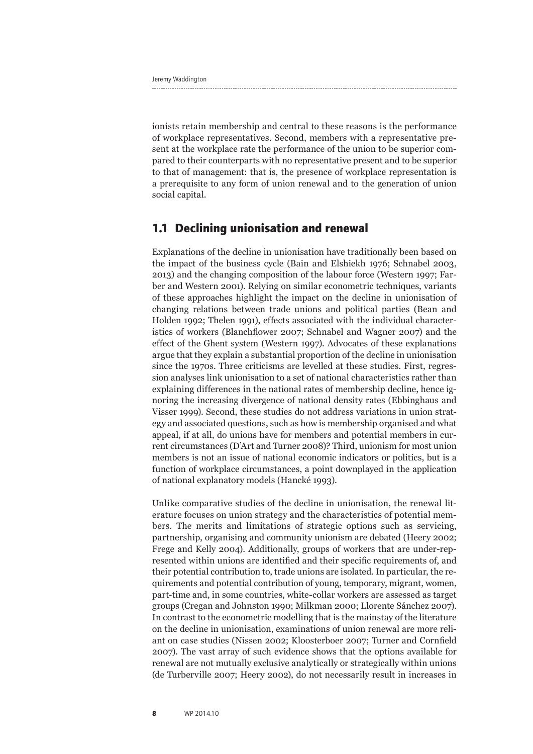ionists retain membership and central to these reasons is the performance of workplace representatives. Second, members with a representative present at the workplace rate the performance of the union to be superior compared to their counterparts with no representative present and to be superior to that of management: that is, the presence of workplace representation is a prerequisite to any form of union renewal and to the generation of union social capital.

## 1.1 Declining unionisation and renewal

Explanations of the decline in unionisation have traditionally been based on the impact of the business cycle (Bain and Elshiekh 1976; Schnabel 2003, 2013) and the changing composition of the labour force (Western 1997; Farber and Western 2001). Relying on similar econometric techniques, variants of these approaches highlight the impact on the decline in unionisation of changing relations between trade unions and political parties (Bean and Holden 1992; Thelen 1991), effects associated with the individual characteristics of workers (Blanchflower 2007; Schnabel and Wagner 2007) and the effect of the Ghent system (Western 1997). Advocates of these explanations argue that they explain a substantial proportion of the decline in unionisation since the 1970s. Three criticisms are levelled at these studies. First, regression analyses link unionisation to a set of national characteristics rather than explaining differences in the national rates of membership decline, hence ignoring the increasing divergence of national density rates (Ebbinghaus and Visser 1999). Second, these studies do not address variations in union strategy and associated questions, such as how is membership organised and what appeal, if at all, do unions have for members and potential members in current circumstances (D'Art and Turner 2008)? Third, unionism for most union members is not an issue of national economic indicators or politics, but is a function of workplace circumstances, a point downplayed in the application of national explanatory models (Hancké 1993).

Unlike comparative studies of the decline in unionisation, the renewal literature focuses on union strategy and the characteristics of potential members. The merits and limitations of strategic options such as servicing, partnership, organising and community unionism are debated (Heery 2002; Frege and Kelly 2004). Additionally, groups of workers that are under-represented within unions are identified and their specific requirements of, and their potential contribution to, trade unions are isolated. In particular, the requirements and potential contribution of young, temporary, migrant, women, part-time and, in some countries, white-collar workers are assessed as target groups (Cregan and Johnston 1990; Milkman 2000; Llorente Sánchez 2007). In contrast to the econometric modelling that is the mainstay of the literature on the decline in unionisation, examinations of union renewal are more reliant on case studies (Nissen 2002; Kloosterboer 2007; Turner and Cornfield 2007). The vast array of such evidence shows that the options available for renewal are not mutually exclusive analytically or strategically within unions (de Turberville 2007; Heery 2002), do not necessarily result in increases in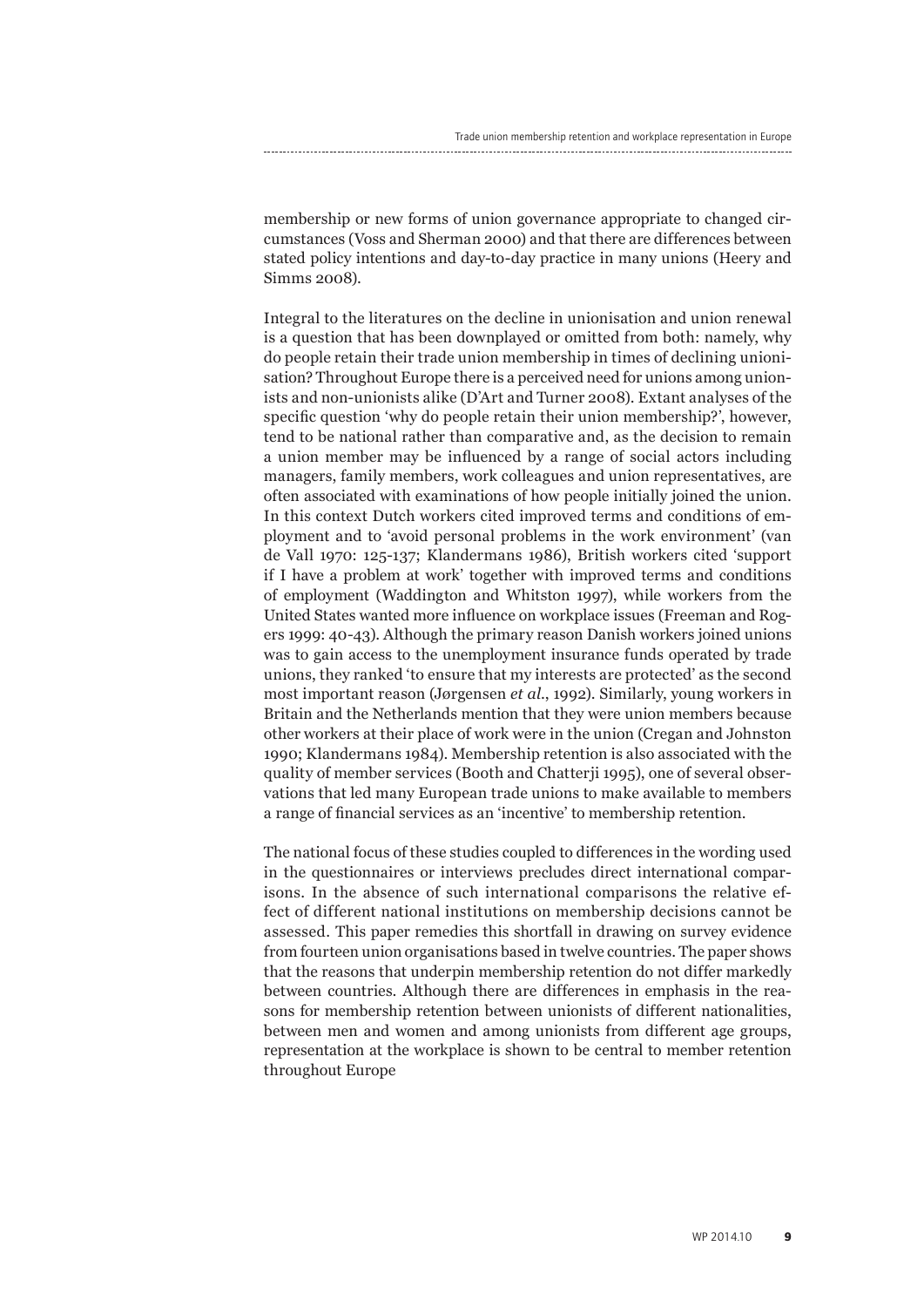membership or new forms of union governance appropriate to changed circumstances (Voss and Sherman 2000) and that there are differences between stated policy intentions and day-to-day practice in many unions (Heery and Simms 2008).

Integral to the literatures on the decline in unionisation and union renewal is a question that has been downplayed or omitted from both: namely, why do people retain their trade union membership in times of declining unionisation? Throughout Europe there is a perceived need for unions among unionists and non-unionists alike (D'Art and Turner 2008). Extant analyses of the specific question 'why do people retain their union membership?', however, tend to be national rather than comparative and, as the decision to remain a union member may be influenced by a range of social actors including managers, family members, work colleagues and union representatives, are often associated with examinations of how people initially joined the union. In this context Dutch workers cited improved terms and conditions of employment and to 'avoid personal problems in the work environment' (van de Vall 1970: 125-137; Klandermans 1986), British workers cited 'support if I have a problem at work' together with improved terms and conditions of employment (Waddington and Whitston 1997), while workers from the United States wanted more influence on workplace issues (Freeman and Rogers 1999: 40-43). Although the primary reason Danish workers joined unions was to gain access to the unemployment insurance funds operated by trade unions, they ranked 'to ensure that my interests are protected' as the second most important reason (Jørgensen *et al.*, 1992). Similarly, young workers in Britain and the Netherlands mention that they were union members because other workers at their place of work were in the union (Cregan and Johnston 1990; Klandermans 1984). Membership retention is also associated with the quality of member services (Booth and Chatterji 1995), one of several observations that led many European trade unions to make available to members a range of financial services as an 'incentive' to membership retention.

The national focus of these studies coupled to differences in the wording used in the questionnaires or interviews precludes direct international comparisons. In the absence of such international comparisons the relative effect of different national institutions on membership decisions cannot be assessed. This paper remedies this shortfall in drawing on survey evidence from fourteen union organisations based in twelve countries. The paper shows that the reasons that underpin membership retention do not differ markedly between countries. Although there are differences in emphasis in the reasons for membership retention between unionists of different nationalities, between men and women and among unionists from different age groups, representation at the workplace is shown to be central to member retention throughout Europe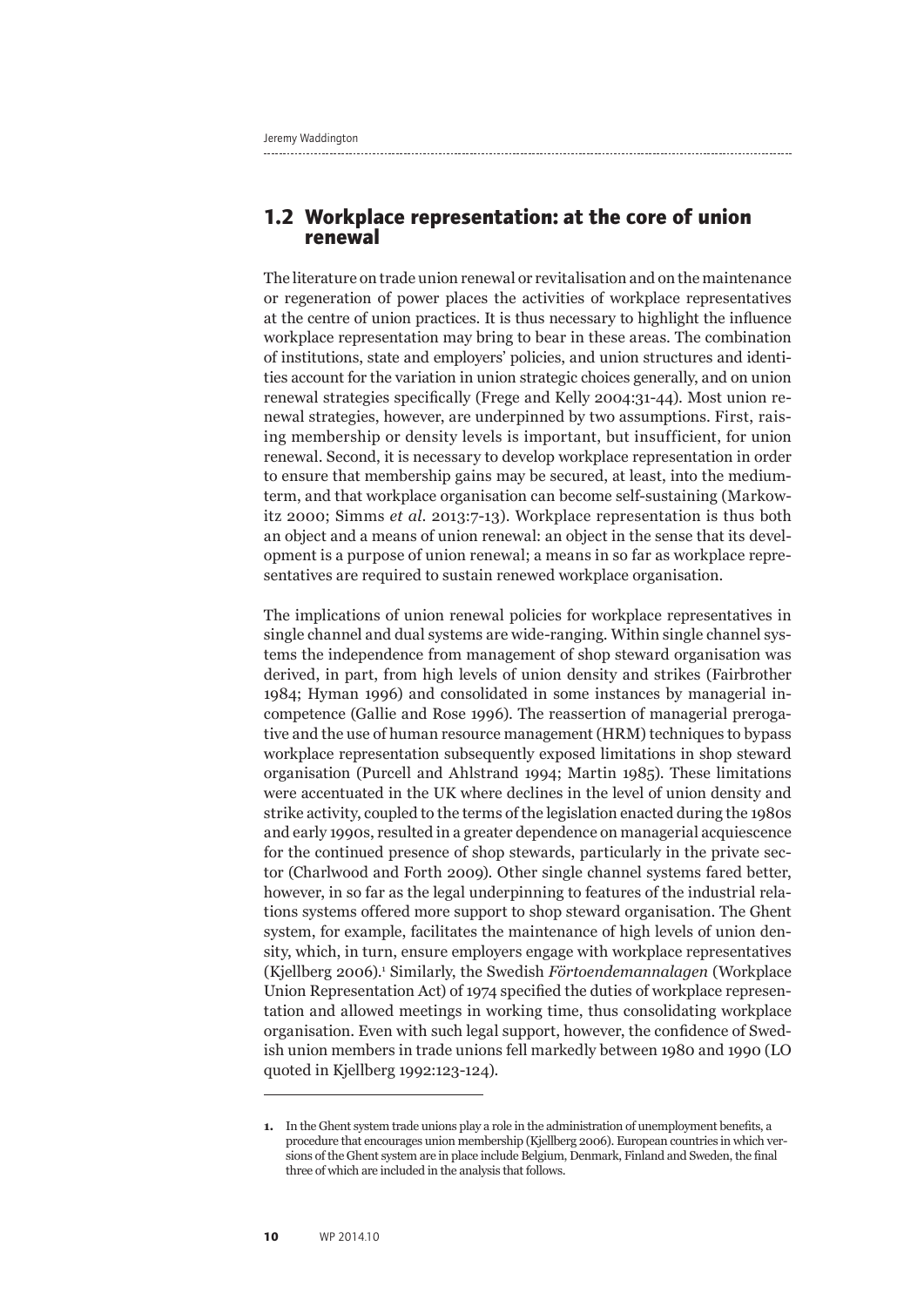## 1.2 Workplace representation: at the core of union renewal

The literature on trade union renewal or revitalisation and on the maintenance or regeneration of power places the activities of workplace representatives at the centre of union practices. It is thus necessary to highlight the influence workplace representation may bring to bear in these areas. The combination of institutions, state and employers' policies, and union structures and identities account for the variation in union strategic choices generally, and on union renewal strategies specifically (Frege and Kelly 2004:31-44). Most union renewal strategies, however, are underpinned by two assumptions. First, raising membership or density levels is important, but insufficient, for union renewal. Second, it is necessary to develop workplace representation in order to ensure that membership gains may be secured, at least, into the medium-term, and that workplace organisation can become self-sustaining (Markowitz 2000; Simms *et al.* 2013:7-13). Workplace representation is thus both an object and a means of union renewal: an object in the sense that its development is a purpose of union renewal; a means in so far as workplace representatives are required to sustain renewed workplace organisation.

The implications of union renewal policies for workplace representatives in single channel and dual systems are wide-ranging. Within single channel systems the independence from management of shop steward organisation was derived, in part, from high levels of union density and strikes (Fairbrother 1984; Hyman 1996) and consolidated in some instances by managerial incompetence (Gallie and Rose 1996). The reassertion of managerial prerogative and the use of human resource management (HRM) techniques to bypass workplace representation subsequently exposed limitations in shop steward organisation (Purcell and Ahlstrand 1994; Martin 1985). These limitations were accentuated in the UK where declines in the level of union density and strike activity, coupled to the terms of the legislation enacted during the 1980s and early 1990s, resulted in a greater dependence on managerial acquiescence for the continued presence of shop stewards, particularly in the private sector (Charlwood and Forth 2009). Other single channel systems fared better, however, in so far as the legal underpinning to features of the industrial relations systems offered more support to shop steward organisation. The Ghent system, for example, facilitates the maintenance of high levels of union density, which, in turn, ensure employers engage with workplace representatives (Kjellberg 2006).[1] Similarly, the Swedish *Förtoendemannalagen* (Workplace Union Representation Act) of 1974 specified the duties of workplace representation and allowed meetings in working time, thus consolidating workplace organisation. Even with such legal support, however, the confidence of Swedish union members in trade unions fell markedly between 1980 and 1990 (LO quoted in Kjellberg 1992:123-124).

---

1. In the Ghent system trade unions play a role in the administration of unemployment benefits, a procedure that encourages union membership (Kjellberg 2006). European countries in which versions of the Ghent system are in place include Belgium, Denmark, Finland and Sweden, the final three of which are included in the analysis that follows.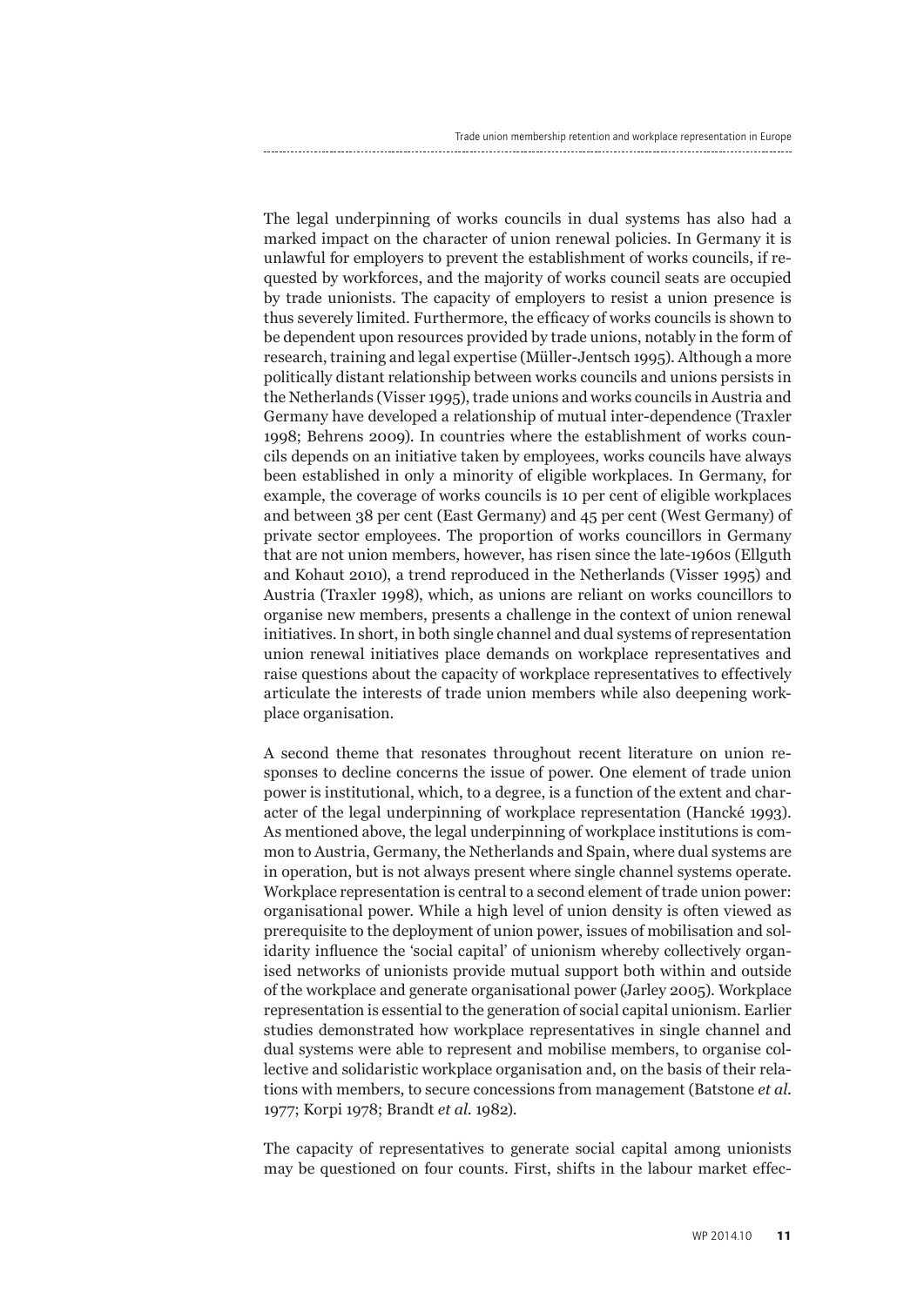The legal underpinning of works councils in dual systems has also had a marked impact on the character of union renewal policies. In Germany it is unlawful for employers to prevent the establishment of works councils, if requested by workforces, and the majority of works council seats are occupied by trade unionists. The capacity of employers to resist a union presence is thus severely limited. Furthermore, the efficacy of works councils is shown to be dependent upon resources provided by trade unions, notably in the form of research, training and legal expertise (Müller-Jentsch 1995). Although a more politically distant relationship between works councils and unions persists in the Netherlands (Visser 1995), trade unions and works councils in Austria and Germany have developed a relationship of mutual inter-dependence (Traxler 1998; Behrens 2009). In countries where the establishment of works councils depends on an initiative taken by employees, works councils have always been established in only a minority of eligible workplaces. In Germany, for example, the coverage of works councils is 10 per cent of eligible workplaces and between 38 per cent (East Germany) and 45 per cent (West Germany) of private sector employees. The proportion of works councillors in Germany that are not union members, however, has risen since the late-1960s (Ellguth and Kohaut 2010), a trend reproduced in the Netherlands (Visser 1995) and Austria (Traxler 1998), which, as unions are reliant on works councillors to organise new members, presents a challenge in the context of union renewal initiatives. In short, in both single channel and dual systems of representation union renewal initiatives place demands on workplace representatives and raise questions about the capacity of workplace representatives to effectively articulate the interests of trade union members while also deepening workplace organisation.

A second theme that resonates throughout recent literature on union responses to decline concerns the issue of power. One element of trade union power is institutional, which, to a degree, is a function of the extent and character of the legal underpinning of workplace representation (Hancké 1993). As mentioned above, the legal underpinning of workplace institutions is common to Austria, Germany, the Netherlands and Spain, where dual systems are in operation, but is not always present where single channel systems operate. Workplace representation is central to a second element of trade union power: organisational power. While a high level of union density is often viewed as prerequisite to the deployment of union power, issues of mobilisation and solidarity influence the 'social capital' of unionism whereby collectively organised networks of unionists provide mutual support both within and outside of the workplace and generate organisational power (Jarley 2005). Workplace representation is essential to the generation of social capital unionism. Earlier studies demonstrated how workplace representatives in single channel and dual systems were able to represent and mobilise members, to organise collective and solidaristic workplace organisation and, on the basis of their relations with members, to secure concessions from management (Batstone *et al.* 1977; Korpi 1978; Brandt *et al.* 1982).

The capacity of representatives to generate social capital among unionists may be questioned on four counts. First, shifts in the labour market effec-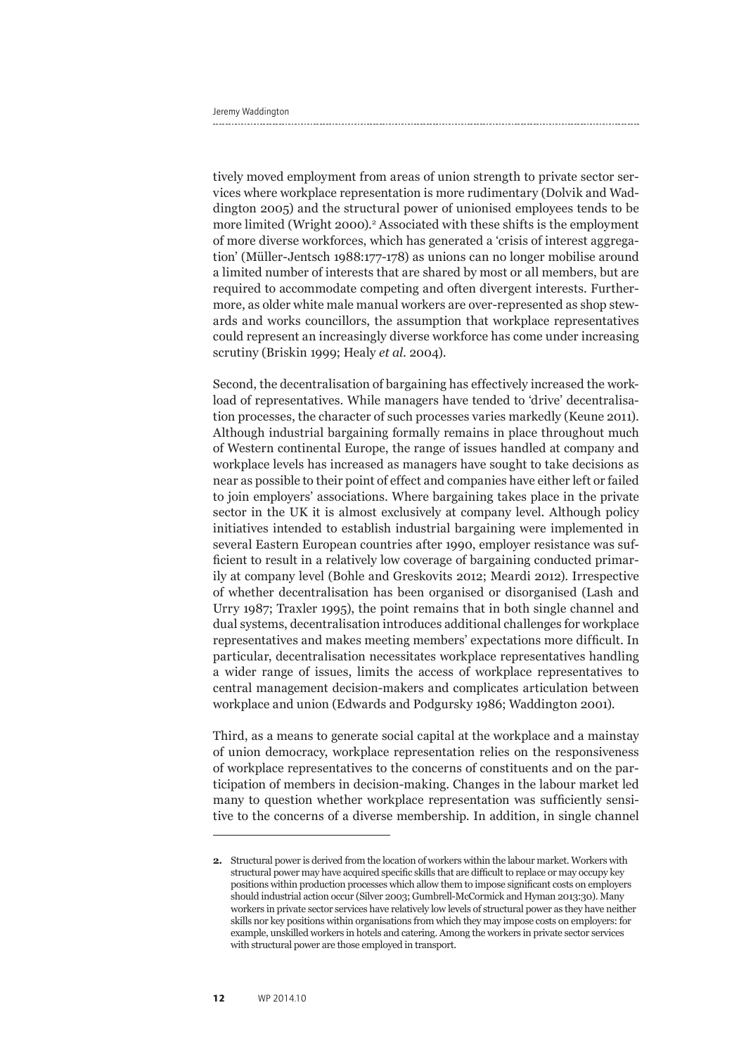tively moved employment from areas of union strength to private sector services where workplace representation is more rudimentary (Dolvik and Waddington 2005) and the structural power of unionised employees tends to be more limited (Wright 2000).[2] Associated with these shifts is the employment of more diverse workforces, which has generated a 'crisis of interest aggregation' (Müller-Jentsch 1988:177-178) as unions can no longer mobilise around a limited number of interests that are shared by most or all members, but are required to accommodate competing and often divergent interests. Furthermore, as older white male manual workers are over-represented as shop stewards and works councillors, the assumption that workplace representatives could represent an increasingly diverse workforce has come under increasing scrutiny (Briskin 1999; Healy *et al.* 2004).

Second, the decentralisation of bargaining has effectively increased the workload of representatives. While managers have tended to 'drive' decentralisation processes, the character of such processes varies markedly (Keune 2011). Although industrial bargaining formally remains in place throughout much of Western continental Europe, the range of issues handled at company and workplace levels has increased as managers have sought to take decisions as near as possible to their point of effect and companies have either left or failed to join employers' associations. Where bargaining takes place in the private sector in the UK it is almost exclusively at company level. Although policy initiatives intended to establish industrial bargaining were implemented in several Eastern European countries after 1990, employer resistance was sufficient to result in a relatively low coverage of bargaining conducted primarily at company level (Bohle and Greskovits 2012; Meardi 2012). Irrespective of whether decentralisation has been organised or disorganised (Lash and Urry 1987; Traxler 1995), the point remains that in both single channel and dual systems, decentralisation introduces additional challenges for workplace representatives and makes meeting members' expectations more difficult. In particular, decentralisation necessitates workplace representatives handling a wider range of issues, limits the access of workplace representatives to central management decision-makers and complicates articulation between workplace and union (Edwards and Podgursky 1986; Waddington 2001).

Third, as a means to generate social capital at the workplace and a mainstay of union democracy, workplace representation relies on the responsiveness of workplace representatives to the concerns of constituents and on the participation of members in decision-making. Changes in the labour market led many to question whether workplace representation was sufficiently sensitive to the concerns of a diverse membership. In addition, in single channel

---

**2.** Structural power is derived from the location of workers within the labour market. Workers with structural power may have acquired specific skills that are difficult to replace or may occupy key positions within production processes which allow them to impose significant costs on employers should industrial action occur (Silver 2003; Gumbrell-McCormick and Hyman 2013:30). Many workers in private sector services have relatively low levels of structural power as they have neither skills nor key positions within organisations from which they may impose costs on employers: for example, unskilled workers in hotels and catering. Among the workers in private sector services with structural power are those employed in transport.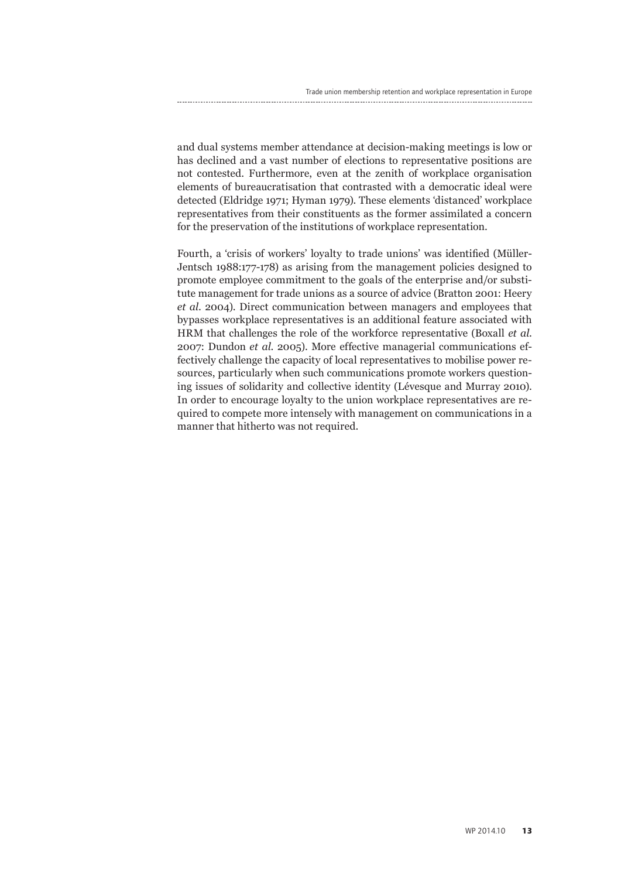and dual systems member attendance at decision-making meetings is low or has declined and a vast number of elections to representative positions are not contested. Furthermore, even at the zenith of workplace organisation elements of bureaucratisation that contrasted with a democratic ideal were detected (Eldridge 1971; Hyman 1979). These elements 'distanced' workplace representatives from their constituents as the former assimilated a concern for the preservation of the institutions of workplace representation.

Fourth, a 'crisis of workers' loyalty to trade unions' was identified (Müller-Jentsch 1988:177-178) as arising from the management policies designed to promote employee commitment to the goals of the enterprise and/or substitute management for trade unions as a source of advice (Bratton 2001: Heery *et al.* 2004). Direct communication between managers and employees that bypasses workplace representatives is an additional feature associated with HRM that challenges the role of the workforce representative (Boxall *et al.* 2007: Dundon *et al.* 2005). More effective managerial communications effectively challenge the capacity of local representatives to mobilise power resources, particularly when such communications promote workers questioning issues of solidarity and collective identity (Lévesque and Murray 2010). In order to encourage loyalty to the union workplace representatives are required to compete more intensely with management on communications in a manner that hitherto was not required.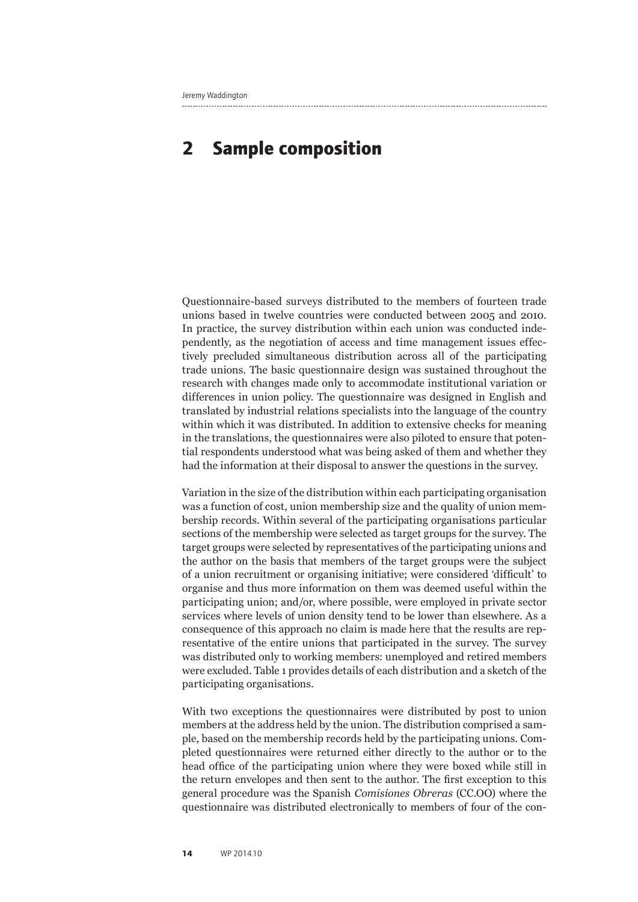# 2 Sample composition

Questionnaire-based surveys distributed to the members of fourteen trade unions based in twelve countries were conducted between 2005 and 2010. In practice, the survey distribution within each union was conducted independently, as the negotiation of access and time management issues effectively precluded simultaneous distribution across all of the participating trade unions. The basic questionnaire design was sustained throughout the research with changes made only to accommodate institutional variation or differences in union policy. The questionnaire was designed in English and translated by industrial relations specialists into the language of the country within which it was distributed. In addition to extensive checks for meaning in the translations, the questionnaires were also piloted to ensure that potential respondents understood what was being asked of them and whether they had the information at their disposal to answer the questions in the survey.

Variation in the size of the distribution within each participating organisation was a function of cost, union membership size and the quality of union membership records. Within several of the participating organisations particular sections of the membership were selected as target groups for the survey. The target groups were selected by representatives of the participating unions and the author on the basis that members of the target groups were the subject of a union recruitment or organising initiative; were considered 'difficult' to organise and thus more information on them was deemed useful within the participating union; and/or, where possible, were employed in private sector services where levels of union density tend to be lower than elsewhere. As a consequence of this approach no claim is made here that the results are representative of the entire unions that participated in the survey. The survey was distributed only to working members: unemployed and retired members were excluded. Table 1 provides details of each distribution and a sketch of the participating organisations.

With two exceptions the questionnaires were distributed by post to union members at the address held by the union. The distribution comprised a sample, based on the membership records held by the participating unions. Completed questionnaires were returned either directly to the author or to the head office of the participating union where they were boxed while still in the return envelopes and then sent to the author. The first exception to this general procedure was the Spanish *Comisiones Obreras* (CC.OO) where the questionnaire was distributed electronically to members of four of the con-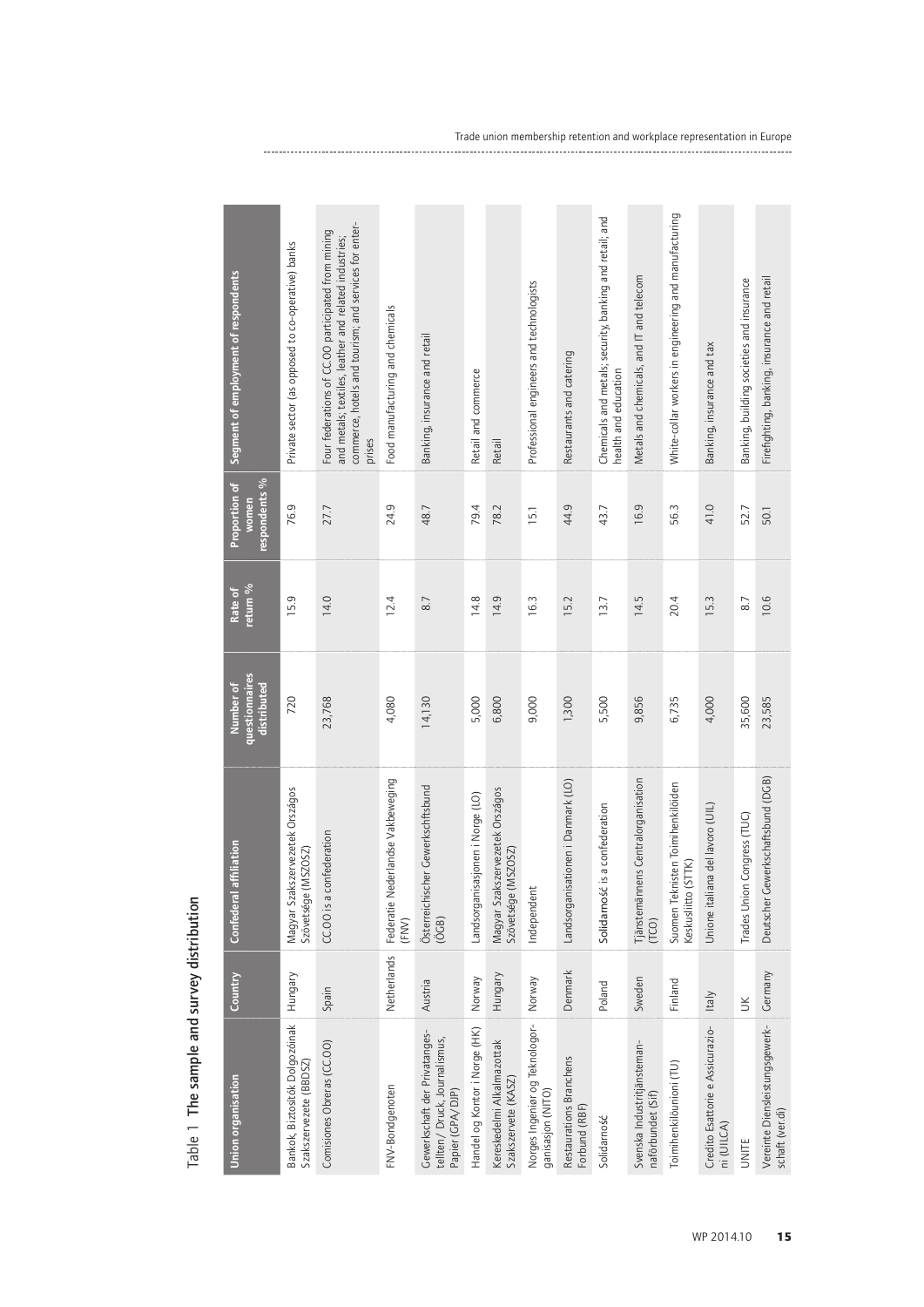Table 1 The sample and survey distribution

| Union organisation | Country | Confederal affiliation | Number of questionnaires distributed | Rate of return % | Proportion of women respondents % | Segment of employment of respondents |
|---|---|---|---|---|---|---|
| Bankok, Biztosítók Dolgozóinak Szakszervezete (BBDSZ) | Hungary | Magyar Szakszervezetek Országos Szövetsége (MSZOSZ) | 720 | 15.9 | 76.9 | Private sector (as opposed to co-operative) banks |
| Comisiones Obreras (CC.OO) | Spain | CC.OO is a confederation | 23,768 | 14.0 | 27.7 | Four federations of CC.OO participated from mining and metals; textiles, leather and related industries; commerce, hotels and tourism; and services for enterprises |
| FNV-Bondgenoten | Netherlands | Federatie Nederlandse Vakbeweging (FNV) | 4,080 | 12.4 | 24.9 | Food manufacturing and chemicals |
| Gewerkschaft der Privatangestellten/ Druck, Journalismus, Papier (GPA/DJP) | Austria | Österreichischer Gewerkschaftsbund (ÖGB) | 14,130 | 8.7 | 48.7 | Banking, insurance and retail |
| Handel og Kontor i Norge (HK) | Norway | Landsorganisasjonen i Norge (LO) | 5,000 | 14.8 | 79.4 | Retail and commerce |
| Kereskedelmi Alkalmazottak Szakszervete (KASZ) | Hungary | Magyar Szakszervezetek Országos Szövetsége (MSZOSZ) | 6,800 | 14.9 | 78.2 | Retail |
| Norges Ingeniør og Teknologorganisasjon (NITO) | Norway | Independent | 9,000 | 16.3 | 15.1 | Professional engineers and technologists |
| Restaurations Branchens Forbund (RBF) | Denmark | Landsorganisationen i Danmark (LO) | 1,300 | 15.2 | 44.9 | Restaurants and catering |
| Solidarność | Poland | Solidarność is a confederation | 5,500 | 13.7 | 43.7 | Chemicals and metals; security, banking and retail; and health and education |
| Svenska Industritjänstemannaförbundet (SIF) | Sweden | Tjänstemännens Centralorganisation (TCO) | 9,856 | 14.5 | 16.9 | Metals and chemicals, and IT and telecom |
| Toimihenkilöunioni (TU) | Finland | Suomen Teknisten Toimihenkilöiden Keskusliitto (STTK) | 6,735 | 20.4 | 56.3 | White-collar workers in engineering and manufacturing |
| Credito Esattorie e Assicurazioni (UILCA) | Italy | Unione italiana del lavoro (UIL) | 4,000 | 15.3 | 41.0 | Banking, insurance and tax |
| UNITE | UK | Trades Union Congress (TUC) | 35,600 | 8.7 | 52.7 | Banking, building societies and insurance |
| Vereinte Dienstleistungsgewerkschaft (ver.di) | Germany | Deutscher Gewerkschaftsbund (DGB) | 23,585 | 10.6 | 50.1 | Firefighting, banking, insurance and retail |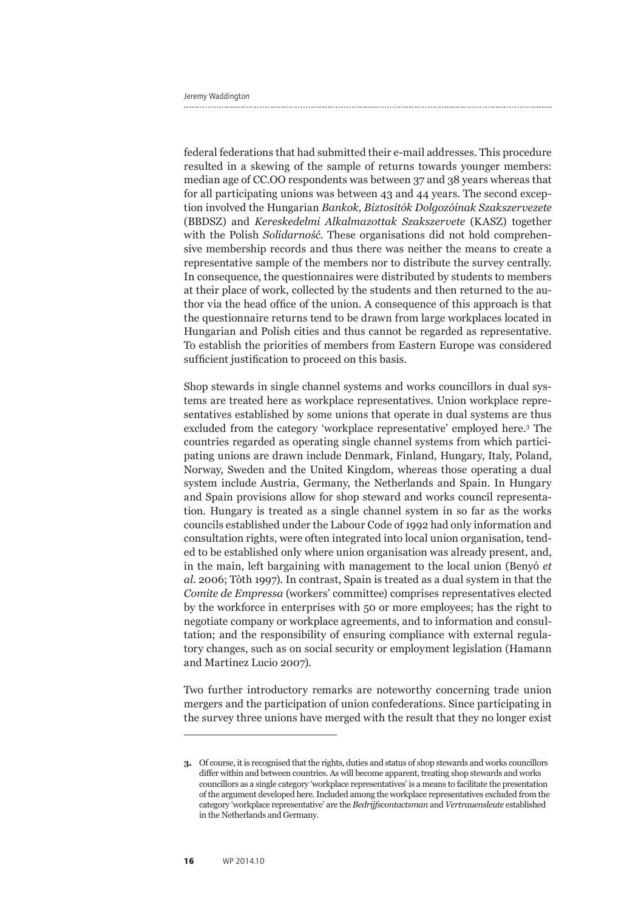federal federations that had submitted their e-mail addresses. This procedure resulted in a skewing of the sample of returns towards younger members: median age of CC.OO respondents was between 37 and 38 years whereas that for all participating unions was between 43 and 44 years. The second exception involved the Hungarian *Bankok, Biztosítók Dolgozóinak Szakszervezete* (BBDSZ) and *Kereskedelmi Alkalmazottak Szakszervete* (KASZ) together with the Polish *Solidarność*. These organisations did not hold comprehensive membership records and thus there was neither the means to create a representative sample of the members nor to distribute the survey centrally. In consequence, the questionnaires were distributed by students to members at their place of work, collected by the students and then returned to the author via the head office of the union. A consequence of this approach is that the questionnaire returns tend to be drawn from large workplaces located in Hungarian and Polish cities and thus cannot be regarded as representative. To establish the priorities of members from Eastern Europe was considered sufficient justification to proceed on this basis.

Shop stewards in single channel systems and works councillors in dual systems are treated here as workplace representatives. Union workplace representatives established by some unions that operate in dual systems are thus excluded from the category 'workplace representative' employed here.[3] The countries regarded as operating single channel systems from which participating unions are drawn include Denmark, Finland, Hungary, Italy, Poland, Norway, Sweden and the United Kingdom, whereas those operating a dual system include Austria, Germany, the Netherlands and Spain. In Hungary and Spain provisions allow for shop steward and works council representation. Hungary is treated as a single channel system in so far as the works councils established under the Labour Code of 1992 had only information and consultation rights, were often integrated into local union organisation, tended to be established only where union organisation was already present, and, in the main, left bargaining with management to the local union (Benyó *et al.* 2006; Tòth 1997). In contrast, Spain is treated as a dual system in that the *Comite de Empressa* (workers' committee) comprises representatives elected by the workforce in enterprises with 50 or more employees; has the right to negotiate company or workplace agreements, and to information and consultation; and the responsibility of ensuring compliance with external regulatory changes, such as on social security or employment legislation (Hamann and Martinez Lucio 2007).

Two further introductory remarks are noteworthy concerning trade union mergers and the participation of union confederations. Since participating in the survey three unions have merged with the result that they no longer exist

---

**3.** Of course, it is recognised that the rights, duties and status of shop stewards and works councillors differ within and between countries. As will become apparent, treating shop stewards and works councillors as a single category 'workplace representatives' is a means to facilitate the presentation of the argument developed here. Included among the workplace representatives excluded from the category 'workplace representative' are the *Bedrijfscontactsman* and *Vertrauensleute* established in the Netherlands and Germany.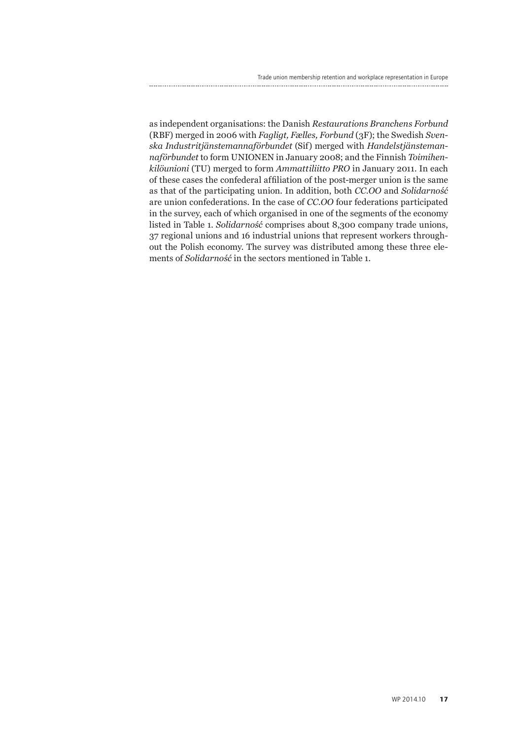as independent organisations: the Danish *Restaurations Branchens Forbund* (RBF) merged in 2006 with *Fagligt, Fælles, Forbund* (3F); the Swedish *Svenska Industritjänstemannaförbundet* (Sif) merged with *Handelstjänstemannaförbundet* to form UNIONEN in January 2008; and the Finnish *Toimihenkilöunioni* (TU) merged to form *Ammattiliitto PRO* in January 2011. In each of these cases the confederal affiliation of the post-merger union is the same as that of the participating union. In addition, both *CC.OO* and *Solidarność* are union confederations. In the case of *CC.OO* four federations participated in the survey, each of which organised in one of the segments of the economy listed in Table 1. *Solidarność* comprises about 8,300 company trade unions, 37 regional unions and 16 industrial unions that represent workers throughout the Polish economy. The survey was distributed among these three elements of *Solidarność* in the sectors mentioned in Table 1.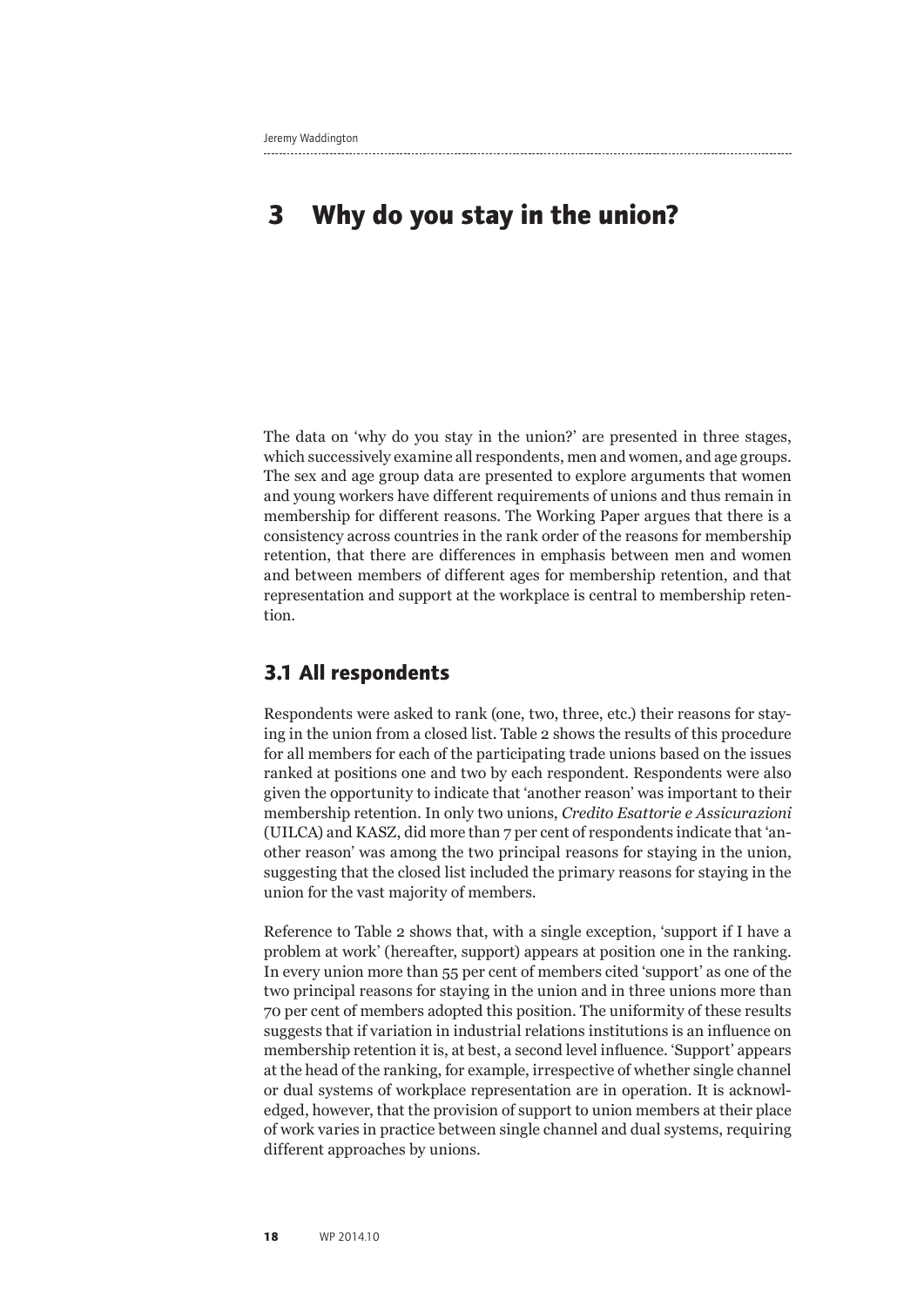# 3 Why do you stay in the union?

The data on 'why do you stay in the union?' are presented in three stages, which successively examine all respondents, men and women, and age groups. The sex and age group data are presented to explore arguments that women and young workers have different requirements of unions and thus remain in membership for different reasons. The Working Paper argues that there is a consistency across countries in the rank order of the reasons for membership retention, that there are differences in emphasis between men and women and between members of different ages for membership retention, and that representation and support at the workplace is central to membership retention.

## 3.1 All respondents

Respondents were asked to rank (one, two, three, etc.) their reasons for staying in the union from a closed list. Table 2 shows the results of this procedure for all members for each of the participating trade unions based on the issues ranked at positions one and two by each respondent. Respondents were also given the opportunity to indicate that 'another reason' was important to their membership retention. In only two unions, *Credito Esattorie e Assicurazioni* (UILCA) and KASZ, did more than 7 per cent of respondents indicate that 'another reason' was among the two principal reasons for staying in the union, suggesting that the closed list included the primary reasons for staying in the union for the vast majority of members.

Reference to Table 2 shows that, with a single exception, 'support if I have a problem at work' (hereafter, support) appears at position one in the ranking. In every union more than 55 per cent of members cited 'support' as one of the two principal reasons for staying in the union and in three unions more than 70 per cent of members adopted this position. The uniformity of these results suggests that if variation in industrial relations institutions is an influence on membership retention it is, at best, a second level influence. 'Support' appears at the head of the ranking, for example, irrespective of whether single channel or dual systems of workplace representation are in operation. It is acknowledged, however, that the provision of support to union members at their place of work varies in practice between single channel and dual systems, requiring different approaches by unions.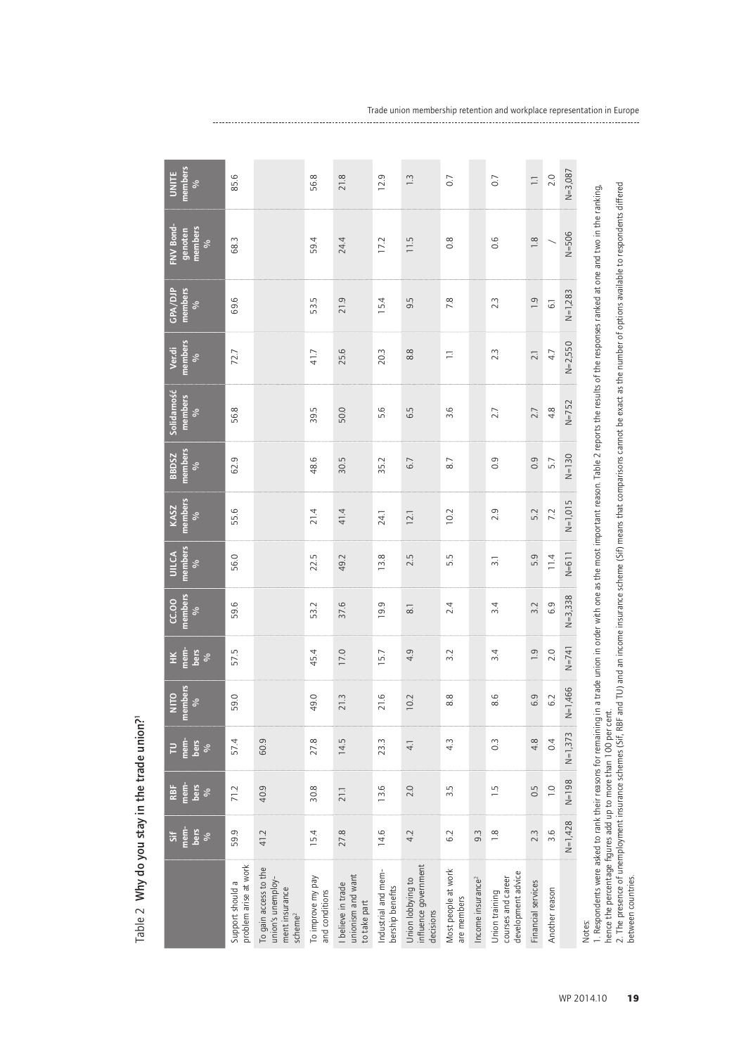Table 2 Why do you stay in the trade union?[1]

| | Sif members % | RBF members % | TU members % | NITO members % | HK members % | CC.OO members % | UILCA members % | KASZ members % | BBDSZ members % | Solidarność members % | Ver.di members % | GPA/DJP members % | FNV Bondgenoten members % | UNITE members % |
|---|---|---|---|---|---|---|---|---|---|---|---|---|---|---|
| Support should a problem arise at work | 59.9 | 71.2 | 57.4 | 59.0 | 57.5 | 59.6 | 56.0 | 55.6 | 62.9 | 56.8 | 72.7 | 69.6 | 68.3 | 85.6 |
| To gain access to the union's unemployment insurance scheme[2] | 41.2 | 40.9 | 60.9 | | | | | | | | | | | |
| To improve my pay and conditions | 15.4 | 30.8 | 27.8 | 49.0 | 45.4 | 53.2 | 22.5 | 21.4 | 48.6 | 39.5 | 41.7 | 53.5 | 59.4 | 56.8 |
| I believe in trade unionism and want to take part | 27.8 | 21.1 | 14.5 | 21.3 | 17.0 | 37.6 | 49.2 | 41.4 | 30.5 | 50.0 | 25.6 | 21.9 | 24.4 | 21.8 |
| Industrial and membership benefits | 14.6 | 13.6 | 23.3 | 21.6 | 15.7 | 19.9 | 13.8 | 24.1 | 35.2 | 5.6 | 20.3 | 15.4 | 17.2 | 12.9 |
| Union lobbying to influence government decisions | 4.2 | 2.0 | 4.1 | 10.2 | 4.9 | 8.1 | 2.5 | 12.1 | 6.7 | 6.5 | 8.8 | 9.5 | 11.5 | 1.3 |
| Most people at work are members | 6.2 | 3.5 | 4.3 | 8.8 | 3.2 | 2.4 | 5.5 | 10.2 | 8.7 | 3.6 | 1.1 | 7.8 | 0.8 | 0.7 |
| Income insurance[2] | 9.3 | | | | | | | | | | | | | |
| Union training courses and career development advice | 1.8 | 1.5 | 0.3 | 8.6 | 3.4 | 3.4 | 3.1 | 2.9 | 0.9 | 2.7 | 2.3 | 2.3 | 0.6 | 0.7 |
| Financial services | 2.3 | 0.5 | 4.8 | 6.9 | 1.9 | 3.2 | 5.9 | 5.2 | 0.9 | 2.7 | 2.1 | 1.9 | 1.8 | 1.1 |
| Another reason | 3.6 | 1.0 | 0.4 | 6.2 | 2.0 | 6.9 | 11.4 | 7.2 | 5.7 | 4.8 | 4.7 | 6.1 | / | 2.0 |
| | N=1,428 | N=198 | N=1,373 | N=1,466 | N=741 | N=3,338 | N=611 | N=1,015 | N=130 | N=752 | N=2,550 | N=1,283 | N=506 | N=3,087 |

Notes:
1. Respondents were asked to rank their reasons for remaining in a trade union in order with one as the most important reason. Table 2 reports the results of the responses ranked at one and two in the ranking, hence the percentage figures add up to more than 100 per cent.
2. The presence of unemployment insurance schemes (Sif, RBF and TU) and an income insurance scheme (Sif) means that comparisons cannot be exact as the number of options available to respondents differed between countries.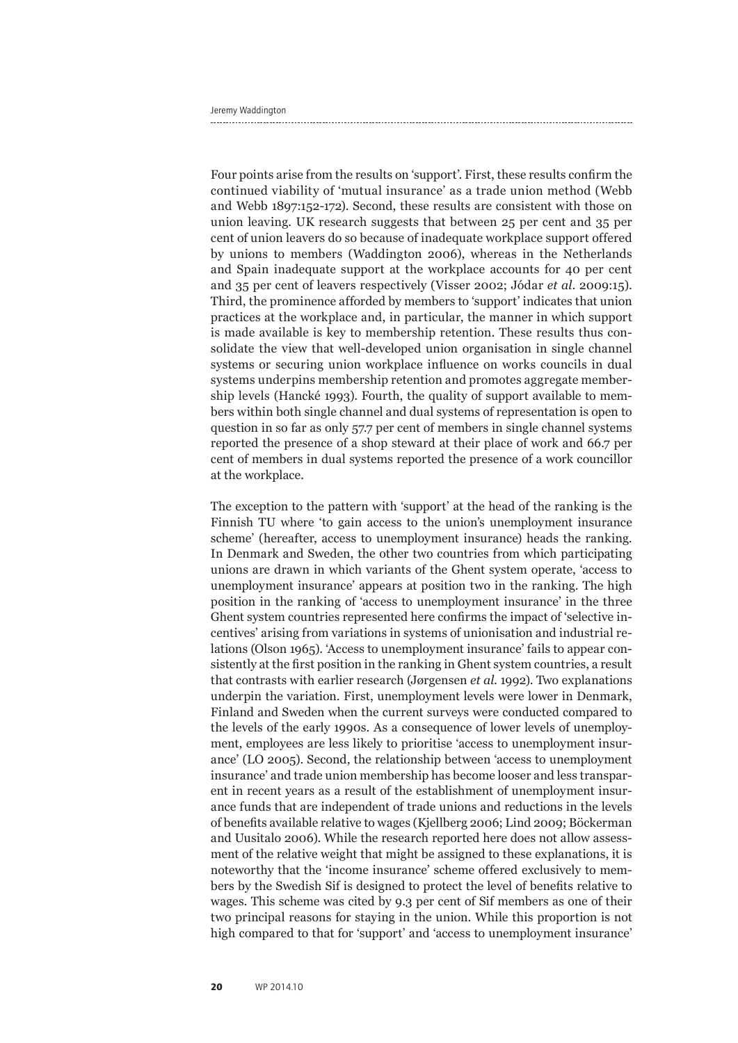Four points arise from the results on 'support'. First, these results confirm the continued viability of 'mutual insurance' as a trade union method (Webb and Webb 1897:152-172). Second, these results are consistent with those on union leaving. UK research suggests that between 25 per cent and 35 per cent of union leavers do so because of inadequate workplace support offered by unions to members (Waddington 2006), whereas in the Netherlands and Spain inadequate support at the workplace accounts for 40 per cent and 35 per cent of leavers respectively (Visser 2002; Jódar *et al*. 2009:15). Third, the prominence afforded by members to 'support' indicates that union practices at the workplace and, in particular, the manner in which support is made available is key to membership retention. These results thus consolidate the view that well-developed union organisation in single channel systems or securing union workplace influence on works councils in dual systems underpins membership retention and promotes aggregate membership levels (Hancké 1993). Fourth, the quality of support available to members within both single channel and dual systems of representation is open to question in so far as only 57.7 per cent of members in single channel systems reported the presence of a shop steward at their place of work and 66.7 per cent of members in dual systems reported the presence of a work councillor at the workplace.

The exception to the pattern with 'support' at the head of the ranking is the Finnish TU where 'to gain access to the union's unemployment insurance scheme' (hereafter, access to unemployment insurance) heads the ranking. In Denmark and Sweden, the other two countries from which participating unions are drawn in which variants of the Ghent system operate, 'access to unemployment insurance' appears at position two in the ranking. The high position in the ranking of 'access to unemployment insurance' in the three Ghent system countries represented here confirms the impact of 'selective incentives' arising from variations in systems of unionisation and industrial relations (Olson 1965). 'Access to unemployment insurance' fails to appear consistently at the first position in the ranking in Ghent system countries, a result that contrasts with earlier research (Jørgensen *et al*. 1992). Two explanations underpin the variation. First, unemployment levels were lower in Denmark, Finland and Sweden when the current surveys were conducted compared to the levels of the early 1990s. As a consequence of lower levels of unemployment, employees are less likely to prioritise 'access to unemployment insurance' (LO 2005). Second, the relationship between 'access to unemployment insurance' and trade union membership has become looser and less transparent in recent years as a result of the establishment of unemployment insurance funds that are independent of trade unions and reductions in the levels of benefits available relative to wages (Kjellberg 2006; Lind 2009; Böckerman and Uusitalo 2006). While the research reported here does not allow assessment of the relative weight that might be assigned to these explanations, it is noteworthy that the 'income insurance' scheme offered exclusively to members by the Swedish Sif is designed to protect the level of benefits relative to wages. This scheme was cited by 9.3 per cent of Sif members as one of their two principal reasons for staying in the union. While this proportion is not high compared to that for 'support' and 'access to unemployment insurance'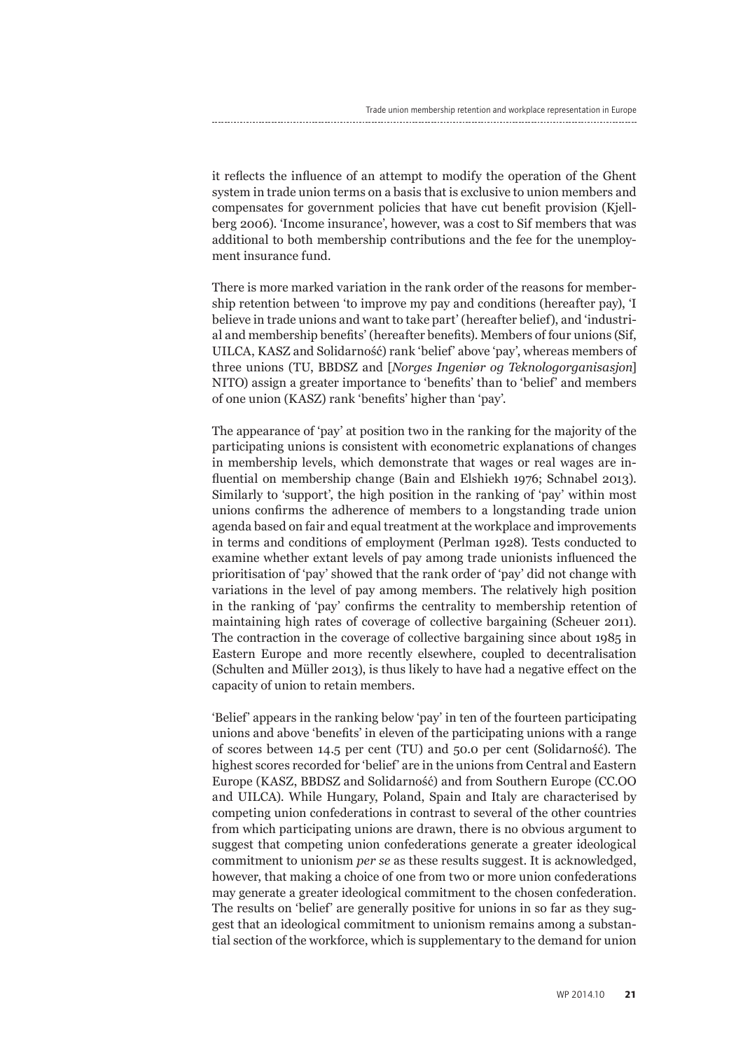it reflects the influence of an attempt to modify the operation of the Ghent system in trade union terms on a basis that is exclusive to union members and compensates for government policies that have cut benefit provision (Kjellberg 2006). 'Income insurance', however, was a cost to Sif members that was additional to both membership contributions and the fee for the unemployment insurance fund.

There is more marked variation in the rank order of the reasons for membership retention between 'to improve my pay and conditions (hereafter pay), 'I believe in trade unions and want to take part' (hereafter belief), and 'industrial and membership benefits' (hereafter benefits). Members of four unions (Sif, UILCA, KASZ and Solidarność) rank 'belief' above 'pay', whereas members of three unions (TU, BBDSZ and [*Norges Ingeniør og Teknologorganisasjon*] NITO) assign a greater importance to 'benefits' than to 'belief' and members of one union (KASZ) rank 'benefits' higher than 'pay'.

The appearance of 'pay' at position two in the ranking for the majority of the participating unions is consistent with econometric explanations of changes in membership levels, which demonstrate that wages or real wages are influential on membership change (Bain and Elshiekh 1976; Schnabel 2013). Similarly to 'support', the high position in the ranking of 'pay' within most unions confirms the adherence of members to a longstanding trade union agenda based on fair and equal treatment at the workplace and improvements in terms and conditions of employment (Perlman 1928). Tests conducted to examine whether extant levels of pay among trade unionists influenced the prioritisation of 'pay' showed that the rank order of 'pay' did not change with variations in the level of pay among members. The relatively high position in the ranking of 'pay' confirms the centrality to membership retention of maintaining high rates of coverage of collective bargaining (Scheuer 2011). The contraction in the coverage of collective bargaining since about 1985 in Eastern Europe and more recently elsewhere, coupled to decentralisation (Schulten and Müller 2013), is thus likely to have had a negative effect on the capacity of union to retain members.

'Belief' appears in the ranking below 'pay' in ten of the fourteen participating unions and above 'benefits' in eleven of the participating unions with a range of scores between 14.5 per cent (TU) and 50.0 per cent (Solidarność). The highest scores recorded for 'belief' are in the unions from Central and Eastern Europe (KASZ, BBDSZ and Solidarność) and from Southern Europe (CC.OO and UILCA). While Hungary, Poland, Spain and Italy are characterised by competing union confederations in contrast to several of the other countries from which participating unions are drawn, there is no obvious argument to suggest that competing union confederations generate a greater ideological commitment to unionism *per se* as these results suggest. It is acknowledged, however, that making a choice of one from two or more union confederations may generate a greater ideological commitment to the chosen confederation. The results on 'belief' are generally positive for unions in so far as they suggest that an ideological commitment to unionism remains among a substantial section of the workforce, which is supplementary to the demand for union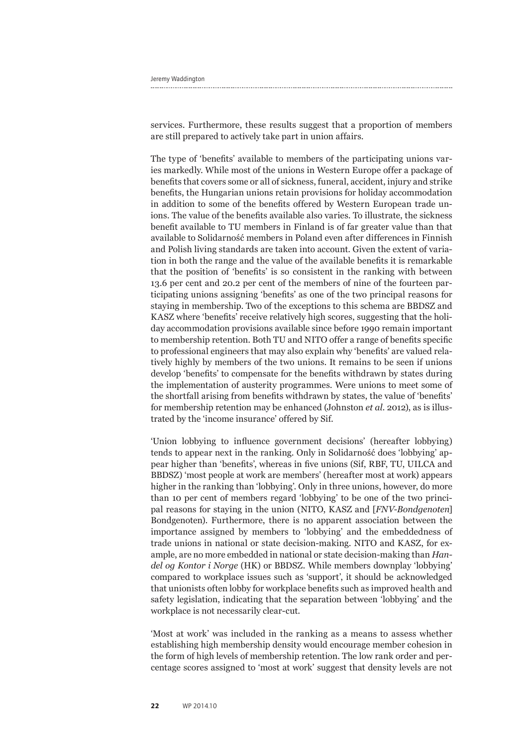services. Furthermore, these results suggest that a proportion of members are still prepared to actively take part in union affairs.

The type of 'benefits' available to members of the participating unions varies markedly. While most of the unions in Western Europe offer a package of benefits that covers some or all of sickness, funeral, accident, injury and strike benefits, the Hungarian unions retain provisions for holiday accommodation in addition to some of the benefits offered by Western European trade unions. The value of the benefits available also varies. To illustrate, the sickness benefit available to TU members in Finland is of far greater value than that available to Solidarność members in Poland even after differences in Finnish and Polish living standards are taken into account. Given the extent of variation in both the range and the value of the available benefits it is remarkable that the position of 'benefits' is so consistent in the ranking with between 13.6 per cent and 20.2 per cent of the members of nine of the fourteen participating unions assigning 'benefits' as one of the two principal reasons for staying in membership. Two of the exceptions to this schema are BBDSZ and KASZ where 'benefits' receive relatively high scores, suggesting that the holiday accommodation provisions available since before 1990 remain important to membership retention. Both TU and NITO offer a range of benefits specific to professional engineers that may also explain why 'benefits' are valued relatively highly by members of the two unions. It remains to be seen if unions develop 'benefits' to compensate for the benefits withdrawn by states during the implementation of austerity programmes. Were unions to meet some of the shortfall arising from benefits withdrawn by states, the value of 'benefits' for membership retention may be enhanced (Johnston *et al.* 2012), as is illustrated by the 'income insurance' offered by Sif.

'Union lobbying to influence government decisions' (hereafter lobbying) tends to appear next in the ranking. Only in Solidarność does 'lobbying' appear higher than 'benefits', whereas in five unions (Sif, RBF, TU, UILCA and BBDSZ) 'most people at work are members' (hereafter most at work) appears higher in the ranking than 'lobbying'. Only in three unions, however, do more than 10 per cent of members regard 'lobbying' to be one of the two principal reasons for staying in the union (NITO, KASZ and [*FNV-Bondgenoten*] Bondgenoten). Furthermore, there is no apparent association between the importance assigned by members to 'lobbying' and the embeddedness of trade unions in national or state decision-making. NITO and KASZ, for example, are no more embedded in national or state decision-making than *Handel og Kontor i Norge* (HK) or BBDSZ. While members downplay 'lobbying' compared to workplace issues such as 'support', it should be acknowledged that unionists often lobby for workplace benefits such as improved health and safety legislation, indicating that the separation between 'lobbying' and the workplace is not necessarily clear-cut.

'Most at work' was included in the ranking as a means to assess whether establishing high membership density would encourage member cohesion in the form of high levels of membership retention. The low rank order and percentage scores assigned to 'most at work' suggest that density levels are not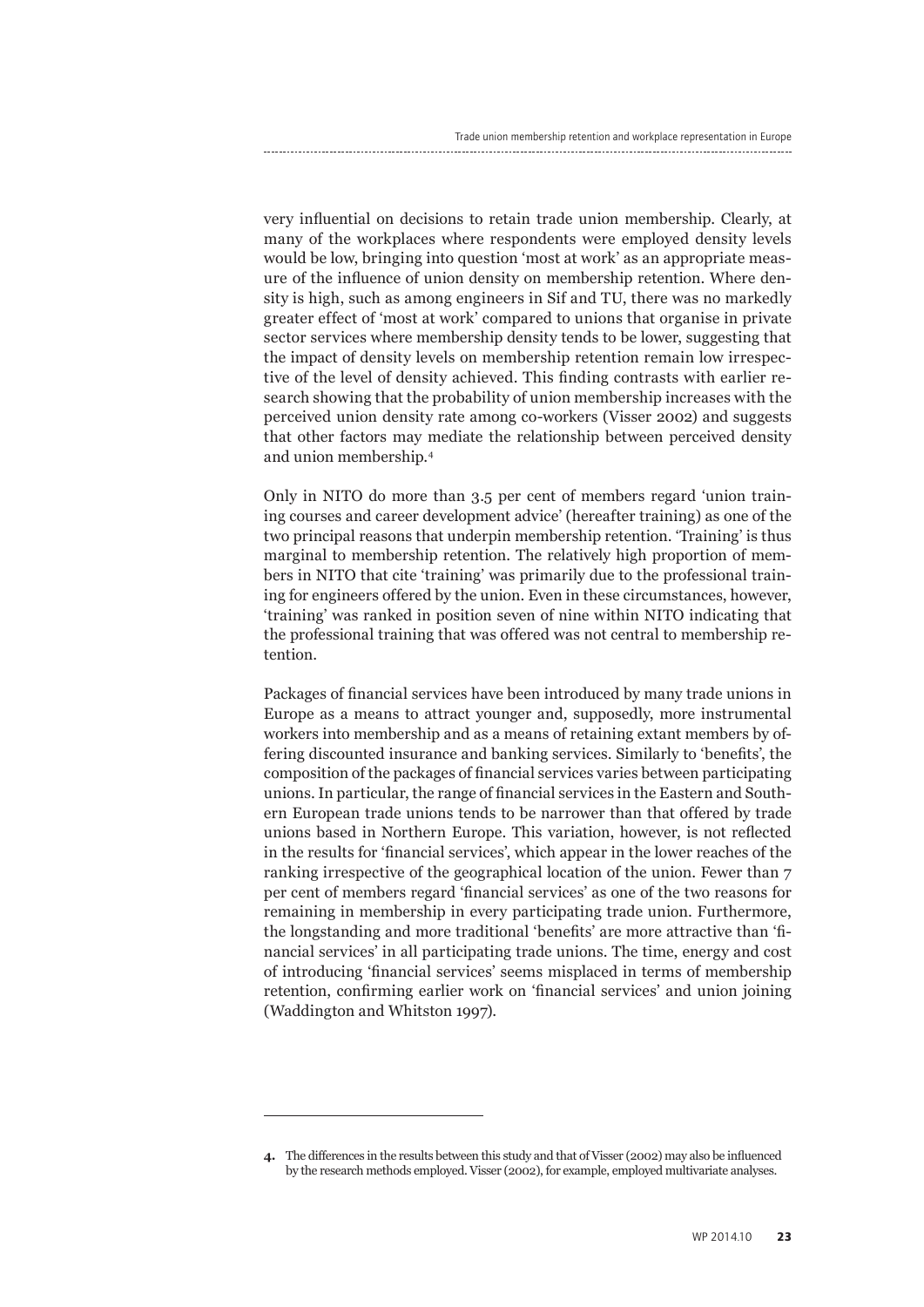very influential on decisions to retain trade union membership. Clearly, at many of the workplaces where respondents were employed density levels would be low, bringing into question 'most at work' as an appropriate measure of the influence of union density on membership retention. Where density is high, such as among engineers in Sif and TU, there was no markedly greater effect of 'most at work' compared to unions that organise in private sector services where membership density tends to be lower, suggesting that the impact of density levels on membership retention remain low irrespective of the level of density achieved. This finding contrasts with earlier research showing that the probability of union membership increases with the perceived union density rate among co-workers (Visser 2002) and suggests that other factors may mediate the relationship between perceived density and union membership.[4]

Only in NITO do more than 3.5 per cent of members regard 'union training courses and career development advice' (hereafter training) as one of the two principal reasons that underpin membership retention. 'Training' is thus marginal to membership retention. The relatively high proportion of members in NITO that cite 'training' was primarily due to the professional training for engineers offered by the union. Even in these circumstances, however, 'training' was ranked in position seven of nine within NITO indicating that the professional training that was offered was not central to membership retention.

Packages of financial services have been introduced by many trade unions in Europe as a means to attract younger and, supposedly, more instrumental workers into membership and as a means of retaining extant members by offering discounted insurance and banking services. Similarly to 'benefits', the composition of the packages of financial services varies between participating unions. In particular, the range of financial services in the Eastern and Southern European trade unions tends to be narrower than that offered by trade unions based in Northern Europe. This variation, however, is not reflected in the results for 'financial services', which appear in the lower reaches of the ranking irrespective of the geographical location of the union. Fewer than 7 per cent of members regard 'financial services' as one of the two reasons for remaining in membership in every participating trade union. Furthermore, the longstanding and more traditional 'benefits' are more attractive than 'financial services' in all participating trade unions. The time, energy and cost of introducing 'financial services' seems misplaced in terms of membership retention, confirming earlier work on 'financial services' and union joining (Waddington and Whitston 1997).

---

**4.** The differences in the results between this study and that of Visser (2002) may also be influenced by the research methods employed. Visser (2002), for example, employed multivariate analyses.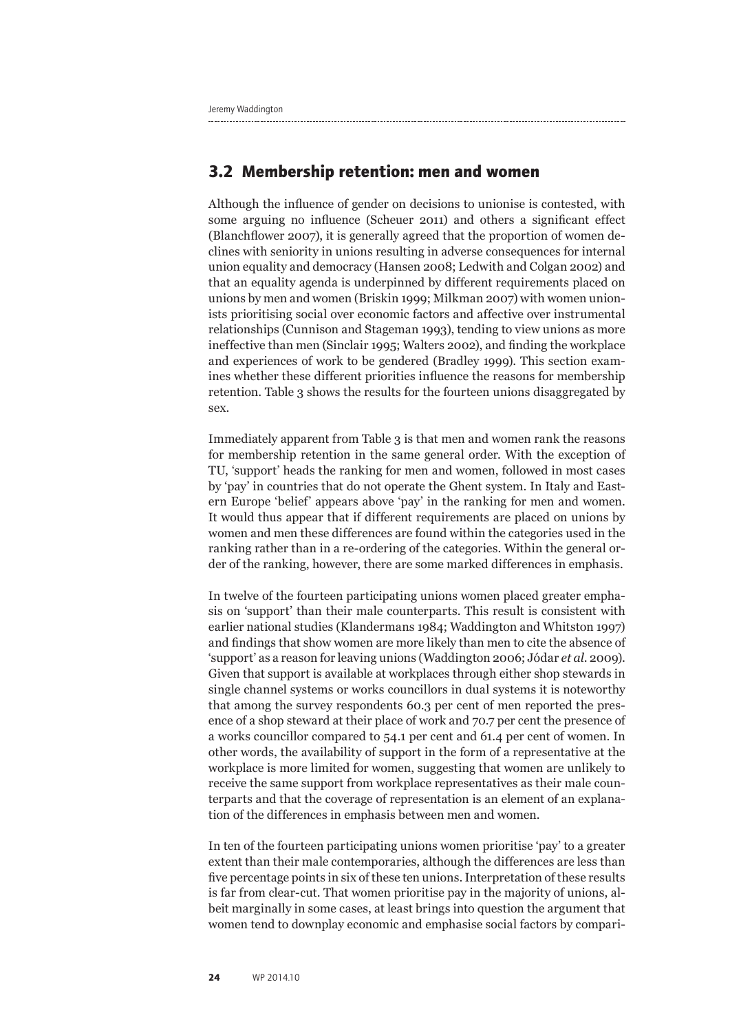## 3.2 Membership retention: men and women

Although the influence of gender on decisions to unionise is contested, with some arguing no influence (Scheuer 2011) and others a significant effect (Blanchflower 2007), it is generally agreed that the proportion of women declines with seniority in unions resulting in adverse consequences for internal union equality and democracy (Hansen 2008; Ledwith and Colgan 2002) and that an equality agenda is underpinned by different requirements placed on unions by men and women (Briskin 1999; Milkman 2007) with women unionists prioritising social over economic factors and affective over instrumental relationships (Cunnison and Stageman 1993), tending to view unions as more ineffective than men (Sinclair 1995; Walters 2002), and finding the workplace and experiences of work to be gendered (Bradley 1999). This section examines whether these different priorities influence the reasons for membership retention. Table 3 shows the results for the fourteen unions disaggregated by sex.

Immediately apparent from Table 3 is that men and women rank the reasons for membership retention in the same general order. With the exception of TU, 'support' heads the ranking for men and women, followed in most cases by 'pay' in countries that do not operate the Ghent system. In Italy and Eastern Europe 'belief' appears above 'pay' in the ranking for men and women. It would thus appear that if different requirements are placed on unions by women and men these differences are found within the categories used in the ranking rather than in a re-ordering of the categories. Within the general order of the ranking, however, there are some marked differences in emphasis.

In twelve of the fourteen participating unions women placed greater emphasis on 'support' than their male counterparts. This result is consistent with earlier national studies (Klandermans 1984; Waddington and Whitston 1997) and findings that show women are more likely than men to cite the absence of 'support' as a reason for leaving unions (Waddington 2006; Jódar *et al.* 2009). Given that support is available at workplaces through either shop stewards in single channel systems or works councillors in dual systems it is noteworthy that among the survey respondents 60.3 per cent of men reported the presence of a shop steward at their place of work and 70.7 per cent the presence of a works councillor compared to 54.1 per cent and 61.4 per cent of women. In other words, the availability of support in the form of a representative at the workplace is more limited for women, suggesting that women are unlikely to receive the same support from workplace representatives as their male counterparts and that the coverage of representation is an element of an explanation of the differences in emphasis between men and women.

In ten of the fourteen participating unions women prioritise 'pay' to a greater extent than their male contemporaries, although the differences are less than five percentage points in six of these ten unions. Interpretation of these results is far from clear-cut. That women prioritise pay in the majority of unions, albeit marginally in some cases, at least brings into question the argument that women tend to downplay economic and emphasise social factors by compari-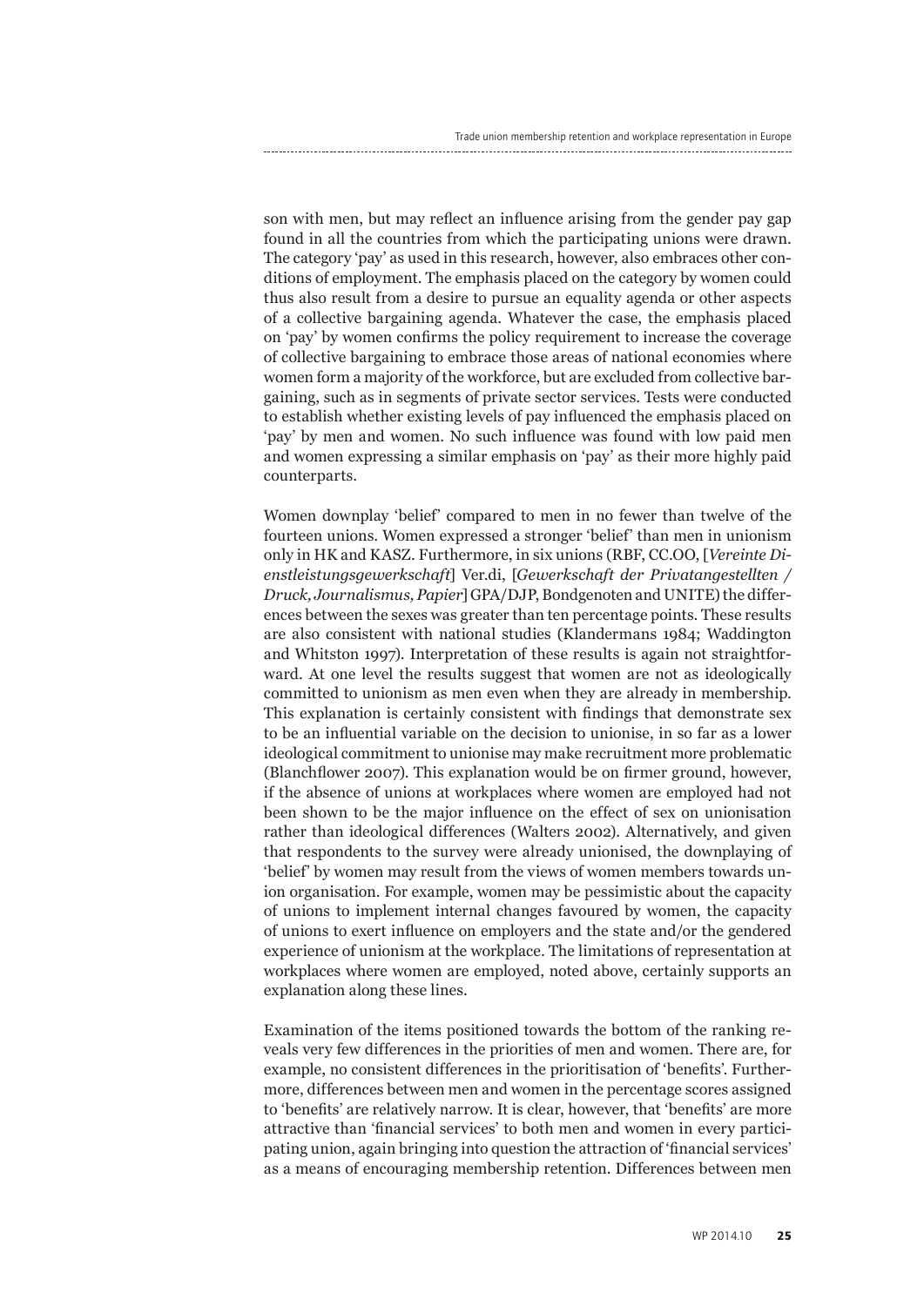son with men, but may reflect an influence arising from the gender pay gap found in all the countries from which the participating unions were drawn. The category 'pay' as used in this research, however, also embraces other conditions of employment. The emphasis placed on the category by women could thus also result from a desire to pursue an equality agenda or other aspects of a collective bargaining agenda. Whatever the case, the emphasis placed on 'pay' by women confirms the policy requirement to increase the coverage of collective bargaining to embrace those areas of national economies where women form a majority of the workforce, but are excluded from collective bargaining, such as in segments of private sector services. Tests were conducted to establish whether existing levels of pay influenced the emphasis placed on 'pay' by men and women. No such influence was found with low paid men and women expressing a similar emphasis on 'pay' as their more highly paid counterparts.

Women downplay 'belief' compared to men in no fewer than twelve of the fourteen unions. Women expressed a stronger 'belief' than men in unionism only in HK and KASZ. Furthermore, in six unions (RBF, CC.OO, [*Vereinte Dienstleistungsgewerkschaft*] Ver.di, [*Gewerkschaft der Privatangestellten / Druck, Journalismus, Papier*] GPA/DJP, Bondgenoten and UNITE) the differences between the sexes was greater than ten percentage points. These results are also consistent with national studies (Klandermans 1984; Waddington and Whitston 1997). Interpretation of these results is again not straightforward. At one level the results suggest that women are not as ideologically committed to unionism as men even when they are already in membership. This explanation is certainly consistent with findings that demonstrate sex to be an influential variable on the decision to unionise, in so far as a lower ideological commitment to unionise may make recruitment more problematic (Blanchflower 2007). This explanation would be on firmer ground, however, if the absence of unions at workplaces where women are employed had not been shown to be the major influence on the effect of sex on unionisation rather than ideological differences (Walters 2002). Alternatively, and given that respondents to the survey were already unionised, the downplaying of 'belief' by women may result from the views of women members towards union organisation. For example, women may be pessimistic about the capacity of unions to implement internal changes favoured by women, the capacity of unions to exert influence on employers and the state and/or the gendered experience of unionism at the workplace. The limitations of representation at workplaces where women are employed, noted above, certainly supports an explanation along these lines.

Examination of the items positioned towards the bottom of the ranking reveals very few differences in the priorities of men and women. There are, for example, no consistent differences in the prioritisation of 'benefits'. Furthermore, differences between men and women in the percentage scores assigned to 'benefits' are relatively narrow. It is clear, however, that 'benefits' are more attractive than 'financial services' to both men and women in every participating union, again bringing into question the attraction of 'financial services' as a means of encouraging membership retention. Differences between men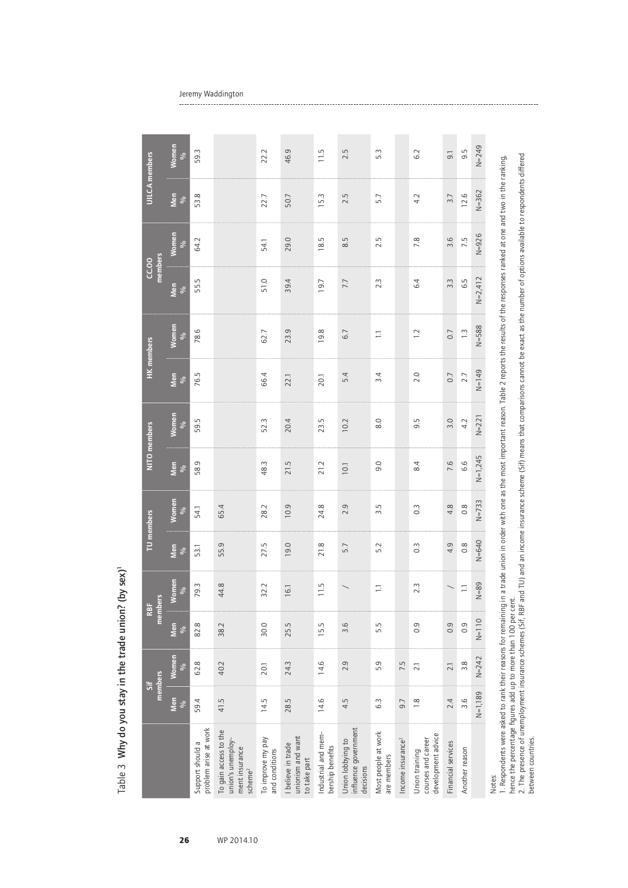Table 3 Why do you stay in the trade union? (by sex)[1]

| | Sif members | | RBF members | | TU members | | NITO members | | HK members | | CCOO members | | UILCA members | |
|---|---|---|---|---|---|---|---|---|---|---|---|---|---|---|
| | Men % | Women % | Men % | Women % | Men % | Women % | Men % | Women % | Men % | Women % | Men % | Women % | Men % | Women % |
| Support should a problem arise at work | 59.4 | 62.8 | 82.8 | 79.3 | 53.1 | 54.1 | 58.9 | 59.5 | 76.5 | 78.6 | 55.5 | 64.2 | 53.8 | 59.3 |
| To gain access to the union's unemployment insurance scheme[2] | 41.5 | 40.2 | 38.2 | 44.8 | 55.9 | 65.4 | | | | | | | | |
| To improve my pay and conditions | 14.5 | 20.1 | 30.0 | 32.2 | 27.5 | 28.2 | 48.3 | 52.3 | 66.4 | 62.7 | 51.0 | 54.1 | 22.7 | 22.2 |
| I believe in trade unionism and want to take part | 28.5 | 24.3 | 25.5 | 16.1 | 19.0 | 10.9 | 21.5 | 20.4 | 22.1 | 23.9 | 39.4 | 29.0 | 50.7 | 46.9 |
| Industrial and membership benefits | 14.6 | 14.6 | 15.5 | 11.5 | 21.8 | 24.8 | 21.2 | 23.5 | 20.1 | 19.8 | 19.7 | 18.5 | 15.3 | 11.5 |
| Union lobbying to influence government decisions | 4.5 | 2.9 | 3.6 | / | 5.7 | 2.9 | 10.1 | 10.2 | 5.4 | 6.7 | 7.7 | 8.5 | 2.5 | 2.5 |
| Most people at work are members | 6.3 | 5.9 | 5.5 | 1.1 | 5.2 | 3.5 | 9.0 | 8.0 | 3.4 | 1.1 | 2.3 | 2.5 | 5.7 | 5.3 |
| Income insurance[2] | 9.7 | 7.5 | | | | | | | | | | | | |
| Union training courses and career development advice | 1.8 | 2.1 | 0.9 | 2.3 | 0.3 | 0.3 | 8.4 | 9.5 | 2.0 | 1.2 | 6.4 | 7.8 | 4.2 | 6.2 |
| Financial services | 2.4 | 2.1 | 0.9 | / | 4.9 | 4.8 | 7.6 | 3.0 | 0.7 | 0.7 | 3.3 | 3.6 | 3.7 | 9.1 |
| Another reason | 3.6 | 3.8 | 0.9 | 1.1 | 0.8 | 0.8 | 6.6 | 4.2 | 2.7 | 1.3 | 6.5 | 7.5 | 12.6 | 9.5 |
| | N=1,189 | N=242 | N=110 | N=89 | N=640 | N=733 | N=1,245 | N=221 | N=149 | N=588 | N=2,412 | N=926 | N=362 | N=249 |

Notes:
1. Respondents were asked to rank their reasons for remaining in a trade union in order with one as the most important reason. Table 2 reports the results of the responses ranked at one and two in the ranking, hence the percentage figures add up to more than 100 per cent.
2. The presence of unemployment insurance schemes (Sif, RBF and TU) and an income insurance scheme (Sif) means that comparisons cannot be exact as the number of options available to respondents differed between countries.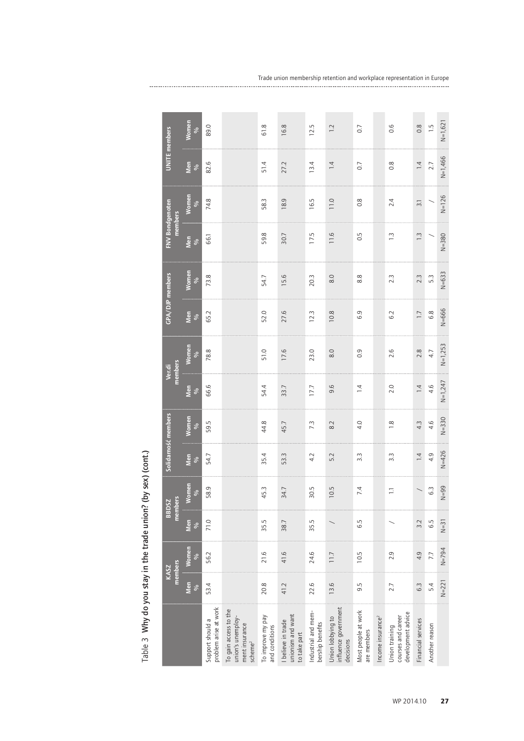Table 3 Why do you stay in the trade union? (by sex) (cont.)

| | KASZ members | | BBDSZ members | | Solidarność members | | Ver.di members | | GPA/DJP members | | FNV Bondgenoten members | | UNITE members | |
|---|---|---|---|---|---|---|---|---|---|---|---|---|---|---|
| | Men % | Women % | Men % | Women % | Men % | Women % | Men % | Women % | Men % | Women % | Men % | Women % | Men % | Women % |
| Support should a problem arise at work | 53.4 | 56.2 | 71.0 | 58.9 | 54.7 | 59.5 | 66.6 | 78.8 | 65.2 | 73.8 | 66.1 | 74.8 | 82.6 | 89.0 |
| To gain access to the union's unemployment insurance scheme[2] | | | | | | | | | | | | | | |
| To improve my pay and conditions | 20.8 | 21.6 | 35.5 | 45.3 | 35.4 | 44.8 | 54.4 | 51.0 | 52.0 | 54.7 | 59.8 | 58.3 | 51.4 | 61.8 |
| I believe in trade unionism and want to take part | 41.2 | 41.6 | 38.7 | 34.7 | 53.3 | 45.7 | 33.7 | 17.6 | 27.6 | 15.6 | 30.7 | 18.9 | 27.2 | 16.8 |
| Industrial and membership benefits | 22.6 | 24.6 | 35.5 | 30.5 | 4.2 | 7.3 | 17.7 | 23.0 | 12.3 | 20.3 | 17.5 | 16.5 | 13.4 | 12.5 |
| Union lobbying to influence government decisions | 13.6 | 11.7 | / | 10.5 | 5.2 | 8.2 | 9.6 | 8.0 | 10.8 | 8.0 | 11.6 | 11.0 | 1.4 | 1.2 |
| Most people at work are members | 9.5 | 10.5 | 6.5 | 7.4 | 3.3 | 4.0 | 1.4 | 0.9 | 6.9 | 8.8 | 0.5 | 0.8 | 0.7 | 0.7 |
| Income insurance[2] | | | | | | | | | | | | | | |
| Union training courses and career development advice | 2.7 | 2.9 | / | 1.1 | 3.3 | 1.8 | 2.0 | 2.6 | 6.2 | 2.3 | 1.3 | 2.4 | 0.8 | 0.6 |
| Financial services | 6.3 | 4.9 | 3.2 | / | 1.4 | 4.3 | 1.4 | 2.8 | 1.7 | 2.3 | 1.3 | 3.1 | 1.4 | 0.8 |
| Another reason | 5.4 | 7.7 | 6.5 | 6.3 | 4.9 | 4.6 | 4.6 | 4.7 | 6.8 | 5.3 | / | / | 2.7 | 1.5 |
| | N=221 | N=794 | N=31 | N=99 | N=426 | N=330 | N=1,247 | N=1,253 | N=666 | N=633 | N=380 | N=126 | N=1,466 | N=1,621 |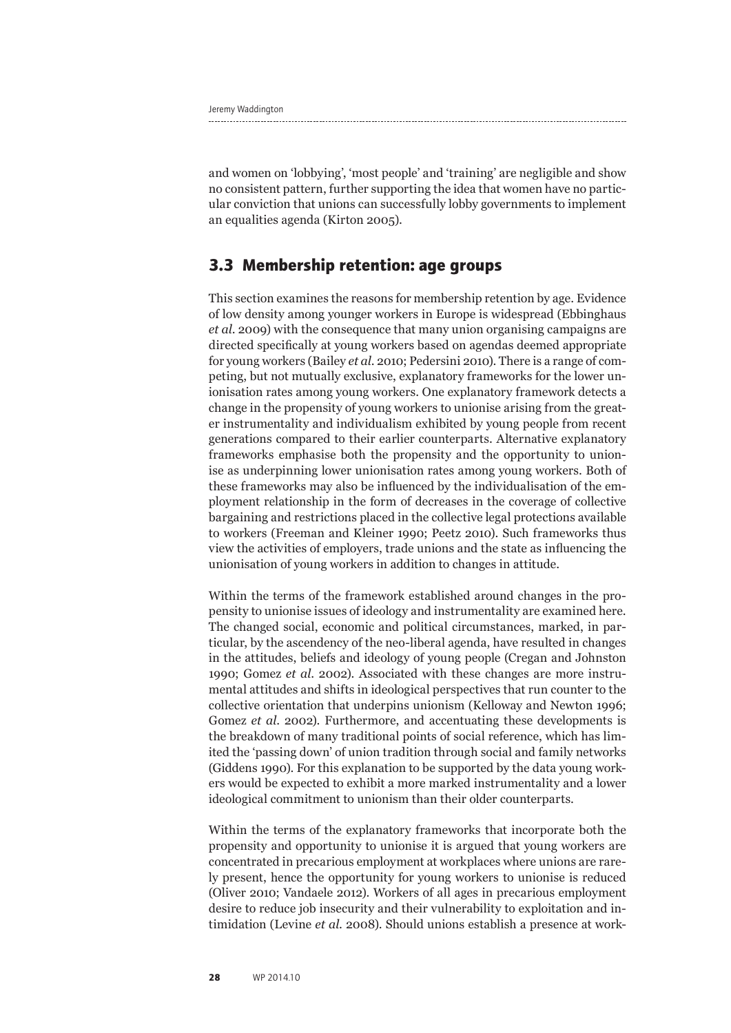and women on 'lobbying', 'most people' and 'training' are negligible and show no consistent pattern, further supporting the idea that women have no particular conviction that unions can successfully lobby governments to implement an equalities agenda (Kirton 2005).

## 3.3 Membership retention: age groups

This section examines the reasons for membership retention by age. Evidence of low density among younger workers in Europe is widespread (Ebbinghaus *et al.* 2009) with the consequence that many union organising campaigns are directed specifically at young workers based on agendas deemed appropriate for young workers (Bailey *et al.* 2010; Pedersini 2010). There is a range of competing, but not mutually exclusive, explanatory frameworks for the lower unionisation rates among young workers. One explanatory framework detects a change in the propensity of young workers to unionise arising from the greater instrumentality and individualism exhibited by young people from recent generations compared to their earlier counterparts. Alternative explanatory frameworks emphasise both the propensity and the opportunity to unionise as underpinning lower unionisation rates among young workers. Both of these frameworks may also be influenced by the individualisation of the employment relationship in the form of decreases in the coverage of collective bargaining and restrictions placed in the collective legal protections available to workers (Freeman and Kleiner 1990; Peetz 2010). Such frameworks thus view the activities of employers, trade unions and the state as influencing the unionisation of young workers in addition to changes in attitude.

Within the terms of the framework established around changes in the propensity to unionise issues of ideology and instrumentality are examined here. The changed social, economic and political circumstances, marked, in particular, by the ascendency of the neo-liberal agenda, have resulted in changes in the attitudes, beliefs and ideology of young people (Cregan and Johnston 1990; Gomez *et al.* 2002). Associated with these changes are more instrumental attitudes and shifts in ideological perspectives that run counter to the collective orientation that underpins unionism (Kelloway and Newton 1996; Gomez *et al.* 2002). Furthermore, and accentuating these developments is the breakdown of many traditional points of social reference, which has limited the 'passing down' of union tradition through social and family networks (Giddens 1990). For this explanation to be supported by the data young workers would be expected to exhibit a more marked instrumentality and a lower ideological commitment to unionism than their older counterparts.

Within the terms of the explanatory frameworks that incorporate both the propensity and opportunity to unionise it is argued that young workers are concentrated in precarious employment at workplaces where unions are rarely present, hence the opportunity for young workers to unionise is reduced (Oliver 2010; Vandaele 2012). Workers of all ages in precarious employment desire to reduce job insecurity and their vulnerability to exploitation and intimidation (Levine *et al.* 2008). Should unions establish a presence at work-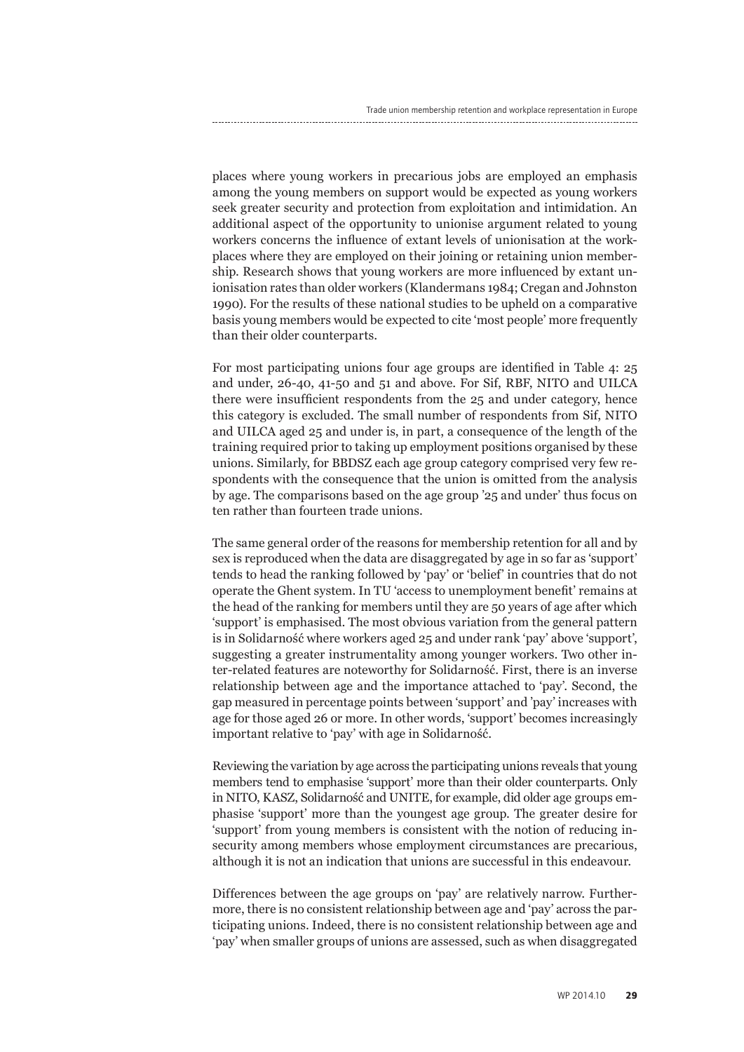places where young workers in precarious jobs are employed an emphasis among the young members on support would be expected as young workers seek greater security and protection from exploitation and intimidation. An additional aspect of the opportunity to unionise argument related to young workers concerns the influence of extant levels of unionisation at the workplaces where they are employed on their joining or retaining union membership. Research shows that young workers are more influenced by extant unionisation rates than older workers (Klandermans 1984; Cregan and Johnston 1990). For the results of these national studies to be upheld on a comparative basis young members would be expected to cite 'most people' more frequently than their older counterparts.

For most participating unions four age groups are identified in Table 4: 25 and under, 26-40, 41-50 and 51 and above. For Sif, RBF, NITO and UILCA there were insufficient respondents from the 25 and under category, hence this category is excluded. The small number of respondents from Sif, NITO and UILCA aged 25 and under is, in part, a consequence of the length of the training required prior to taking up employment positions organised by these unions. Similarly, for BBDSZ each age group category comprised very few respondents with the consequence that the union is omitted from the analysis by age. The comparisons based on the age group '25 and under' thus focus on ten rather than fourteen trade unions.

The same general order of the reasons for membership retention for all and by sex is reproduced when the data are disaggregated by age in so far as 'support' tends to head the ranking followed by 'pay' or 'belief' in countries that do not operate the Ghent system. In TU 'access to unemployment benefit' remains at the head of the ranking for members until they are 50 years of age after which 'support' is emphasised. The most obvious variation from the general pattern is in Solidarność where workers aged 25 and under rank 'pay' above 'support', suggesting a greater instrumentality among younger workers. Two other inter-related features are noteworthy for Solidarność. First, there is an inverse relationship between age and the importance attached to 'pay'. Second, the gap measured in percentage points between 'support' and 'pay' increases with age for those aged 26 or more. In other words, 'support' becomes increasingly important relative to 'pay' with age in Solidarność.

Reviewing the variation by age across the participating unions reveals that young members tend to emphasise 'support' more than their older counterparts. Only in NITO, KASZ, Solidarność and UNITE, for example, did older age groups emphasise 'support' more than the youngest age group. The greater desire for 'support' from young members is consistent with the notion of reducing insecurity among members whose employment circumstances are precarious, although it is not an indication that unions are successful in this endeavour.

Differences between the age groups on 'pay' are relatively narrow. Furthermore, there is no consistent relationship between age and 'pay' across the participating unions. Indeed, there is no consistent relationship between age and 'pay' when smaller groups of unions are assessed, such as when disaggregated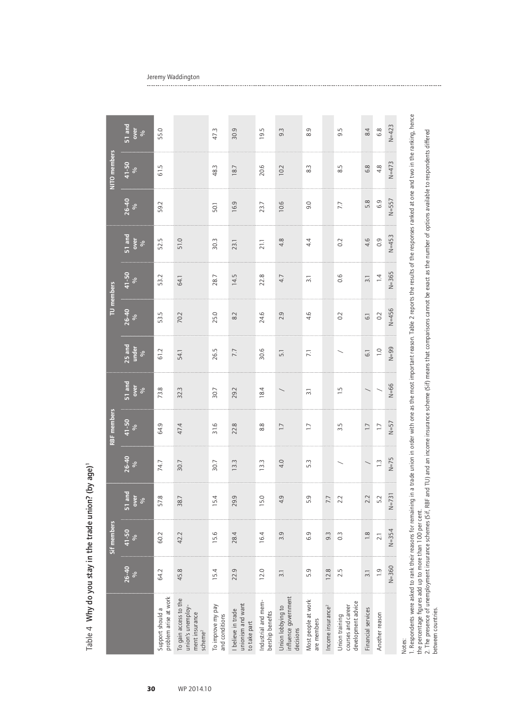Table 4 Why do you stay in the trade union? (by age)[1]

| | Sif members | | | RBF members | | | TU members | | | | NITO members | | |
|---|---|---|---|---|---|---|---|---|---|---|---|---|---|
| | 26-40 % | 41-50 % | 51 and over % | 26-40 % | 41-50 % | 51 and over % | 25 and under % | 26-40 % | 41-50 % | 51 and over % | 26-40 % | 41-50 % | 51 and over % |
| Support should a problem arise at work | 64.2 | 60.2 | 57.8 | 74.7 | 64.9 | 73.8 | 61.2 | 53.5 | 53.2 | 52.5 | 59.2 | 61.5 | 55.0 |
| To gain access to the union's unemployment insurance scheme[2] | 45.8 | 42.2 | 38.7 | 30.7 | 47.4 | 32.3 | 54.1 | 70.2 | 64.1 | 51.0 | | | |
| To improve my pay and conditions | 15.4 | 15.6 | 15.4 | 30.7 | 31.6 | 30.7 | 26.5 | 25.0 | 28.7 | 30.3 | 50.1 | 48.3 | 47.3 |
| I believe in trade unionism and want to take part | 22.9 | 28.4 | 29.9 | 13.3 | 22.8 | 29.2 | 7.7 | 8.2 | 14.5 | 23.1 | 16.9 | 18.7 | 30.9 |
| Industrial and membership benefits | 12.0 | 16.4 | 15.0 | 13.3 | 8.8 | 18.4 | 30.6 | 24.6 | 22.8 | 21.1 | 23.7 | 20.6 | 19.5 |
| Union lobbying to influence government decisions | 3.1 | 3.9 | 4.9 | 4.0 | 1.7 | / | 5.1 | 2.9 | 4.7 | 4.8 | 10.6 | 10.2 | 9.3 |
| Most people at work are members | 5.9 | 6.9 | 5.9 | 5.3 | 1.7 | 3.1 | 7.1 | 4.6 | 3.1 | 4.4 | 9.0 | 8.3 | 8.9 |
| Income insurance[2] | 12.8 | 9.3 | 7.7 | | | | | | | | | | |
| Union training courses and career development advice | 2.5 | 0.3 | 2.2 | / | 3.5 | 1.5 | / | 0.2 | 0.6 | 0.2 | 7.7 | 8.5 | 9.5 |
| Financial services | 3.1 | 1.8 | 2.2 | / | 1.7 | / | 6.1 | 6.1 | 3.1 | 4.6 | 5.8 | 6.8 | 8.4 |
| Another reason | 1.9 | 2.1 | 5.2 | 1.3 | 1.7 | / | 1.0 | 0.2 | 1.4 | 0.9 | 6.9 | 4.8 | 6.8 |
| | N=360 | N=354 | N=731 | N=75 | N=57 | N=66 | N=99 | N=456 | N=365 | N=453 | N=557 | N=473 | N=423 |

Notes:
1. Respondents were asked to rank their reasons for remaining in a trade union in order with one as the most important reason. Table 2 reports the results of the responses ranked at one and two in the ranking, hence the percentage figures add up to more than 100 per cent.
2. The presence of unemployment insurance schemes (Sif, RBF and TU) and an income insurance scheme (Sif) means that comparisons cannot be exact as the number of options available to respondents differed between countries.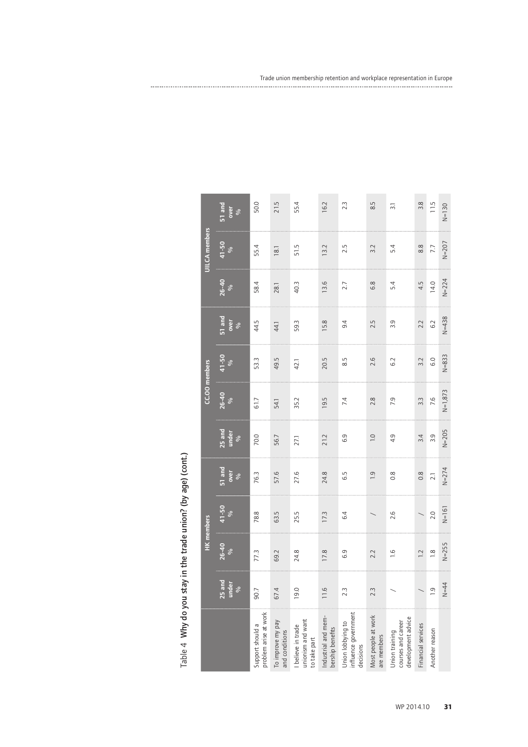Table 4 Why do you stay in the trade union? (by age) (cont.)

| | HK members | | | | CCOO members | | | | UILCA members | | |
|---|---|---|---|---|---|---|---|---|---|---|---|
| | 25 and under % | 26-40 % | 41-50 % | 51 and over % | 25 and under % | 26-40 % | 41-50 % | 51 and over % | 26-40 % | 41-50 % | 51 and over % |
| Support should a problem arise at work | 90.7 | 77.3 | 78.8 | 76.3 | 70.0 | 61.7 | 53.3 | 44.5 | 58.4 | 55.4 | 50.0 |
| To improve my pay and conditions | 67.4 | 69.2 | 63.5 | 57.6 | 56.7 | 54.1 | 49.5 | 44.1 | 28.1 | 18.1 | 21.5 |
| I believe in trade unionism and want to take part | 19.0 | 24.8 | 25.5 | 27.6 | 27.1 | 35.2 | 42.1 | 59.3 | 40.3 | 51.5 | 55.4 |
| Industrial and membership benefits | 11.6 | 17.8 | 17.3 | 24.8 | 21.2 | 19.5 | 20.5 | 15.8 | 13.6 | 13.2 | 16.2 |
| Union lobbying to influence government decisions | 2.3 | 6.9 | 6.4 | 6.5 | 6.9 | 7.4 | 8.5 | 9.4 | 2.7 | 2.5 | 2.3 |
| Most people at work are members | 2.3 | 2.2 | / | 1.9 | 1.0 | 2.8 | 2.6 | 2.5 | 6.8 | 3.2 | 8.5 |
| Union training courses and career development advice | / | 1.6 | 2.6 | 0.8 | 4.9 | 7.9 | 6.2 | 3.9 | 5.4 | 5.4 | 3.1 |
| Financial services | / | 1.2 | / | 0.8 | 3.4 | 3.3 | 3.2 | 2.2 | 4.5 | 8.8 | 3.8 |
| Another reason | 1.9 | 1.8 | 2.0 | 2.1 | 3.9 | 7.6 | 6.0 | 6.2 | 14.0 | 7.7 | 11.5 |
| | N=44 | N=255 | N=161 | N=274 | N=205 | N=1,873 | N=833 | N=438 | N=224 | N=207 | N=130 |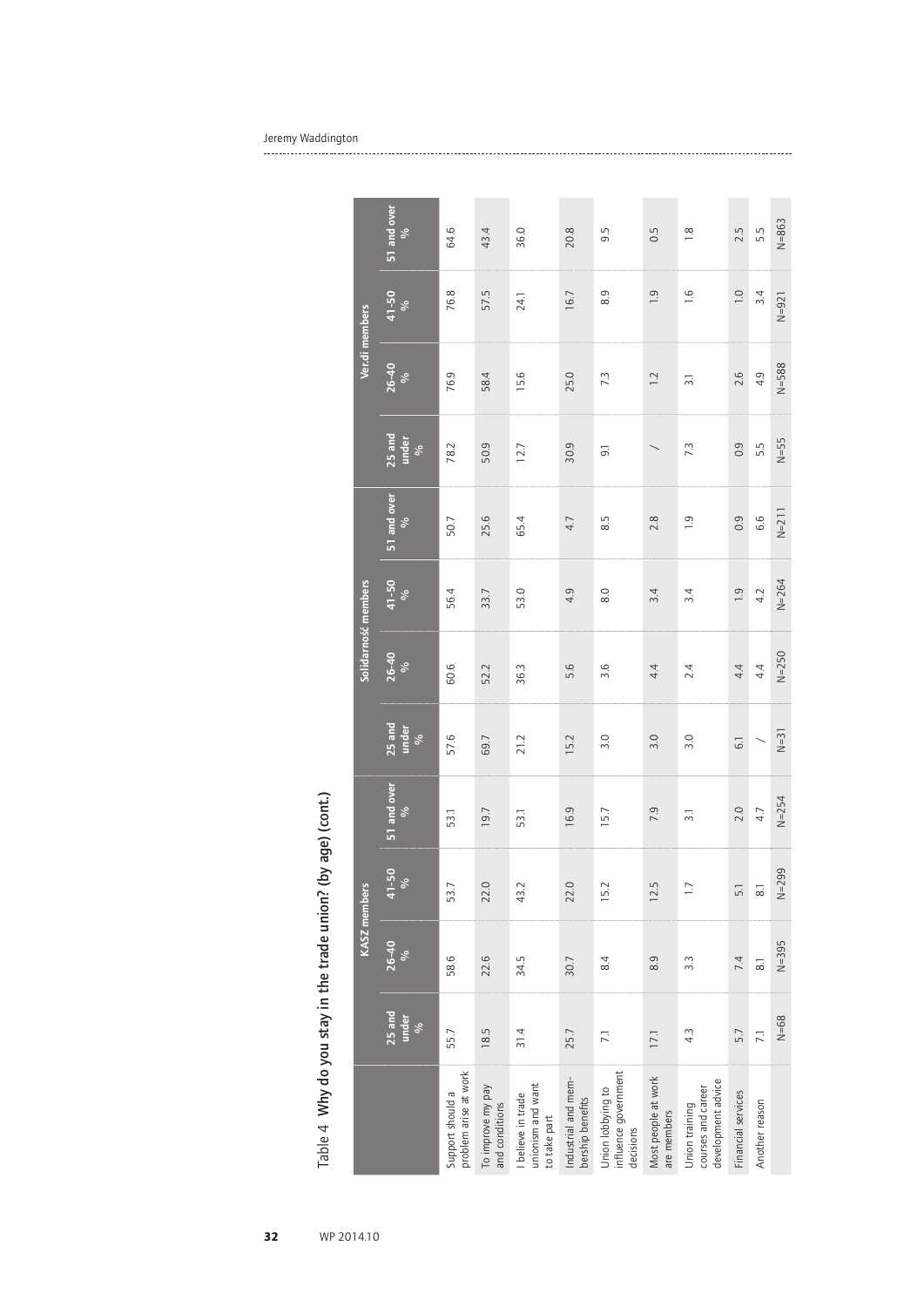Table 4 Why do you stay in the trade union? (by age) (cont.)

| | KASZ members | | | | Solidarność members | | | | Ver.di members | | | |
|---|---|---|---|---|---|---|---|---|---|---|---|---|
| | 25 and under % | 26-40 % | 41-50 % | 51 and over % | 25 and under % | 26-40 % | 41-50 % | 51 and over % | 25 and under % | 26-40 % | 41-50 % | 51 and over % |
| Support should a problem arise at work | 55.7 | 58.6 | 53.7 | 53.1 | 57.6 | 60.6 | 56.4 | 50.7 | 78.2 | 76.9 | 76.8 | 64.6 |
| To improve my pay and conditions | 18.5 | 22.6 | 22.0 | 19.7 | 69.7 | 52.2 | 33.7 | 25.6 | 50.9 | 58.4 | 57.5 | 43.4 |
| I believe in trade unionism and want to take part | 31.4 | 34.5 | 43.2 | 53.1 | 21.2 | 36.3 | 53.0 | 65.4 | 12.7 | 15.6 | 24.1 | 36.0 |
| Industrial and membership benefits | 25.7 | 30.7 | 22.0 | 16.9 | 15.2 | 5.6 | 4.9 | 4.7 | 30.9 | 25.0 | 16.7 | 20.8 |
| Union lobbying to influence government decisions | 7.1 | 8.4 | 15.2 | 15.7 | 3.0 | 3.6 | 8.0 | 8.5 | 9.1 | 7.3 | 8.9 | 9.5 |
| Most people at work are members | 17.1 | 8.9 | 12.5 | 7.9 | 3.0 | 4.4 | 3.4 | 2.8 | / | 1.2 | 1.9 | 0.5 |
| Union training courses and career development advice | 4.3 | 3.3 | 1.7 | 3.1 | 3.0 | 2.4 | 3.4 | 1.9 | 7.3 | 3.1 | 1.6 | 1.8 |
| Financial services | 5.7 | 7.4 | 5.1 | 2.0 | 6.1 | 4.4 | 1.9 | 0.9 | 0.9 | 2.6 | 1.0 | 2.5 |
| Another reason | 7.1 | 8.1 | 8.1 | 4.7 | / | 4.4 | 4.2 | 6.6 | 5.5 | 4.9 | 3.4 | 5.5 |
| | N=68 | N=395 | N=299 | N=254 | N=31 | N=250 | N=264 | N=211 | N=55 | N=588 | N=921 | N=863 |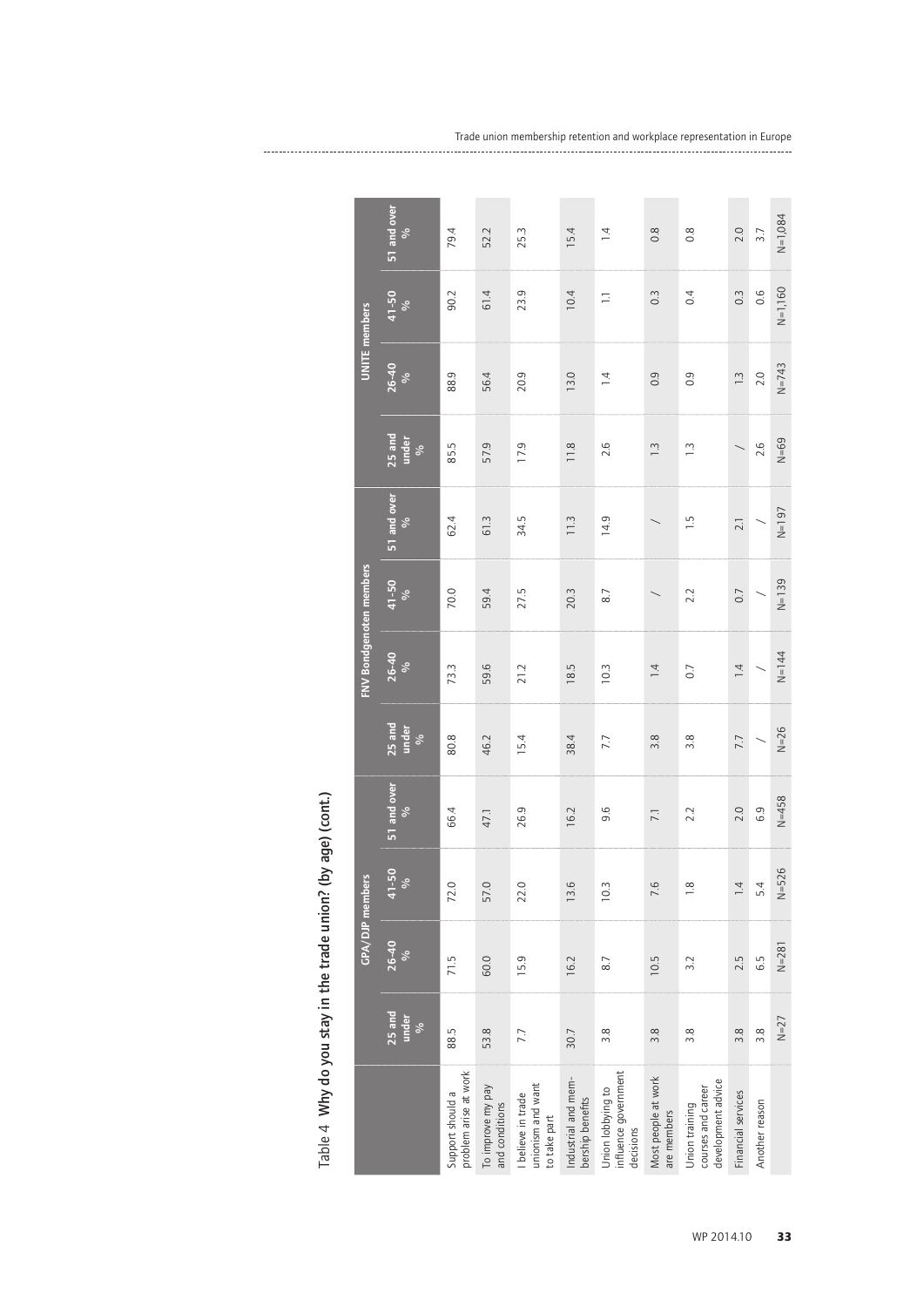Table 4 Why do you stay in the trade union? (by age) (cont.)

| | GPA/DJP members | | | | FNV Bondgenoten members | | | | UNITE members | | | |
|---|---|---|---|---|---|---|---|---|---|---|---|---|
| | 25 and under % | 26-40 % | 41-50 % | 51 and over % | 25 and under % | 26-40 % | 41-50 % | 51 and over % | 25 and under % | 26-40 % | 41-50 % | 51 and over % |
| Support should a problem arise at work | 88.5 | 71.5 | 72.0 | 66.4 | 80.8 | 73.3 | 70.0 | 62.4 | 85.5 | 88.9 | 90.2 | 79.4 |
| To improve my pay and conditions | 53.8 | 60.0 | 57.0 | 47.1 | 46.2 | 59.6 | 59.4 | 61.3 | 57.9 | 56.4 | 61.4 | 52.2 |
| I believe in trade unionism and want to take part | 7.7 | 15.9 | 22.0 | 26.9 | 15.4 | 21.2 | 27.5 | 34.5 | 17.9 | 20.9 | 23.9 | 25.3 |
| Industrial and membership benefits | 30.7 | 16.2 | 13.6 | 16.2 | 38.4 | 18.5 | 20.3 | 11.3 | 11.8 | 13.0 | 10.4 | 15.4 |
| Union lobbying to influence government decisions | 3.8 | 8.7 | 10.3 | 9.6 | 7.7 | 10.3 | 8.7 | 14.9 | 2.6 | 1.4 | 1.1 | 1.4 |
| Most people at work are members | 3.8 | 10.5 | 7.6 | 7.1 | 3.8 | 1.4 | / | / | 1.3 | 0.9 | 0.3 | 0.8 |
| Union training courses and career development advice | 3.8 | 3.2 | 1.8 | 2.2 | 3.8 | 0.7 | 2.2 | 1.5 | 1.3 | 0.9 | 0.4 | 0.8 |
| Financial services | 3.8 | 2.5 | 1.4 | 2.0 | 7.7 | 1.4 | 0.7 | 2.1 | / | 1.3 | 0.3 | 2.0 |
| Another reason | 3.8 | 6.5 | 5.4 | 6.9 | / | / | / | / | 2.6 | 2.0 | 0.6 | 3.7 |
| | N=27 | N=281 | N=526 | N=458 | N=26 | N=144 | N=139 | N=197 | N=69 | N=743 | N=1,160 | N=1,084 |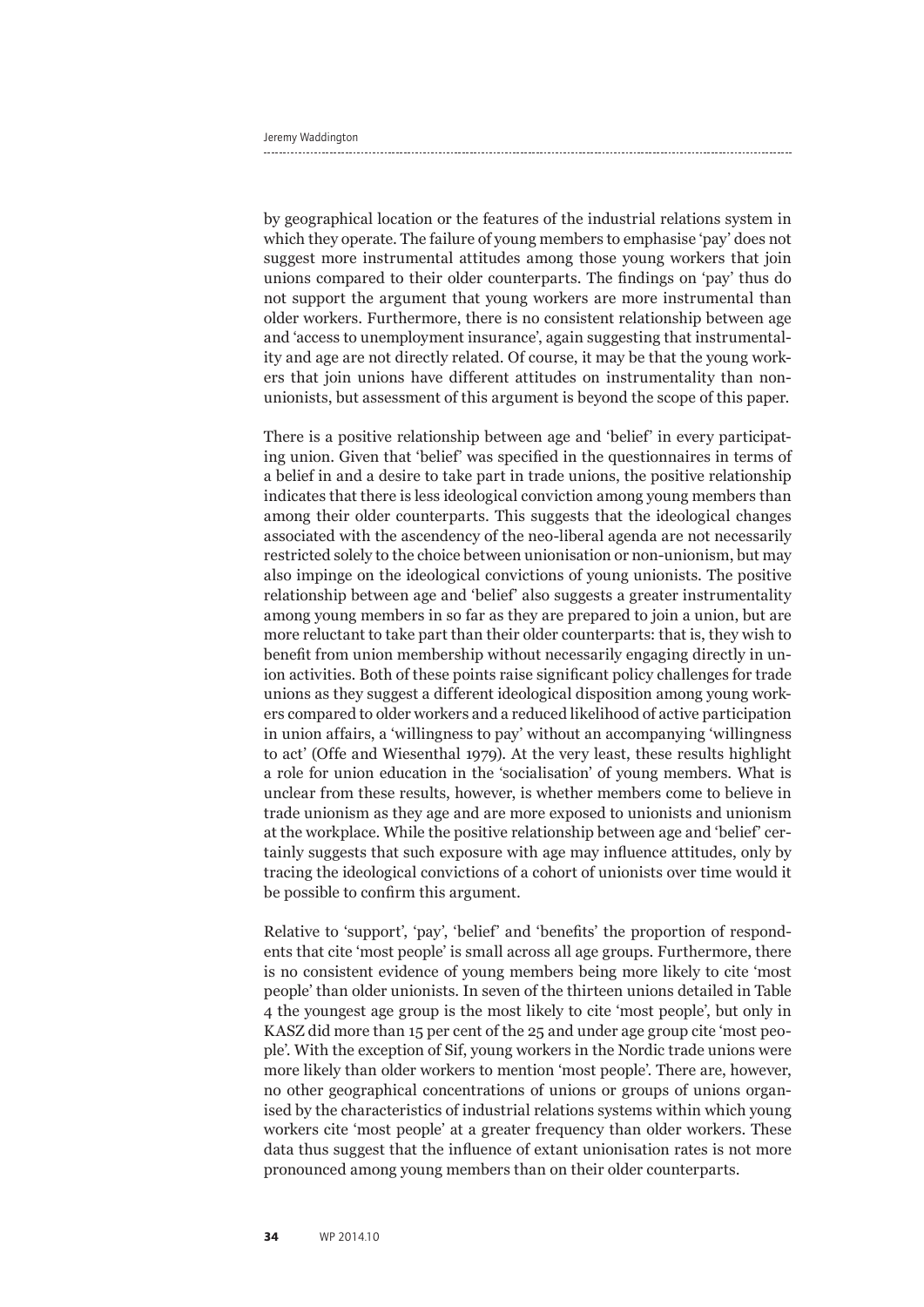by geographical location or the features of the industrial relations system in which they operate. The failure of young members to emphasise 'pay' does not suggest more instrumental attitudes among those young workers that join unions compared to their older counterparts. The findings on 'pay' thus do not support the argument that young workers are more instrumental than older workers. Furthermore, there is no consistent relationship between age and 'access to unemployment insurance', again suggesting that instrumentality and age are not directly related. Of course, it may be that the young workers that join unions have different attitudes on instrumentality than non-unionists, but assessment of this argument is beyond the scope of this paper.

There is a positive relationship between age and 'belief' in every participating union. Given that 'belief' was specified in the questionnaires in terms of a belief in and a desire to take part in trade unions, the positive relationship indicates that there is less ideological conviction among young members than among their older counterparts. This suggests that the ideological changes associated with the ascendency of the neo-liberal agenda are not necessarily restricted solely to the choice between unionisation or non-unionism, but may also impinge on the ideological convictions of young unionists. The positive relationship between age and 'belief' also suggests a greater instrumentality among young members in so far as they are prepared to join a union, but are more reluctant to take part than their older counterparts: that is, they wish to benefit from union membership without necessarily engaging directly in union activities. Both of these points raise significant policy challenges for trade unions as they suggest a different ideological disposition among young workers compared to older workers and a reduced likelihood of active participation in union affairs, a 'willingness to pay' without an accompanying 'willingness to act' (Offe and Wiesenthal 1979). At the very least, these results highlight a role for union education in the 'socialisation' of young members. What is unclear from these results, however, is whether members come to believe in trade unionism as they age and are more exposed to unionists and unionism at the workplace. While the positive relationship between age and 'belief' certainly suggests that such exposure with age may influence attitudes, only by tracing the ideological convictions of a cohort of unionists over time would it be possible to confirm this argument.

Relative to 'support', 'pay', 'belief' and 'benefits' the proportion of respondents that cite 'most people' is small across all age groups. Furthermore, there is no consistent evidence of young members being more likely to cite 'most people' than older unionists. In seven of the thirteen unions detailed in Table 4 the youngest age group is the most likely to cite 'most people', but only in KASZ did more than 15 per cent of the 25 and under age group cite 'most people'. With the exception of Sif, young workers in the Nordic trade unions were more likely than older workers to mention 'most people'. There are, however, no other geographical concentrations of unions or groups of unions organised by the characteristics of industrial relations systems within which young workers cite 'most people' at a greater frequency than older workers. These data thus suggest that the influence of extant unionisation rates is not more pronounced among young members than on their older counterparts.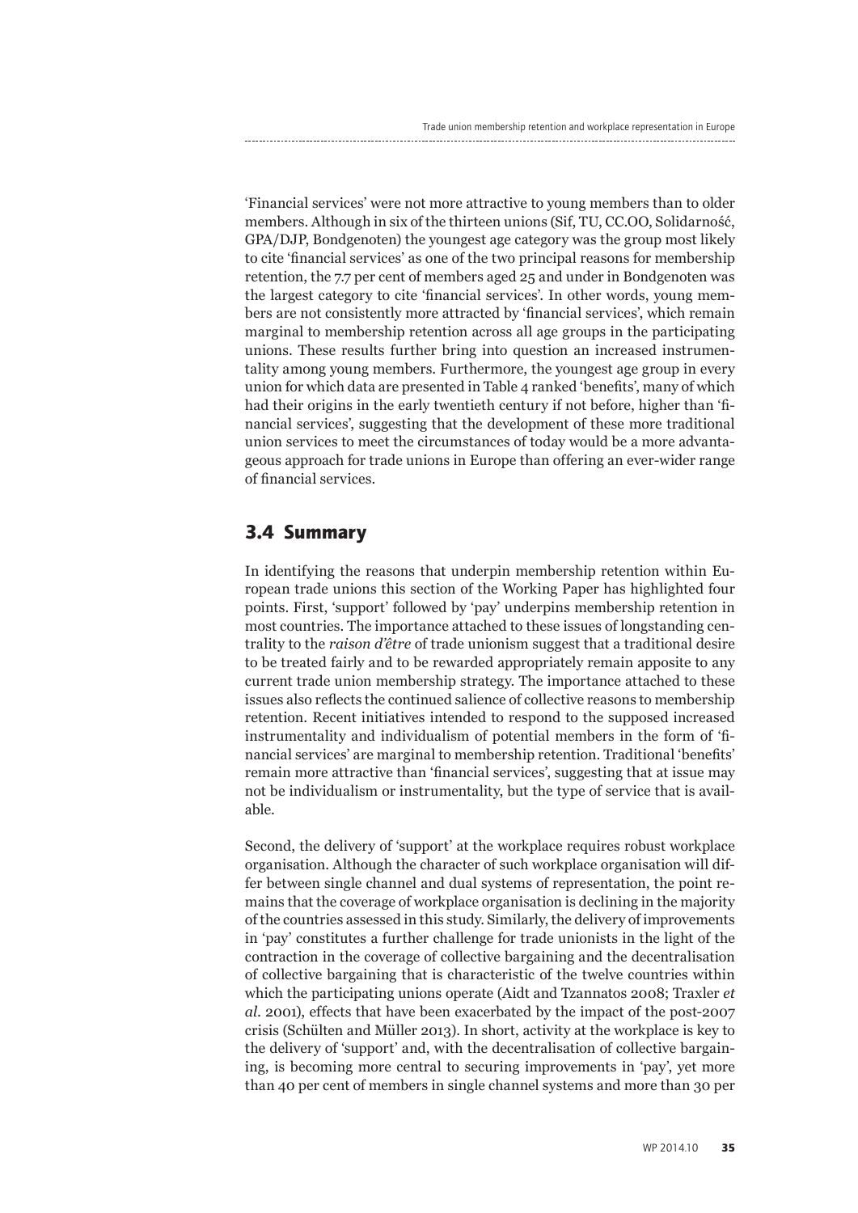'Financial services' were not more attractive to young members than to older members. Although in six of the thirteen unions (Sif, TU, CC.OO, Solidarność, GPA/DJP, Bondgenoten) the youngest age category was the group most likely to cite 'financial services' as one of the two principal reasons for membership retention, the 7.7 per cent of members aged 25 and under in Bondgenoten was the largest category to cite 'financial services'. In other words, young members are not consistently more attracted by 'financial services', which remain marginal to membership retention across all age groups in the participating unions. These results further bring into question an increased instrumentality among young members. Furthermore, the youngest age group in every union for which data are presented in Table 4 ranked 'benefits', many of which had their origins in the early twentieth century if not before, higher than 'financial services', suggesting that the development of these more traditional union services to meet the circumstances of today would be a more advantageous approach for trade unions in Europe than offering an ever-wider range of financial services.

## 3.4 Summary

In identifying the reasons that underpin membership retention within European trade unions this section of the Working Paper has highlighted four points. First, 'support' followed by 'pay' underpins membership retention in most countries. The importance attached to these issues of longstanding centrality to the *raison d'être* of trade unionism suggest that a traditional desire to be treated fairly and to be rewarded appropriately remain apposite to any current trade union membership strategy. The importance attached to these issues also reflects the continued salience of collective reasons to membership retention. Recent initiatives intended to respond to the supposed increased instrumentality and individualism of potential members in the form of 'financial services' are marginal to membership retention. Traditional 'benefits' remain more attractive than 'financial services', suggesting that at issue may not be individualism or instrumentality, but the type of service that is available.

Second, the delivery of 'support' at the workplace requires robust workplace organisation. Although the character of such workplace organisation will differ between single channel and dual systems of representation, the point remains that the coverage of workplace organisation is declining in the majority of the countries assessed in this study. Similarly, the delivery of improvements in 'pay' constitutes a further challenge for trade unionists in the light of the contraction in the coverage of collective bargaining and the decentralisation of collective bargaining that is characteristic of the twelve countries within which the participating unions operate (Aidt and Tzannatos 2008; Traxler *et al.* 2001), effects that have been exacerbated by the impact of the post-2007 crisis (Schülten and Müller 2013). In short, activity at the workplace is key to the delivery of 'support' and, with the decentralisation of collective bargaining, is becoming more central to securing improvements in 'pay', yet more than 40 per cent of members in single channel systems and more than 30 per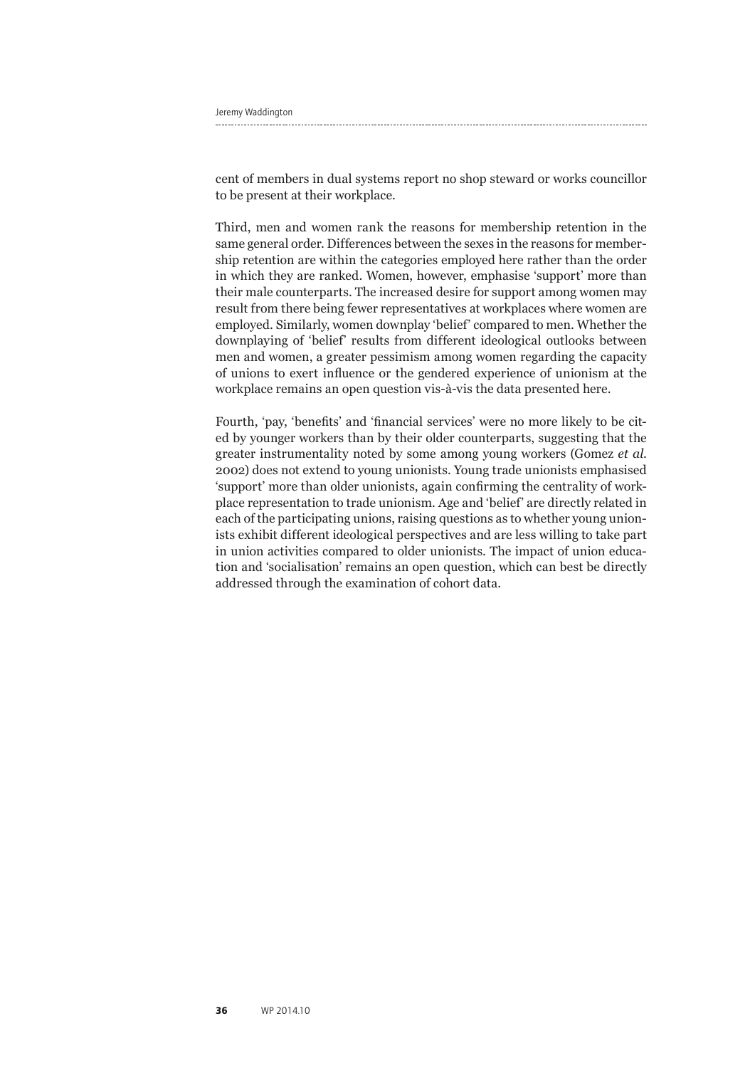cent of members in dual systems report no shop steward or works councillor to be present at their workplace.

Third, men and women rank the reasons for membership retention in the same general order. Differences between the sexes in the reasons for membership retention are within the categories employed here rather than the order in which they are ranked. Women, however, emphasise 'support' more than their male counterparts. The increased desire for support among women may result from there being fewer representatives at workplaces where women are employed. Similarly, women downplay 'belief' compared to men. Whether the downplaying of 'belief' results from different ideological outlooks between men and women, a greater pessimism among women regarding the capacity of unions to exert influence or the gendered experience of unionism at the workplace remains an open question vis-à-vis the data presented here.

Fourth, 'pay, 'benefits' and 'financial services' were no more likely to be cited by younger workers than by their older counterparts, suggesting that the greater instrumentality noted by some among young workers (Gomez *et al.* 2002) does not extend to young unionists. Young trade unionists emphasised 'support' more than older unionists, again confirming the centrality of workplace representation to trade unionism. Age and 'belief' are directly related in each of the participating unions, raising questions as to whether young unionists exhibit different ideological perspectives and are less willing to take part in union activities compared to older unionists. The impact of union education and 'socialisation' remains an open question, which can best be directly addressed through the examination of cohort data.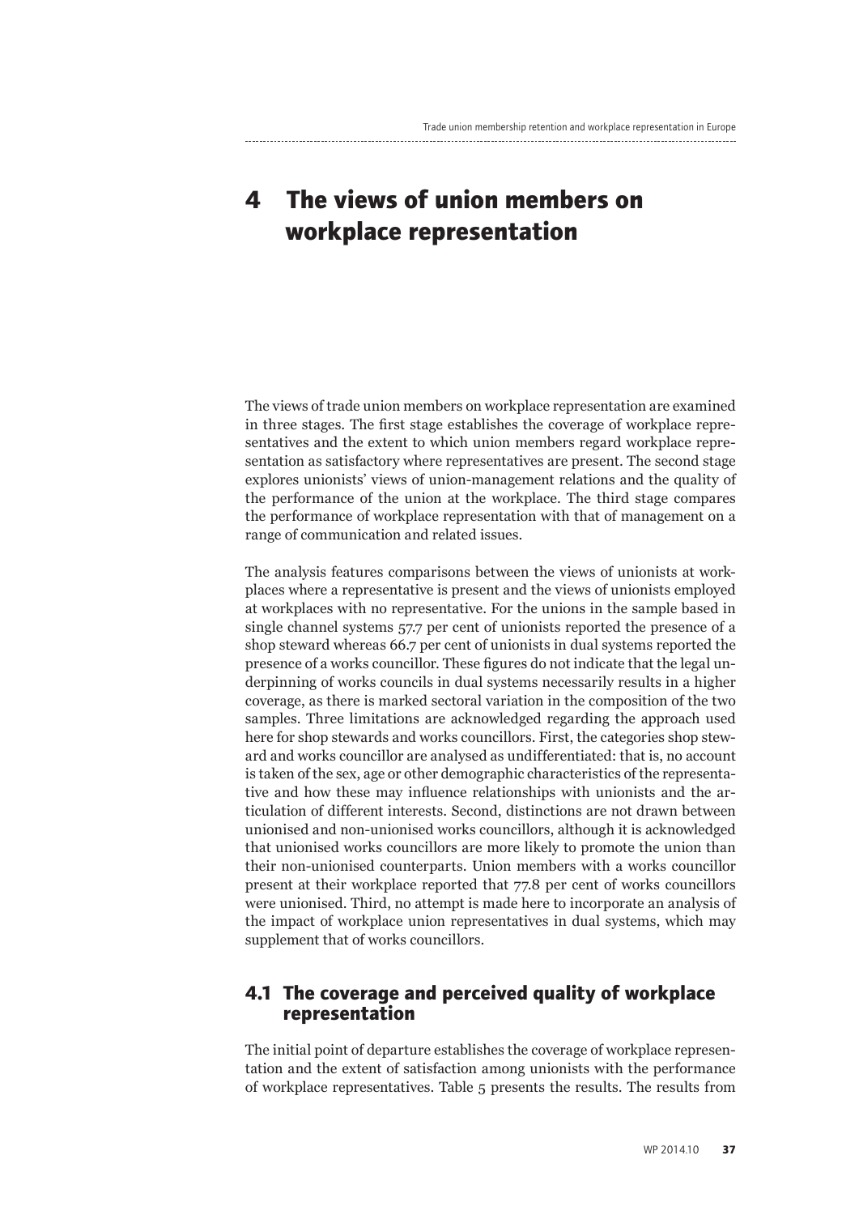# 4 The views of union members on workplace representation

The views of trade union members on workplace representation are examined in three stages. The first stage establishes the coverage of workplace representatives and the extent to which union members regard workplace representation as satisfactory where representatives are present. The second stage explores unionists' views of union-management relations and the quality of the performance of the union at the workplace. The third stage compares the performance of workplace representation with that of management on a range of communication and related issues.

The analysis features comparisons between the views of unionists at workplaces where a representative is present and the views of unionists employed at workplaces with no representative. For the unions in the sample based in single channel systems 57.7 per cent of unionists reported the presence of a shop steward whereas 66.7 per cent of unionists in dual systems reported the presence of a works councillor. These figures do not indicate that the legal underpinning of works councils in dual systems necessarily results in a higher coverage, as there is marked sectoral variation in the composition of the two samples. Three limitations are acknowledged regarding the approach used here for shop stewards and works councillors. First, the categories shop steward and works councillor are analysed as undifferentiated: that is, no account is taken of the sex, age or other demographic characteristics of the representative and how these may influence relationships with unionists and the articulation of different interests. Second, distinctions are not drawn between unionised and non-unionised works councillors, although it is acknowledged that unionised works councillors are more likely to promote the union than their non-unionised counterparts. Union members with a works councillor present at their workplace reported that 77.8 per cent of works councillors were unionised. Third, no attempt is made here to incorporate an analysis of the impact of workplace union representatives in dual systems, which may supplement that of works councillors.

## 4.1 The coverage and perceived quality of workplace representation

The initial point of departure establishes the coverage of workplace representation and the extent of satisfaction among unionists with the performance of workplace representatives. Table 5 presents the results. The results from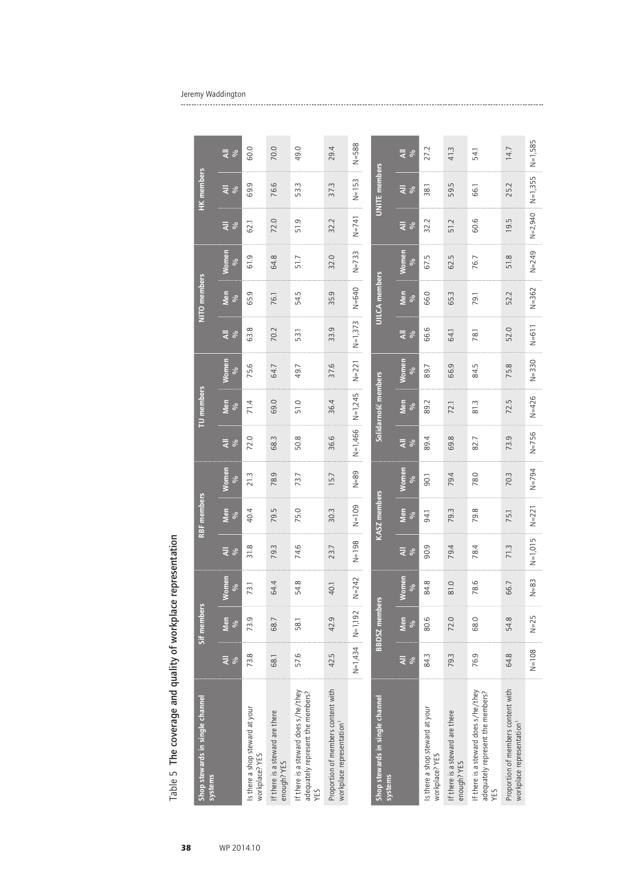Table 5 The coverage and quality of workplace representation

| Shop stewards in single channel systems | Sif members | | | RBF members | | | TU members | | | NITO members | | | HK members | | |
|---|---|---|---|---|---|---|---|---|---|---|---|---|---|---|---|
| | All % | Men % | Women % | All % | Men % | Women % | All % | Men % | Women % | All % | Men % | Women % | All % | All % | All % |
| Is there a shop steward at your workplace? YES | 73.8 | 73.9 | 73.1 | 31.8 | 40.4 | 21.3 | 72.0 | 71.4 | 75.6 | 63.8 | 65.9 | 61.9 | 62.1 | 69.9 | 60.0 |
| If there is a steward are there enough? YES | 68.1 | 68.7 | 64.4 | 79.3 | 79.5 | 78.9 | 68.3 | 69.0 | 64.7 | 70.2 | 76.1 | 64.8 | 72.0 | 76.6 | 70.0 |
| If there is a steward does s/he/they adequately represent the members? YES | 57.6 | 58.1 | 54.8 | 74.6 | 75.0 | 73.7 | 50.8 | 51.0 | 49.7 | 53.1 | 54.5 | 51.7 | 51.9 | 53.3 | 49.0 |
| Proportion of members content with workplace representation[1] | 42.5 | 42.9 | 40.1 | 23.7 | 30.3 | 15.7 | 36.6 | 36.4 | 37.6 | 33.9 | 35.9 | 32.0 | 32.2 | 37.3 | 29.4 |
| | N=1,434 | N=1,192 | N=242 | N=198 | N=109 | N=89 | N=1,466 | N=1,245 | N=221 | N=1,373 | N=640 | N=733 | N=741 | N=153 | N=588 |

| Shop stewards in single channel systems | BBDSZ members | | | KASZ members | | | Solidarność members | | | UILCA members | | | UNITE members | | |
|---|---|---|---|---|---|---|---|---|---|---|---|---|---|---|---|
| | All % | Men % | Women % | All % | Men % | Women % | All % | Men % | Women % | All % | Men % | Women % | All % | All % | All % |
| Is there a shop steward at your workplace? YES | 84.3 | 80.6 | 84.8 | 90.9 | 94.1 | 90.1 | 89.4 | 89.2 | 89.7 | 66.6 | 66.0 | 67.5 | 32.2 | 38.1 | 27.2 |
| If there is a steward are there enough? YES | 79.3 | 72.0 | 81.0 | 79.4 | 79.3 | 79.4 | 69.8 | 72.1 | 66.9 | 64.1 | 65.3 | 62.5 | 51.2 | 59.5 | 41.3 |
| If there is a steward does s/he/they adequately represent the members? YES | 76.9 | 68.0 | 78.6 | 78.4 | 79.8 | 78.0 | 82.7 | 81.3 | 84.5 | 78.1 | 79.1 | 76.7 | 60.6 | 66.1 | 54.1 |
| Proportion of members content with workplace representation[1] | 64.8 | 54.8 | 66.7 | 71.3 | 75.1 | 70.3 | 73.9 | 72.5 | 75.8 | 52.0 | 52.2 | 51.8 | 19.5 | 25.2 | 14.7 |
| | N=108 | N=25 | N=83 | N=1,015 | N=221 | N=794 | N=756 | N=426 | N=330 | N=611 | N=362 | N=249 | N=2,940 | N=1,355 | N=1,585 |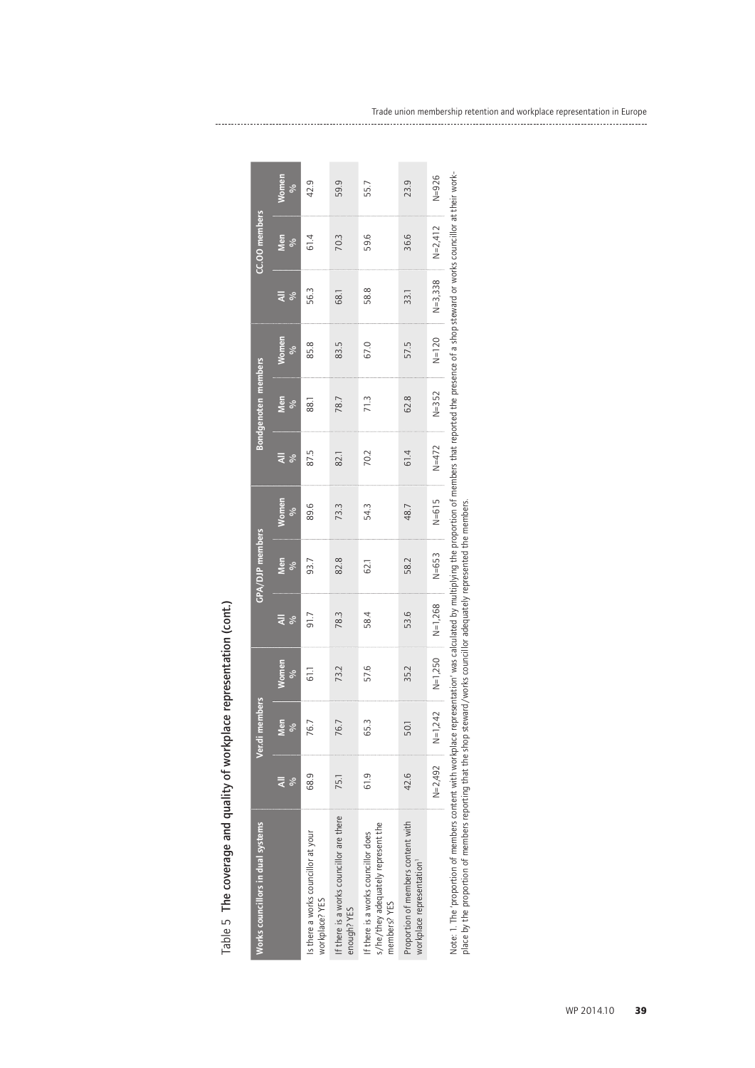Table 5 **The coverage and quality of workplace representation (cont.)**

| Works councillors in dual systems | Ver.di members | | | GPA/DJP members | | | Bondgenoten members | | | CC.OO members | | |
|---|---|---|---|---|---|---|---|---|---|---|---|---|
| | All % | Men % | Women % | All % | Men % | Women % | All % | Men % | Women % | All % | Men % | Women % |
| Is there a works councillor at your workplace? YES | 68.9 | 76.7 | 61.1 | 91.7 | 93.7 | 89.6 | 87.5 | 88.1 | 85.8 | 56.3 | 61.4 | 42.9 |
| If there is a works councillor are there enough? YES | 75.1 | 76.7 | 73.2 | 78.3 | 82.8 | 73.3 | 82.1 | 78.7 | 83.5 | 68.1 | 70.3 | 59.9 |
| If there is a works councillor does s/he/they adequately represent the members? YES | 61.9 | 65.3 | 57.6 | 58.4 | 62.1 | 54.3 | 70.2 | 71.3 | 67.0 | 58.8 | 59.6 | 55.7 |
| Proportion of members content with workplace representation[1] | 42.6 | 50.1 | 35.2 | 53.6 | 58.2 | 48.7 | 61.4 | 62.8 | 57.5 | 33.1 | 36.6 | 23.9 |
| | N=2,492 | N=1,242 | N=1,250 | N=1,268 | N=653 | N=615 | N=472 | N=352 | N=120 | N=3,338 | N=2,412 | N=926 |

Note: 1. The 'proportion of members content with workplace representation' was calculated by multiplying the proportion of members that reported the presence of a shop steward or works councillor at their workplace by the proportion of members reporting that the shop steward/works councillor adequately represented the members.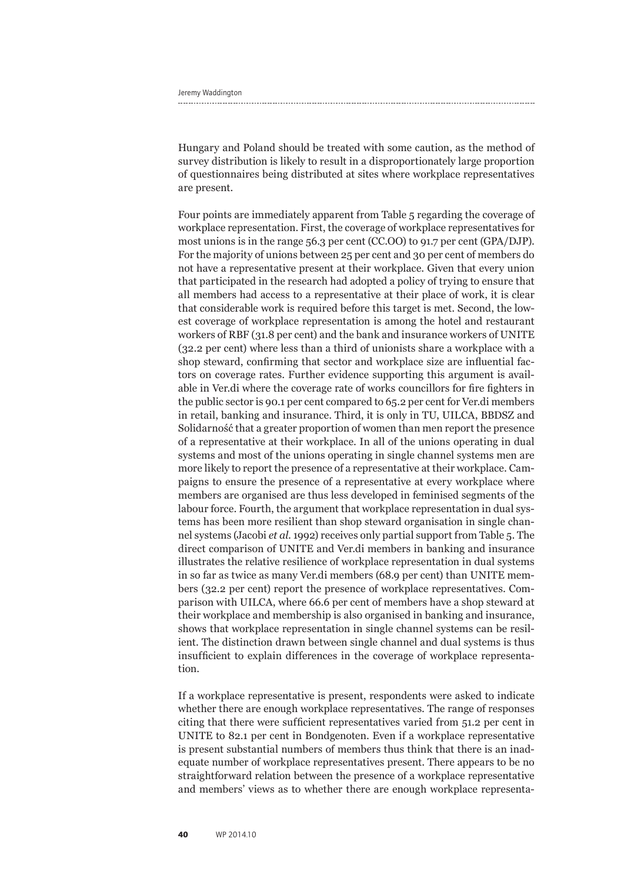Hungary and Poland should be treated with some caution, as the method of survey distribution is likely to result in a disproportionately large proportion of questionnaires being distributed at sites where workplace representatives are present.

Four points are immediately apparent from Table 5 regarding the coverage of workplace representation. First, the coverage of workplace representatives for most unions is in the range 56.3 per cent (CC.OO) to 91.7 per cent (GPA/DJP). For the majority of unions between 25 per cent and 30 per cent of members do not have a representative present at their workplace. Given that every union that participated in the research had adopted a policy of trying to ensure that all members had access to a representative at their place of work, it is clear that considerable work is required before this target is met. Second, the lowest coverage of workplace representation is among the hotel and restaurant workers of RBF (31.8 per cent) and the bank and insurance workers of UNITE (32.2 per cent) where less than a third of unionists share a workplace with a shop steward, confirming that sector and workplace size are influential factors on coverage rates. Further evidence supporting this argument is available in Ver.di where the coverage rate of works councillors for fire fighters in the public sector is 90.1 per cent compared to 65.2 per cent for Ver.di members in retail, banking and insurance. Third, it is only in TU, UILCA, BBDSZ and Solidarność that a greater proportion of women than men report the presence of a representative at their workplace. In all of the unions operating in dual systems and most of the unions operating in single channel systems men are more likely to report the presence of a representative at their workplace. Campaigns to ensure the presence of a representative at every workplace where members are organised are thus less developed in feminised segments of the labour force. Fourth, the argument that workplace representation in dual systems has been more resilient than shop steward organisation in single channel systems (Jacobi *et al.* 1992) receives only partial support from Table 5. The direct comparison of UNITE and Ver.di members in banking and insurance illustrates the relative resilience of workplace representation in dual systems in so far as twice as many Ver.di members (68.9 per cent) than UNITE members (32.2 per cent) report the presence of workplace representatives. Comparison with UILCA, where 66.6 per cent of members have a shop steward at their workplace and membership is also organised in banking and insurance, shows that workplace representation in single channel systems can be resilient. The distinction drawn between single channel and dual systems is thus insufficient to explain differences in the coverage of workplace representation.

If a workplace representative is present, respondents were asked to indicate whether there are enough workplace representatives. The range of responses citing that there were sufficient representatives varied from 51.2 per cent in UNITE to 82.1 per cent in Bondgenoten. Even if a workplace representative is present substantial numbers of members thus think that there is an inadequate number of workplace representatives present. There appears to be no straightforward relation between the presence of a workplace representative and members' views as to whether there are enough workplace representa-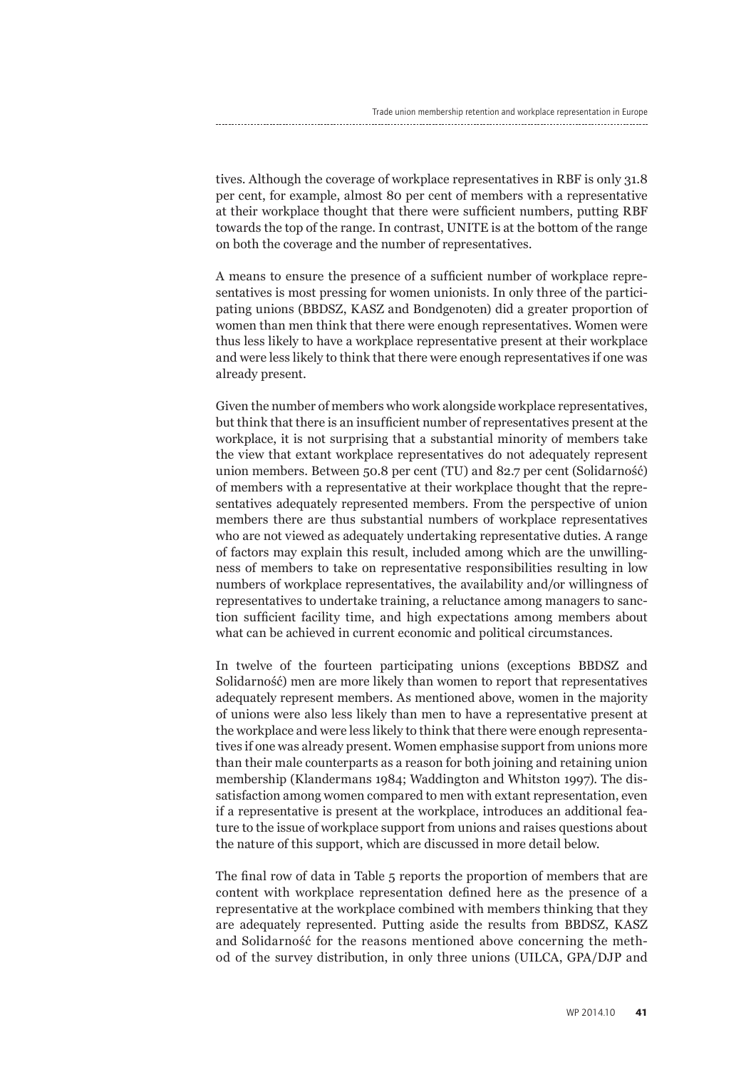tives. Although the coverage of workplace representatives in RBF is only 31.8 per cent, for example, almost 80 per cent of members with a representative at their workplace thought that there were sufficient numbers, putting RBF towards the top of the range. In contrast, UNITE is at the bottom of the range on both the coverage and the number of representatives.

A means to ensure the presence of a sufficient number of workplace representatives is most pressing for women unionists. In only three of the participating unions (BBDSZ, KASZ and Bondgenoten) did a greater proportion of women than men think that there were enough representatives. Women were thus less likely to have a workplace representative present at their workplace and were less likely to think that there were enough representatives if one was already present.

Given the number of members who work alongside workplace representatives, but think that there is an insufficient number of representatives present at the workplace, it is not surprising that a substantial minority of members take the view that extant workplace representatives do not adequately represent union members. Between 50.8 per cent (TU) and 82.7 per cent (Solidarność) of members with a representative at their workplace thought that the representatives adequately represented members. From the perspective of union members there are thus substantial numbers of workplace representatives who are not viewed as adequately undertaking representative duties. A range of factors may explain this result, included among which are the unwillingness of members to take on representative responsibilities resulting in low numbers of workplace representatives, the availability and/or willingness of representatives to undertake training, a reluctance among managers to sanction sufficient facility time, and high expectations among members about what can be achieved in current economic and political circumstances.

In twelve of the fourteen participating unions (exceptions BBDSZ and Solidarność) men are more likely than women to report that representatives adequately represent members. As mentioned above, women in the majority of unions were also less likely than men to have a representative present at the workplace and were less likely to think that there were enough representatives if one was already present. Women emphasise support from unions more than their male counterparts as a reason for both joining and retaining union membership (Klandermans 1984; Waddington and Whitston 1997). The dissatisfaction among women compared to men with extant representation, even if a representative is present at the workplace, introduces an additional feature to the issue of workplace support from unions and raises questions about the nature of this support, which are discussed in more detail below.

The final row of data in Table 5 reports the proportion of members that are content with workplace representation defined here as the presence of a representative at the workplace combined with members thinking that they are adequately represented. Putting aside the results from BBDSZ, KASZ and Solidarność for the reasons mentioned above concerning the method of the survey distribution, in only three unions (UILCA, GPA/DJP and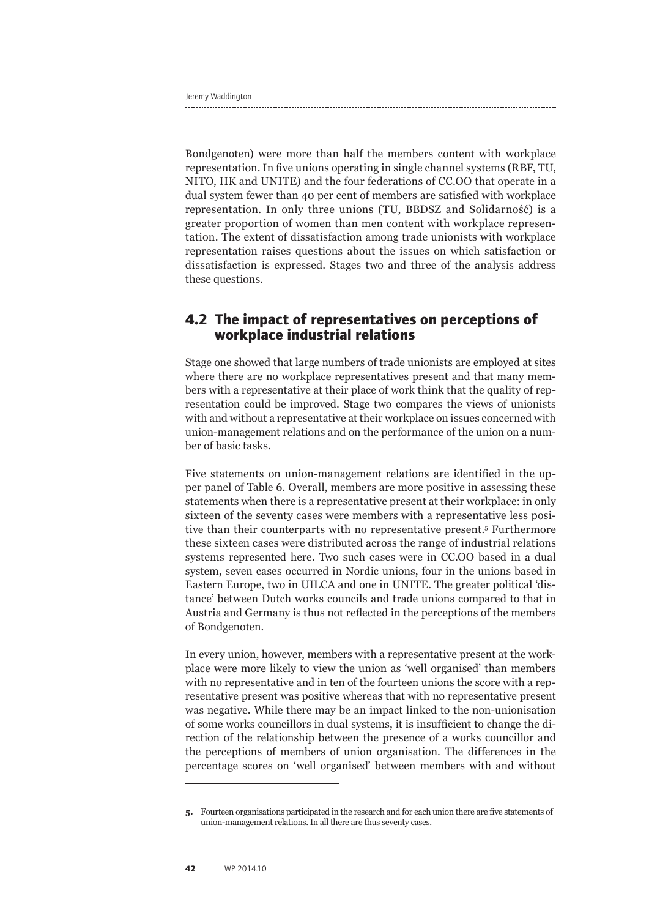Bondgenoten) were more than half the members content with workplace representation. In five unions operating in single channel systems (RBF, TU, NITO, HK and UNITE) and the four federations of CC.OO that operate in a dual system fewer than 40 per cent of members are satisfied with workplace representation. In only three unions (TU, BBDSZ and Solidarność) is a greater proportion of women than men content with workplace representation. The extent of dissatisfaction among trade unionists with workplace representation raises questions about the issues on which satisfaction or dissatisfaction is expressed. Stages two and three of the analysis address these questions.

## 4.2 The impact of representatives on perceptions of workplace industrial relations

Stage one showed that large numbers of trade unionists are employed at sites where there are no workplace representatives present and that many members with a representative at their place of work think that the quality of representation could be improved. Stage two compares the views of unionists with and without a representative at their workplace on issues concerned with union-management relations and on the performance of the union on a number of basic tasks.

Five statements on union-management relations are identified in the upper panel of Table 6. Overall, members are more positive in assessing these statements when there is a representative present at their workplace: in only sixteen of the seventy cases were members with a representative less positive than their counterparts with no representative present.[5] Furthermore these sixteen cases were distributed across the range of industrial relations systems represented here. Two such cases were in CC.OO based in a dual system, seven cases occurred in Nordic unions, four in the unions based in Eastern Europe, two in UILCA and one in UNITE. The greater political 'distance' between Dutch works councils and trade unions compared to that in Austria and Germany is thus not reflected in the perceptions of the members of Bondgenoten.

In every union, however, members with a representative present at the workplace were more likely to view the union as 'well organised' than members with no representative and in ten of the fourteen unions the score with a representative present was positive whereas that with no representative present was negative. While there may be an impact linked to the non-unionisation of some works councillors in dual systems, it is insufficient to change the direction of the relationship between the presence of a works councillor and the perceptions of members of union organisation. The differences in the percentage scores on 'well organised' between members with and without

---

5. Fourteen organisations participated in the research and for each union there are five statements of union-management relations. In all there are thus seventy cases.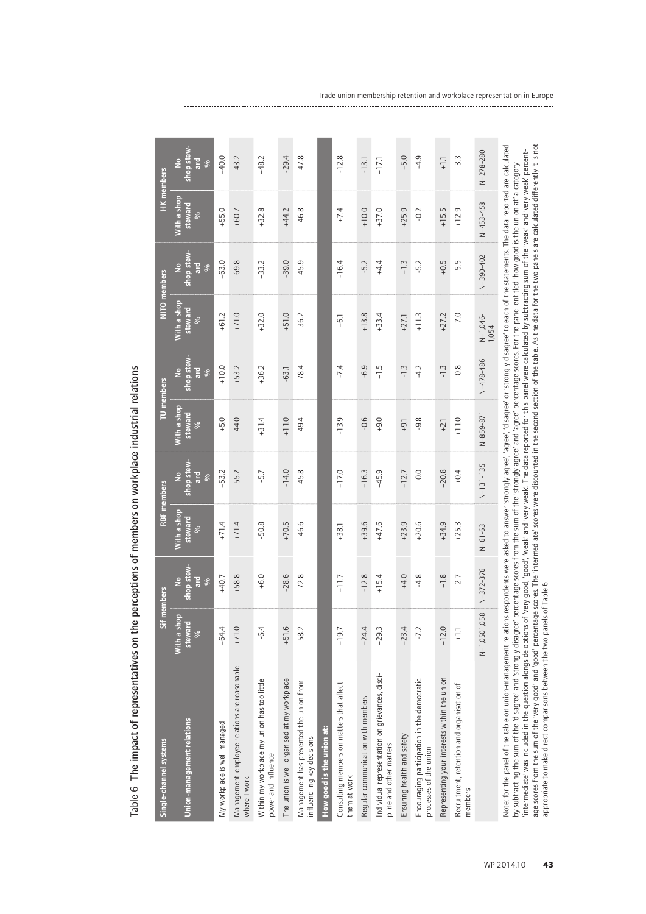Table 6 The impact of representatives on the perceptions of members on workplace industrial relations

| Single-channel systems | SIF members | | RBF members | | TU members | | NITO members | | HK members | |
|---|---|---|---|---|---|---|---|---|---|---|
| **Union-management relations** | With a shop steward % | No shop steward % | With a shop steward % | No shop steward % | With a shop steward % | No shop steward % | With a shop steward % | No shop steward % | With a shop steward % | No shop steward % |
| My workplace is well managed | +64.4 | +40.7 | +71.4 | +53.2 | +5.0 | +10.0 | +61.2 | +63.0 | +55.0 | +40.0 |
| Management-employee relations are reasonable where I work | +71.0 | +58.8 | +71.4 | +55.2 | +44.0 | +53.2 | +71.0 | +69.8 | +60.7 | +43.2 |
| Within my workplace my union has too little power and influence | -6.4 | +6.0 | -50.8 | -5.7 | +31.4 | +36.2 | +32.0 | +33.2 | +32.8 | +48.2 |
| The union is well organised at my workplace | +51.6 | -28.6 | +70.5 | -14.0 | +11.0 | -63.1 | +51.0 | -39.0 | +44.2 | -29.4 |
| Management has prevented the union from influenc-ing key decisions | -58.2 | -72.8 | -46.6 | -45.8 | -49.4 | -78.4 | -36.2 | -45.9 | -46.8 | -47.8 |
| **How good is the union at:** | | | | | | | | | | |
| Consulting members on matters that affect them at work | +19.7 | +11.7 | +38.1 | +17.0 | -13.9 | -7.4 | +6.1 | -16.4 | +7.4 | -12.8 |
| Regular communication with members | +24.4 | -12.8 | +39.6 | +16.3 | -0.6 | -6.9 | +13.8 | -5.2 | +10.0 | -13.1 |
| Individual representation on grievances, disci-pline and other matters | +29.3 | +15.4 | +47.6 | +45.9 | +9.0 | +1.5 | +33.4 | +4.4 | +37.0 | +17.1 |
| Ensuring health and safety | +23.4 | +4.0 | +23.9 | +12.7 | +9.1 | -1.3 | +27.1 | +1.3 | +25.9 | +5.0 |
| Encouraging participation in the democratic processes of the union | -7.2 | -4.8 | +20.6 | 0.0 | -9.8 | -4.2 | +11.3 | -5.2 | -0.2 | -4.9 |
| Representing your interests within the union | +12.0 | +1.8 | +34.9 | +20.8 | +2.1 | -1.3 | +27.2 | +0.5 | +15.5 | +1.1 |
| Recruitment, retention and organisation of members | +1.1 | -2.7 | +25.3 | +0.4 | +11.0 | -0.8 | +7.0 | -5.5 | +12.9 | -3.3 |
| | N=1,0501,058 | N=372-376 | N=61-63 | N=131-135 | N=859-871 | N=478-486 | N=1,046-1,054 | N=390-402 | N=453-458 | N=278-280 |

Note: for the panel of the table on union-management relations respondents were asked to answer 'strongly agree', 'agree', 'disagree' or 'strongly disagree' to each of the statements. The data reported are calculated by subtracting the sum of the 'disagree' and 'strongly disagree' percentage scores from the sum of the 'strongly agree' and 'agree' percentage scores. For the panel entitled 'how good is the union at' a category 'intermediate' was included in the question alongside options of 'very good', 'good', 'weak' and 'very weak'. The data reported for this panel were calculated by subtracting sum of the 'weak' and 'very weak' percentage scores from the sum of the 'very good' and 'good' percentage scores. The 'intermediate' scores were discounted in the second section of the table. As the data for the two panels are calculated differently it is not appropriate to make direct comparisons between the two panels of Table 6.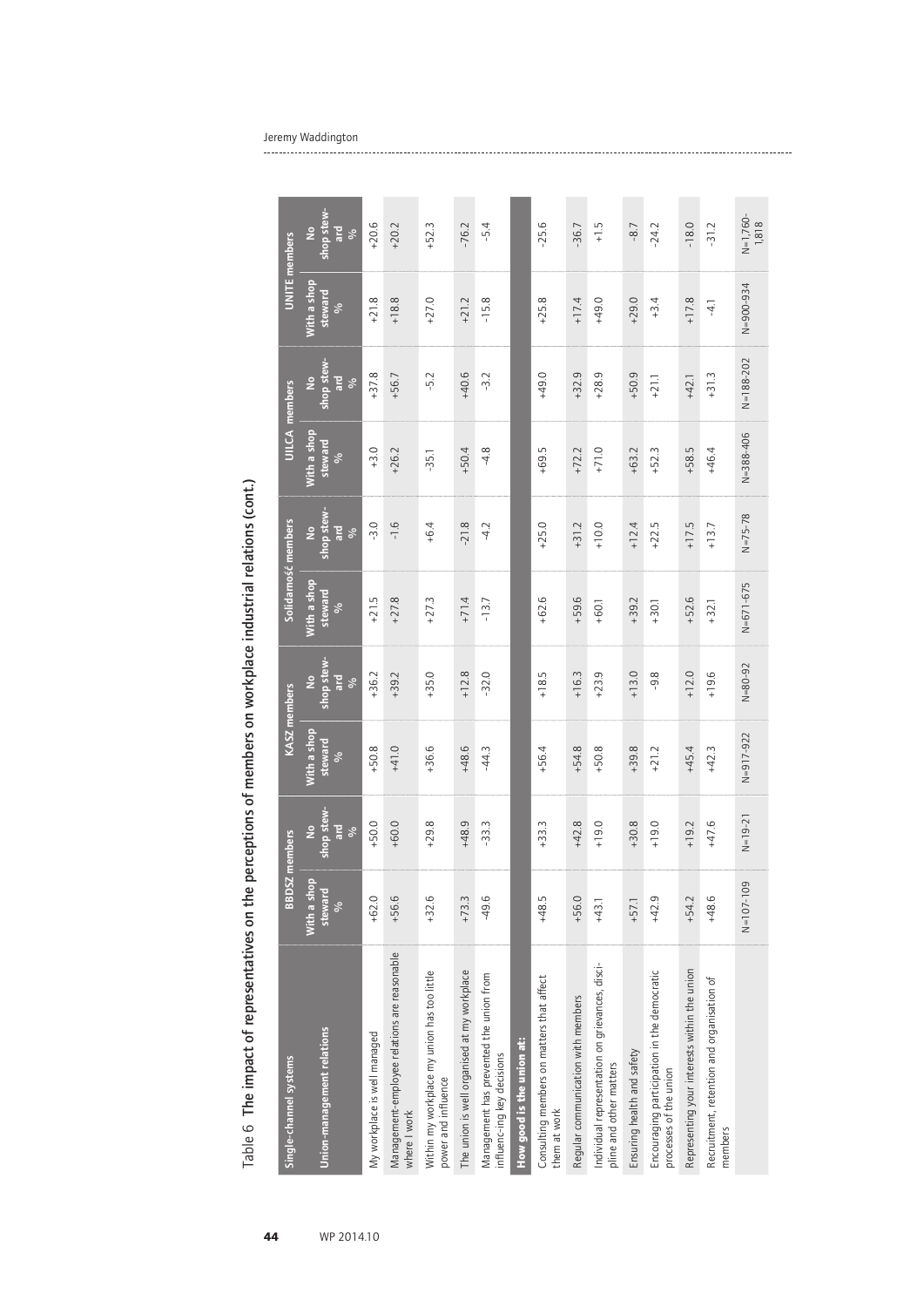Table 6 The impact of representatives on the perceptions of members on workplace industrial relations (cont.)

| Single-channel systems | BBDSZ members | | KASZ members | | Solidarność members | | UILCA members | | UNITE members | |
|---|---|---|---|---|---|---|---|---|---|---|
| **Union-management relations** | With a shop steward % | No shop steward % | With a shop steward % | No shop steward % | With a shop steward % | No shop steward % | With a shop steward % | No shop steward % | With a shop steward % | No shop steward % |
| My workplace is well managed | +62.0 | +50.0 | +50.8 | +36.2 | +21.5 | -3.0 | +3.0 | +37.8 | +21.8 | +20.6 |
| Management-employee relations are reasonable where I work | +56.6 | +60.0 | +41.0 | +39.2 | +27.8 | -1.6 | +26.2 | +56.7 | +18.8 | +20.2 |
| Within my workplace my union has too little power and influence | +32.6 | +29.8 | +36.6 | +35.0 | +27.3 | +6.4 | -35.1 | -5.2 | +27.0 | +52.3 |
| The union is well organised at my workplace | +73.3 | +48.9 | +48.6 | +12.8 | +71.4 | -21.8 | +50.4 | +40.6 | +21.2 | -76.2 |
| Management has prevented the union from influence-ing key decisions | -49.6 | -33.3 | -44.3 | -32.0 | -13.7 | -4.2 | -4.8 | -3.2 | -15.8 | -5.4 |
| **How good is the union at:** | | | | | | | | | | |
| Consulting members on matters that affect them at work | +48.5 | +33.3 | +56.4 | +18.5 | +62.6 | +25.0 | +69.5 | +49.0 | +25.8 | -25.6 |
| Regular communication with members | +56.0 | +42.8 | +54.8 | +16.3 | +59.6 | +31.2 | +72.2 | +32.9 | +17.4 | -36.7 |
| Individual representation on grievances, discipline and other matters | +43.1 | +19.0 | +50.8 | +23.9 | +60.1 | +10.0 | +71.0 | +28.9 | +49.0 | +1.5 |
| Ensuring health and safety | +57.1 | +30.8 | +39.8 | +13.0 | +39.2 | +12.4 | +63.2 | +50.9 | +29.0 | -8.7 |
| Encouraging participation in the democratic processes of the union | +42.9 | +19.0 | +21.2 | -9.8 | +30.1 | +22.5 | +52.3 | +21.1 | +3.4 | -24.2 |
| Representing your interests within the union | +54.2 | +19.2 | +45.4 | +12.0 | +52.6 | +17.5 | +58.5 | +42.1 | +17.8 | -18.0 |
| Recruitment, retention and organisation of members | +48.6 | +47.6 | +42.3 | +19.6 | +32.1 | +13.7 | +46.4 | +31.3 | -4.1 | -31.2 |
| | N=107-109 | N=19-21 | N=917-922 | N=80-92 | N=671-675 | N=75-78 | N=388-406 | N=188-202 | N=900-934 | N=1,760-1,818 |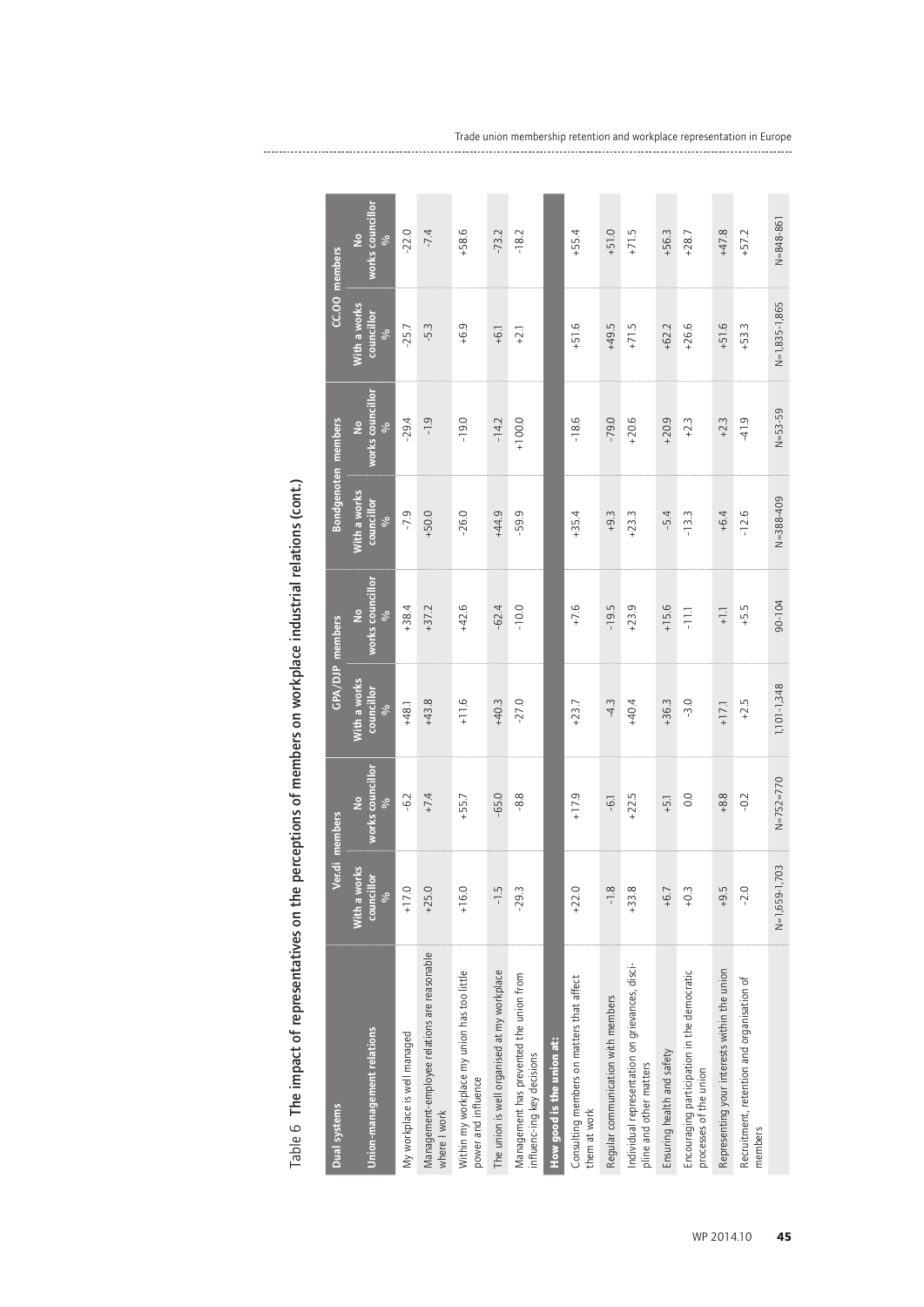Table 6 The impact of representatives on the perceptions of members on workplace industrial relations (cont.)

| Dual systems | Ver.di members | | GPA/DJP members | | Bondgenoten members | | CC.OO members | |
|---|---|---|---|---|---|---|---|---|
| Union-management relations | With a works councillor % | No works councillor % | With a works councillor % | No works councillor % | With a works councillor % | No works councillor % | With a works councillor % | No works councillor % |
| My workplace is well managed | +17.0 | -6.2 | +48.1 | +38.4 | -7.9 | -29.4 | -25.7 | -22.0 |
| Management-employee relations are reasonable where I work | +25.0 | +7.4 | +43.8 | +37.2 | +50.0 | -1.9 | -5.3 | -7.4 |
| Within my workplace my union has too little power and influence | +16.0 | +55.7 | +11.6 | +42.6 | -26.0 | -19.0 | +6.9 | +58.6 |
| The union is well organised at my workplace | -1.5 | -65.0 | +40.3 | -62.4 | +44.9 | -14.2 | +6.1 | -73.2 |
| Management has prevented the union from influenc-ing key decisions | -29.3 | -8.8 | -27.0 | -10.0 | -59.9 | +100.0 | +2.1 | -18.2 |
| **How good is the union at:** | | | | | | | | |
| Consulting members on matters that affect them at work | +22.0 | +17.9 | +23.7 | +7.6 | +35.4 | -18.6 | +51.6 | +55.4 |
| Regular communication with members | -1.8 | -6.1 | -4.3 | -19.5 | +9.3 | -79.0 | +49.5 | +51.0 |
| Individual representation on grievances, disci-pline and other matters | +33.8 | +22.5 | +40.4 | +23.9 | +23.3 | +20.6 | +71.5 | +71.5 |
| Ensuring health and safety | +6.7 | +5.1 | +36.3 | +15.6 | -5.4 | +20.9 | +62.2 | +56.3 |
| Encouraging participation in the democratic processes of the union | +0.3 | 0.0 | -3.0 | -11.1 | -13.3 | +2.3 | +26.6 | +28.7 |
| Representing your interests within the union | +9.5 | +8.8 | +17.1 | +1.1 | +6.4 | +2.3 | +51.6 | +47.8 |
| Recruitment, retention and organisation of members | -2.0 | -0.2 | +2.5 | +5.5 | -12.6 | -41.9 | +53.3 | +57.2 |
| | N=1,659-1,703 | N=752=770 | 1,101-1,348 | 90-104 | N=388-409 | N=53-59 | N=1,835-1,865 | N=848-861 |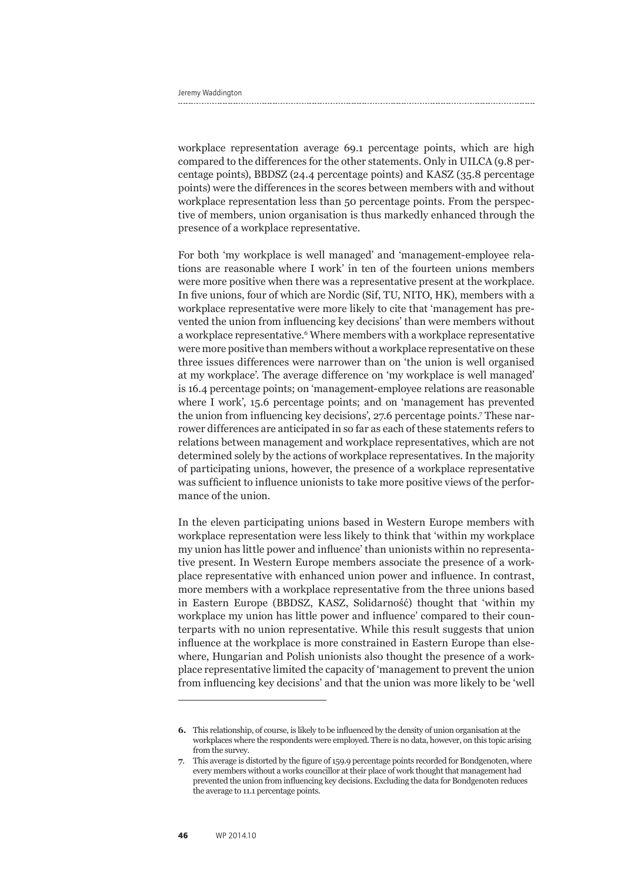workplace representation average 69.1 percentage points, which are high compared to the differences for the other statements. Only in UILCA (9.8 percentage points), BBDSZ (24.4 percentage points) and KASZ (35.8 percentage points) were the differences in the scores between members with and without workplace representation less than 50 percentage points. From the perspective of members, union organisation is thus markedly enhanced through the presence of a workplace representative.

For both 'my workplace is well managed' and 'management-employee relations are reasonable where I work' in ten of the fourteen unions members were more positive when there was a representative present at the workplace. In five unions, four of which are Nordic (Sif, TU, NITO, HK), members with a workplace representative were more likely to cite that 'management has prevented the union from influencing key decisions' than were members without a workplace representative.[6] Where members with a workplace representative were more positive than members without a workplace representative on these three issues differences were narrower than on 'the union is well organised at my workplace'. The average difference on 'my workplace is well managed' is 16.4 percentage points; on 'management-employee relations are reasonable where I work', 15.6 percentage points; and on 'management has prevented the union from influencing key decisions', 27.6 percentage points.[7] These narrower differences are anticipated in so far as each of these statements refers to relations between management and workplace representatives, which are not determined solely by the actions of workplace representatives. In the majority of participating unions, however, the presence of a workplace representative was sufficient to influence unionists to take more positive views of the performance of the union.

In the eleven participating unions based in Western Europe members with workplace representation were less likely to think that 'within my workplace my union has little power and influence' than unionists within no representative present. In Western Europe members associate the presence of a workplace representative with enhanced union power and influence. In contrast, more members with a workplace representative from the three unions based in Eastern Europe (BBDSZ, KASZ, Solidarność) thought that 'within my workplace my union has little power and influence' compared to their counterparts with no union representative. While this result suggests that union influence at the workplace is more constrained in Eastern Europe than elsewhere, Hungarian and Polish unionists also thought the presence of a workplace representative limited the capacity of 'management to prevent the union from influencing key decisions' and that the union was more likely to be 'well

---

**6.** This relationship, of course, is likely to be influenced by the density of union organisation at the workplaces where the respondents were employed. There is no data, however, on this topic arising from the survey.

**7.** This average is distorted by the figure of 159.9 percentage points recorded for Bondgenoten, where every members without a works councillor at their place of work thought that management had prevented the union from influencing key decisions. Excluding the data for Bondgenoten reduces the average to 11.1 percentage points.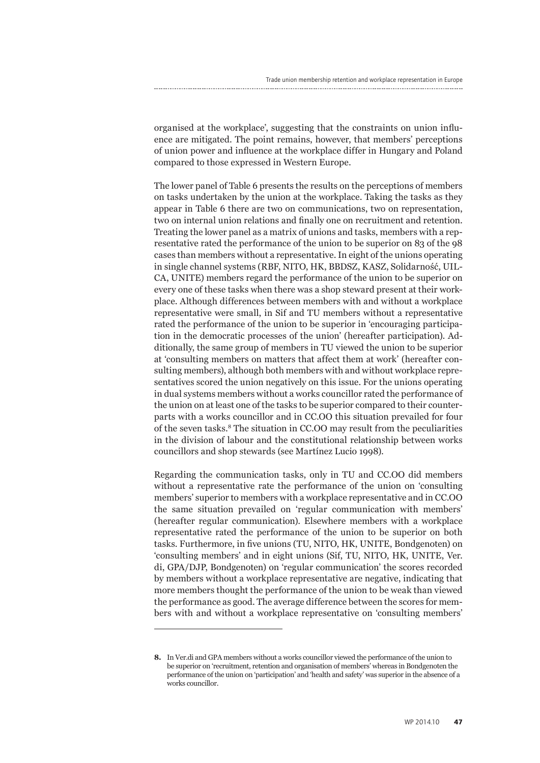organised at the workplace', suggesting that the constraints on union influence are mitigated. The point remains, however, that members' perceptions of union power and influence at the workplace differ in Hungary and Poland compared to those expressed in Western Europe.

The lower panel of Table 6 presents the results on the perceptions of members on tasks undertaken by the union at the workplace. Taking the tasks as they appear in Table 6 there are two on communications, two on representation, two on internal union relations and finally one on recruitment and retention. Treating the lower panel as a matrix of unions and tasks, members with a representative rated the performance of the union to be superior on 83 of the 98 cases than members without a representative. In eight of the unions operating in single channel systems (RBF, NITO, HK, BBDSZ, KASZ, Solidarność, UILCA, UNITE) members regard the performance of the union to be superior on every one of these tasks when there was a shop steward present at their workplace. Although differences between members with and without a workplace representative were small, in Sif and TU members without a representative rated the performance of the union to be superior in 'encouraging participation in the democratic processes of the union' (hereafter participation). Additionally, the same group of members in TU viewed the union to be superior at 'consulting members on matters that affect them at work' (hereafter consulting members), although both members with and without workplace representatives scored the union negatively on this issue. For the unions operating in dual systems members without a works councillor rated the performance of the union on at least one of the tasks to be superior compared to their counterparts with a works councillor and in CC.OO this situation prevailed for four of the seven tasks.[8] The situation in CC.OO may result from the peculiarities in the division of labour and the constitutional relationship between works councillors and shop stewards (see Martínez Lucio 1998).

Regarding the communication tasks, only in TU and CC.OO did members without a representative rate the performance of the union on 'consulting members' superior to members with a workplace representative and in CC.OO the same situation prevailed on 'regular communication with members' (hereafter regular communication). Elsewhere members with a workplace representative rated the performance of the union to be superior on both tasks. Furthermore, in five unions (TU, NITO, HK, UNITE, Bondgenoten) on 'consulting members' and in eight unions (Sif, TU, NITO, HK, UNITE, Ver.di, GPA/DJP, Bondgenoten) on 'regular communication' the scores recorded by members without a workplace representative are negative, indicating that more members thought the performance of the union to be weak than viewed the performance as good. The average difference between the scores for members with and without a workplace representative on 'consulting members'

---

**8.** In Ver.di and GPA members without a works councillor viewed the performance of the union to be superior on 'recruitment, retention and organisation of members' whereas in Bondgenoten the performance of the union on 'participation' and 'health and safety' was superior in the absence of a works councillor.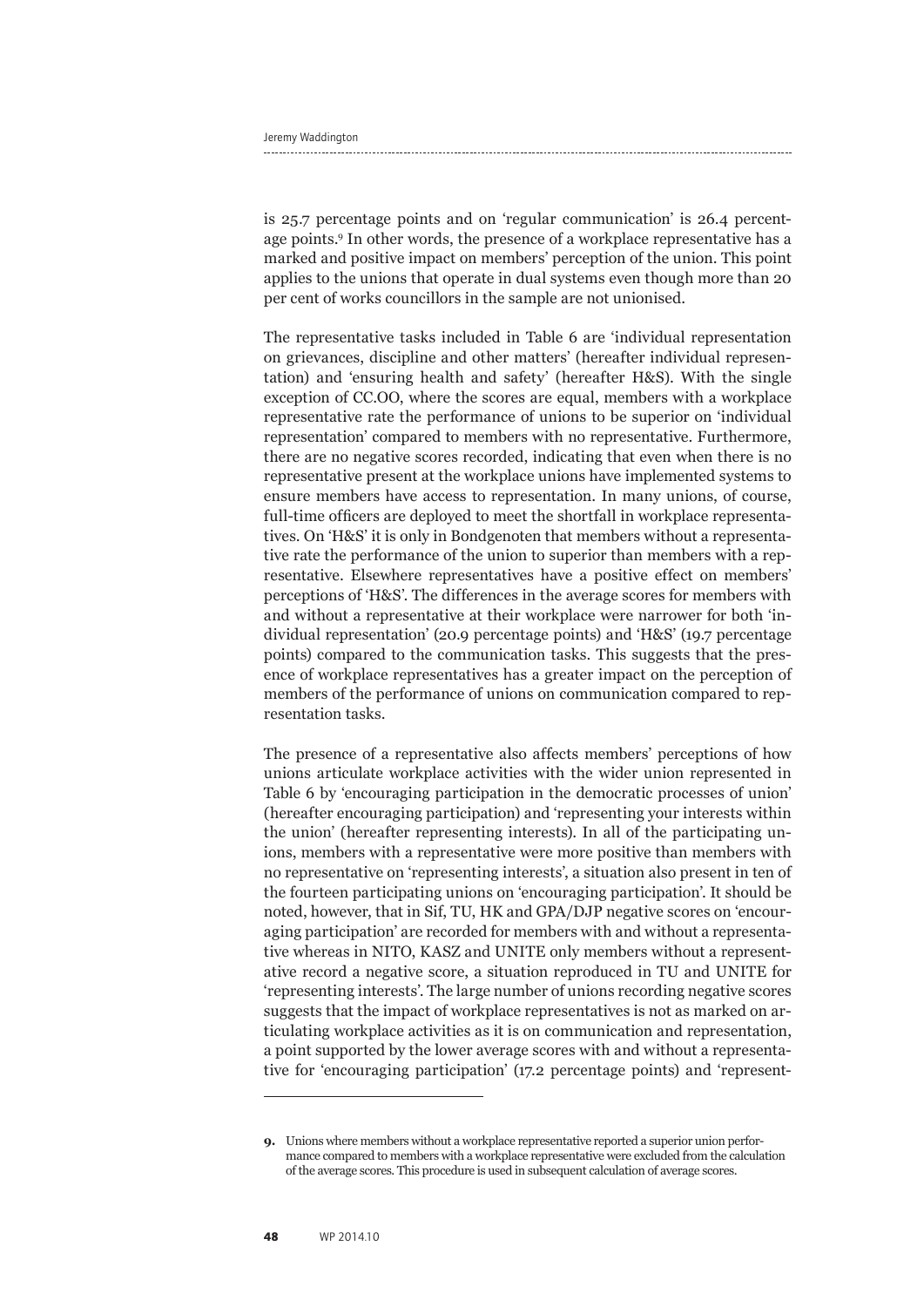is 25.7 percentage points and on 'regular communication' is 26.4 percentage points.[9] In other words, the presence of a workplace representative has a marked and positive impact on members' perception of the union. This point applies to the unions that operate in dual systems even though more than 20 per cent of works councillors in the sample are not unionised.

The representative tasks included in Table 6 are 'individual representation on grievances, discipline and other matters' (hereafter individual representation) and 'ensuring health and safety' (hereafter H&S). With the single exception of CC.OO, where the scores are equal, members with a workplace representative rate the performance of unions to be superior on 'individual representation' compared to members with no representative. Furthermore, there are no negative scores recorded, indicating that even when there is no representative present at the workplace unions have implemented systems to ensure members have access to representation. In many unions, of course, full-time officers are deployed to meet the shortfall in workplace representatives. On 'H&S' it is only in Bondgenoten that members without a representative rate the performance of the union to superior than members with a representative. Elsewhere representatives have a positive effect on members' perceptions of 'H&S'. The differences in the average scores for members with and without a representative at their workplace were narrower for both 'individual representation' (20.9 percentage points) and 'H&S' (19.7 percentage points) compared to the communication tasks. This suggests that the presence of workplace representatives has a greater impact on the perception of members of the performance of unions on communication compared to representation tasks.

The presence of a representative also affects members' perceptions of how unions articulate workplace activities with the wider union represented in Table 6 by 'encouraging participation in the democratic processes of union' (hereafter encouraging participation) and 'representing your interests within the union' (hereafter representing interests). In all of the participating unions, members with a representative were more positive than members with no representative on 'representing interests', a situation also present in ten of the fourteen participating unions on 'encouraging participation'. It should be noted, however, that in Sif, TU, HK and GPA/DJP negative scores on 'encouraging participation' are recorded for members with and without a representative whereas in NITO, KASZ and UNITE only members without a representative record a negative score, a situation reproduced in TU and UNITE for 'representing interests'. The large number of unions recording negative scores suggests that the impact of workplace representatives is not as marked on articulating workplace activities as it is on communication and representation, a point supported by the lower average scores with and without a representative for 'encouraging participation' (17.2 percentage points) and 'represent-

---

9. Unions where members without a workplace representative reported a superior union performance compared to members with a workplace representative were excluded from the calculation of the average scores. This procedure is used in subsequent calculation of average scores.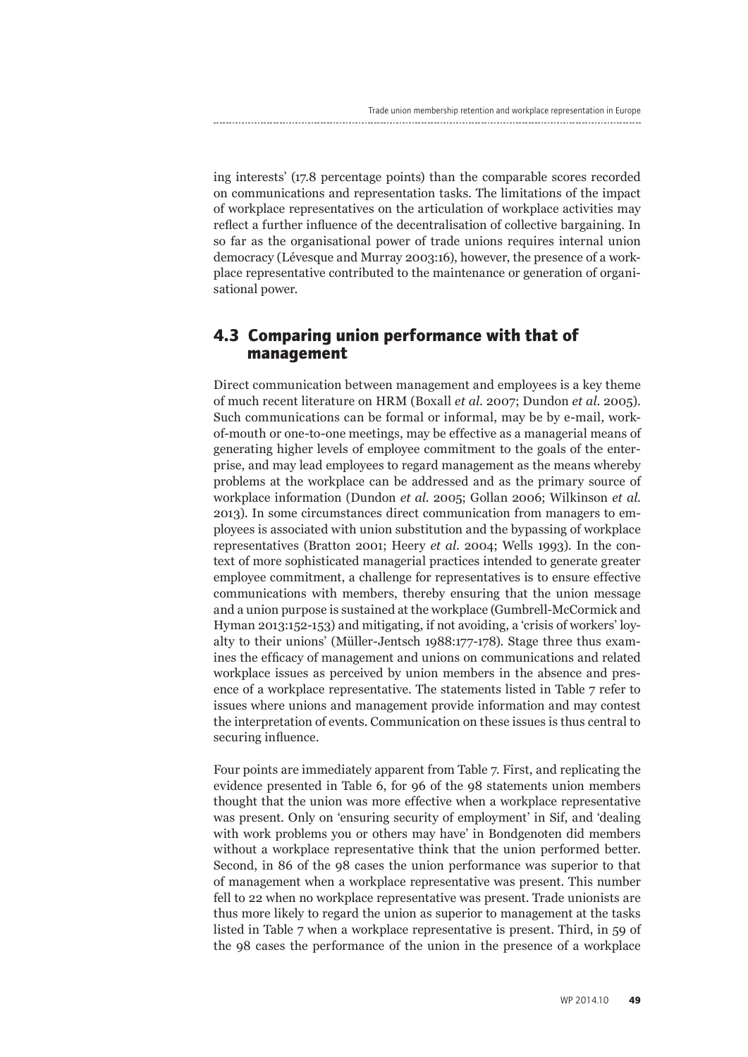ing interests' (17.8 percentage points) than the comparable scores recorded on communications and representation tasks. The limitations of the impact of workplace representatives on the articulation of workplace activities may reflect a further influence of the decentralisation of collective bargaining. In so far as the organisational power of trade unions requires internal union democracy (Lévesque and Murray 2003:16), however, the presence of a workplace representative contributed to the maintenance or generation of organisational power.

## 4.3 Comparing union performance with that of management

Direct communication between management and employees is a key theme of much recent literature on HRM (Boxall *et al.* 2007; Dundon *et al.* 2005). Such communications can be formal or informal, may be by e-mail, work-of-mouth or one-to-one meetings, may be effective as a managerial means of generating higher levels of employee commitment to the goals of the enterprise, and may lead employees to regard management as the means whereby problems at the workplace can be addressed and as the primary source of workplace information (Dundon *et al.* 2005; Gollan 2006; Wilkinson *et al.* 2013). In some circumstances direct communication from managers to employees is associated with union substitution and the bypassing of workplace representatives (Bratton 2001; Heery *et al.* 2004; Wells 1993). In the context of more sophisticated managerial practices intended to generate greater employee commitment, a challenge for representatives is to ensure effective communications with members, thereby ensuring that the union message and a union purpose is sustained at the workplace (Gumbrell-McCormick and Hyman 2013:152-153) and mitigating, if not avoiding, a 'crisis of workers' loyalty to their unions' (Müller-Jentsch 1988:177-178). Stage three thus examines the efficacy of management and unions on communications and related workplace issues as perceived by union members in the absence and presence of a workplace representative. The statements listed in Table 7 refer to issues where unions and management provide information and may contest the interpretation of events. Communication on these issues is thus central to securing influence.

Four points are immediately apparent from Table 7. First, and replicating the evidence presented in Table 6, for 96 of the 98 statements union members thought that the union was more effective when a workplace representative was present. Only on 'ensuring security of employment' in Sif, and 'dealing with work problems you or others may have' in Bondgenoten did members without a workplace representative think that the union performed better. Second, in 86 of the 98 cases the union performance was superior to that of management when a workplace representative was present. This number fell to 22 when no workplace representative was present. Trade unionists are thus more likely to regard the union as superior to management at the tasks listed in Table 7 when a workplace representative is present. Third, in 59 of the 98 cases the performance of the union in the presence of a workplace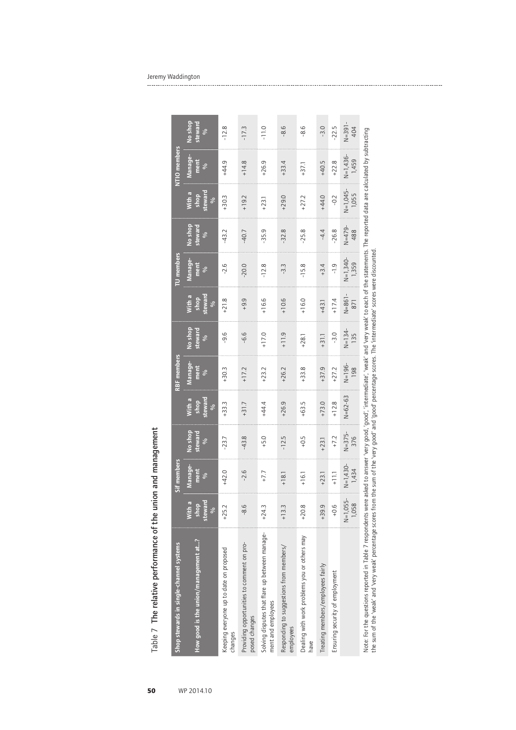Table 7 The relative performance of the union and management

| Shop stewards in single-channel systems | SiF members | | | RBF members | | | TU members | | | NTIO members | | |
|---|---|---|---|---|---|---|---|---|---|---|---|---|
| How good is the union/management at...? | With a shop steward % | Management % | No shop steward % | With a shop steward % | Management % | No shop steward % | With a shop steward % | Management % | No shop steward % | With a shop steward % | Management % | No shop steward % |
| Keeping everyone up to date on proposed changes | +25.2 | +42.0 | -23.7 | +33.3 | +30.3 | -9.6 | +21.8 | -2.6 | -43.2 | +30.3 | +44.9 | -12.8 |
| Providing opportunities to comment on proposed changes | -8.6 | -2.6 | -43.8 | +31.7 | +17.2 | -6.6 | +9.9 | -20.0 | -40.7 | +19.2 | +14.8 | -17.3 |
| Solving disputes that flare up between management and employees | +24.3 | +7.7 | +5.0 | +44.4 | +23.2 | +17.0 | +16.6 | -12.8 | -35.9 | +23.1 | +26.9 | -11.0 |
| Responding to suggestions from members/employees | +13.3 | +18.1 | -12.5 | +26.9 | +26.2 | +11.9 | +10.6 | -3.3 | -32.8 | +29.0 | +33.4 | -8.6 |
| Dealing with work problems you or others may have | +20.8 | +16.1 | +0.5 | +63.5 | +33.8 | +28.1 | +16.0 | -15.8 | -25.8 | +27.2 | +37.1 | -8.6 |
| Treating members/employees fairly | +39.9 | +23.1 | +23.1 | +73.0 | +37.9 | +31.1 | +43.1 | +3.4 | -4.4 | +44.0 | +40.5 | -3.0 |
| Ensuring security of employment | +0.6 | +11.1 | +7.2 | +12.8 | +27.2 | -3.0 | +17.4 | -1.9 | -26.8 | -0.2 | +22.8 | -22.5 |
| | N=1,055-1,058 | N=1,430-1,434 | N=375-376 | N=62-63 | N=196-198 | N=134-135 | N=861-871 | N=1,340-1,359 | N=479-488 | N=1,045-1,055 | N=1,436-1,459 | N=391-404 |

Note: For the questions reported in Table 7 respondents were asked to answer 'very good', 'good', 'intermediate', 'weak' and 'very weak' to each of the statements. The reported data are calculated by subtracting the sum of the 'weak' and 'very weak' percentage scores from the sum of the 'very good' and 'good' percentage scores. The 'intermediate' scores were discounted.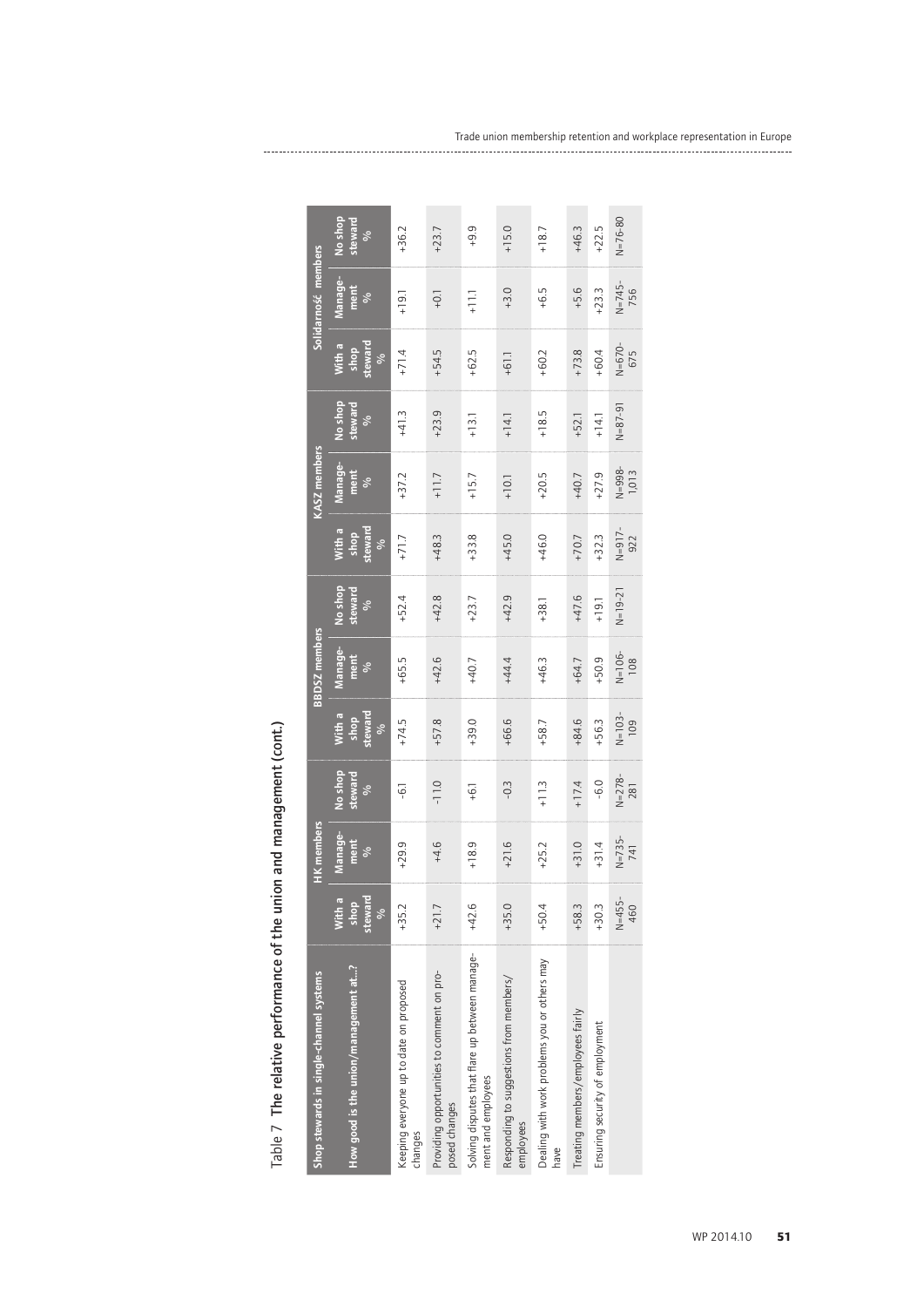Table 7 The relative performance of the union and management (cont.)

| Shop stewards in single-channel systems | HK members | | | BBDSZ members | | | KASZ members | | | Solidarność members | | |
|---|---|---|---|---|---|---|---|---|---|---|---|---|
| How good is the union/management at...? | With a shop steward % | Management % | No shop steward % | With a shop steward % | Management % | No shop steward % | With a shop steward % | Management % | No shop steward % | With a shop steward % | Management % | No shop steward % |
| Keeping everyone up to date on proposed changes | +35.2 | +29.9 | -6.1 | +74.5 | +65.5 | +52.4 | +71.7 | +37.2 | +41.3 | +71.4 | +19.1 | +36.2 |
| Providing opportunities to comment on proposed changes | +21.7 | +4.6 | -11.0 | +57.8 | +42.6 | +42.8 | +48.3 | +11.7 | +23.9 | +54.5 | +0.1 | +23.7 |
| Solving disputes that flare up between management and employees | +42.6 | +18.9 | +6.1 | +39.0 | +40.7 | +23.7 | +33.8 | +15.7 | +13.1 | +62.5 | +11.1 | +9.9 |
| Responding to suggestions from members/employees | +35.0 | +21.6 | -0.3 | +66.6 | +44.4 | +42.9 | +45.0 | +10.1 | +14.1 | +61.1 | +3.0 | +15.0 |
| Dealing with work problems you or others may have | +50.4 | +25.2 | +11.3 | +58.7 | +46.3 | +38.1 | +46.0 | +20.5 | +18.5 | +60.2 | +6.5 | +18.7 |
| Treating members/employees fairly | +58.3 | +31.0 | +17.4 | +84.6 | +64.7 | +47.6 | +70.7 | +40.7 | +52.1 | +73.8 | +5.6 | +46.3 |
| Ensuring security of employment | +30.3 | +31.4 | -6.0 | +56.3 | +50.9 | +19.1 | +32.3 | +27.9 | +14.1 | +60.4 | +23.3 | +22.5 |
| | N=455-460 | N=735-741 | N=278-281 | N=103-109 | N=106-108 | N=19-21 | N=917-922 | N=998-1,013 | N=87-91 | N=670-675 | N=745-756 | N=76-80 |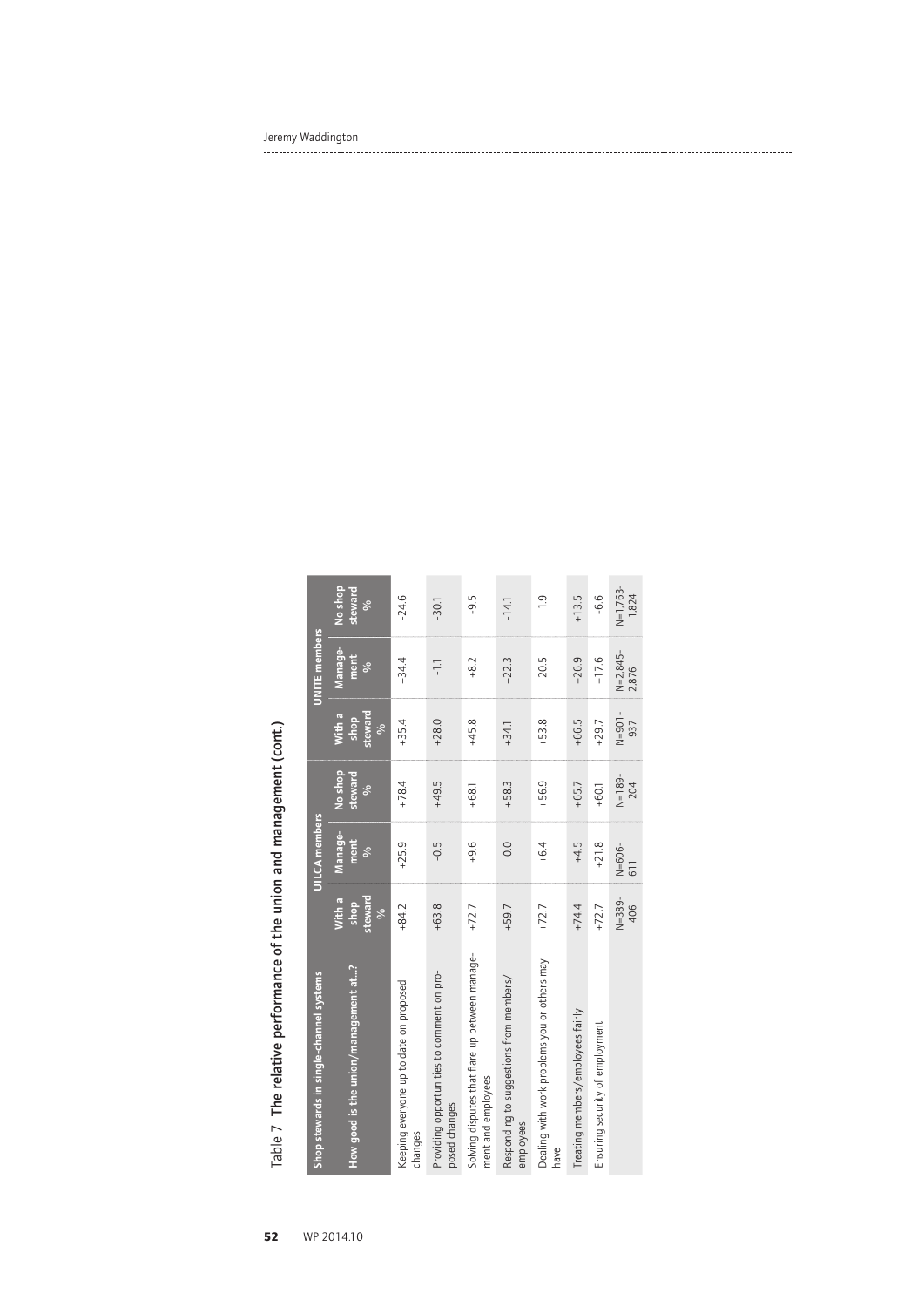Table 7 The relative performance of the union and management (cont.)

| Shop stewards in single-channel systems | UILCA members | | | UNITE members | | |
|---|---|---|---|---|---|---|
| How good is the union/management at...? | With a shop steward % | Manage-ment % | No shop steward % | With a shop steward % | Manage-ment % | No shop steward % |
| Keeping everyone up to date on proposed changes | +84.2 | +25.9 | +78.4 | +35.4 | +34.4 | -24.6 |
| Providing opportunities to comment on proposed changes | +63.8 | -0.5 | +49.5 | +28.0 | -1.1 | -30.1 |
| Solving disputes that flare up between management and employees | +72.7 | +9.6 | +68.1 | +45.8 | +8.2 | -9.5 |
| Responding to suggestions from members/employees | +59.7 | 0.0 | +58.3 | +34.1 | +22.3 | -14.1 |
| Dealing with work problems you or others may have | +72.7 | +6.4 | +56.9 | +53.8 | +20.5 | -1.9 |
| Treating members/employees fairly | +74.4 | +4.5 | +65.7 | +66.5 | +26.9 | +13.5 |
| Ensuring security of employment | +72.7 | +21.8 | +60.1 | +29.7 | +17.6 | -6.6 |
| | N=389-406 | N=606-611 | N=189-204 | N=901-937 | N=2,845-2,876 | N=1,763-1,824 |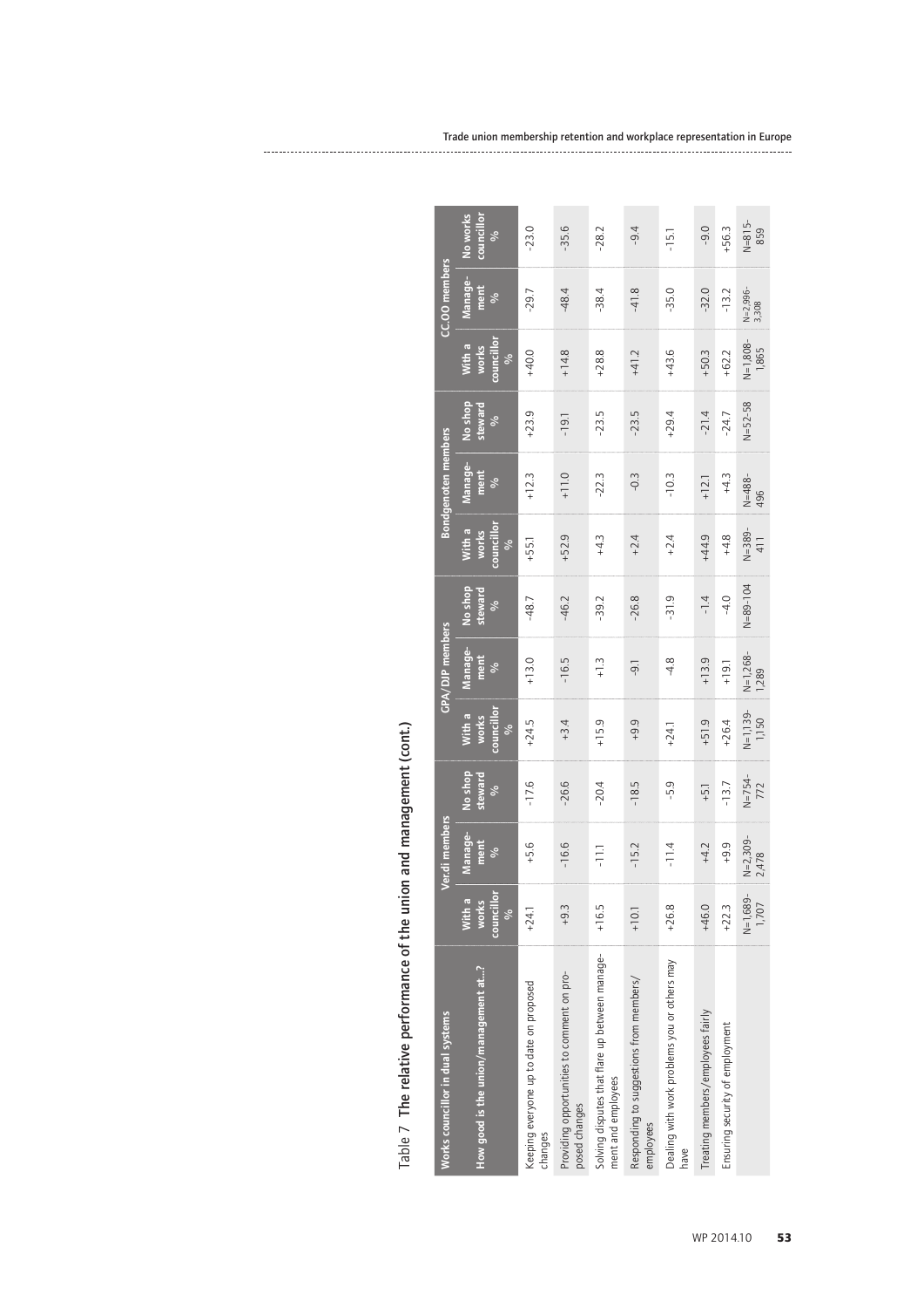Table 7 The relative performance of the union and management (cont.)

| Works councillor in dual systems | Ver.di members | | | GPA/DJP members | | | Bondgenoten members | | | CC.OO members | | |
|---|---|---|---|---|---|---|---|---|---|---|---|---|
| How good is the union/management at...? | With a works councillor % | Manage-ment % | No shop steward % | With a works councillor % | Manage-ment % | No shop steward % | With a works councillor % | Manage-ment % | No shop steward % | With a works councillor % | Manage-ment % | No works councillor % |
| Keeping everyone up to date on proposed changes | +24.1 | +5.6 | -17.6 | +24.5 | +13.0 | -48.7 | +55.1 | +12.3 | +23.9 | +40.0 | -29.7 | -23.0 |
| Providing opportunities to comment on proposed changes | +9.3 | -16.6 | -26.6 | +3.4 | -16.5 | -46.2 | +52.9 | +11.0 | -19.1 | +14.8 | -48.4 | -35.6 |
| Solving disputes that flare up between management and employees | +16.5 | -11.1 | -20.4 | +15.9 | +1.3 | -39.2 | +4.3 | -22.3 | -23.5 | +28.8 | -38.4 | -28.2 |
| Responding to suggestions from members/ employees | +10.1 | -15.2 | -18.5 | +9.9 | -9.1 | -26.8 | +2.4 | -0.3 | -23.5 | +41.2 | -41.8 | -9.4 |
| Dealing with work problems you or others may have | +26.8 | -11.4 | -5.9 | +24.1 | -4.8 | -31.9 | +2.4 | -10.3 | +29.4 | +43.6 | -35.0 | -15.1 |
| Treating members/employees fairly | +46.0 | +4.2 | +5.1 | +51.9 | +13.9 | -1.4 | +44.9 | +12.1 | -21.4 | +50.3 | -32.0 | -9.0 |
| Ensuring security of employment | +22.3 | +9.9 | -13.7 | +26.4 | +19.1 | -4.0 | +4.8 | +4.3 | -24.7 | +62.2 | -13.2 | +56.3 |
| | N=1,689-1,707 | N=2,309-2,478 | N=754-772 | N=1,139-1,150 | N=1,268-1,289 | N=89-104 | N=389-411 | N=488-496 | N=52-58 | N=1,808-1,865 | N=2,996-3,308 | N=815-859 |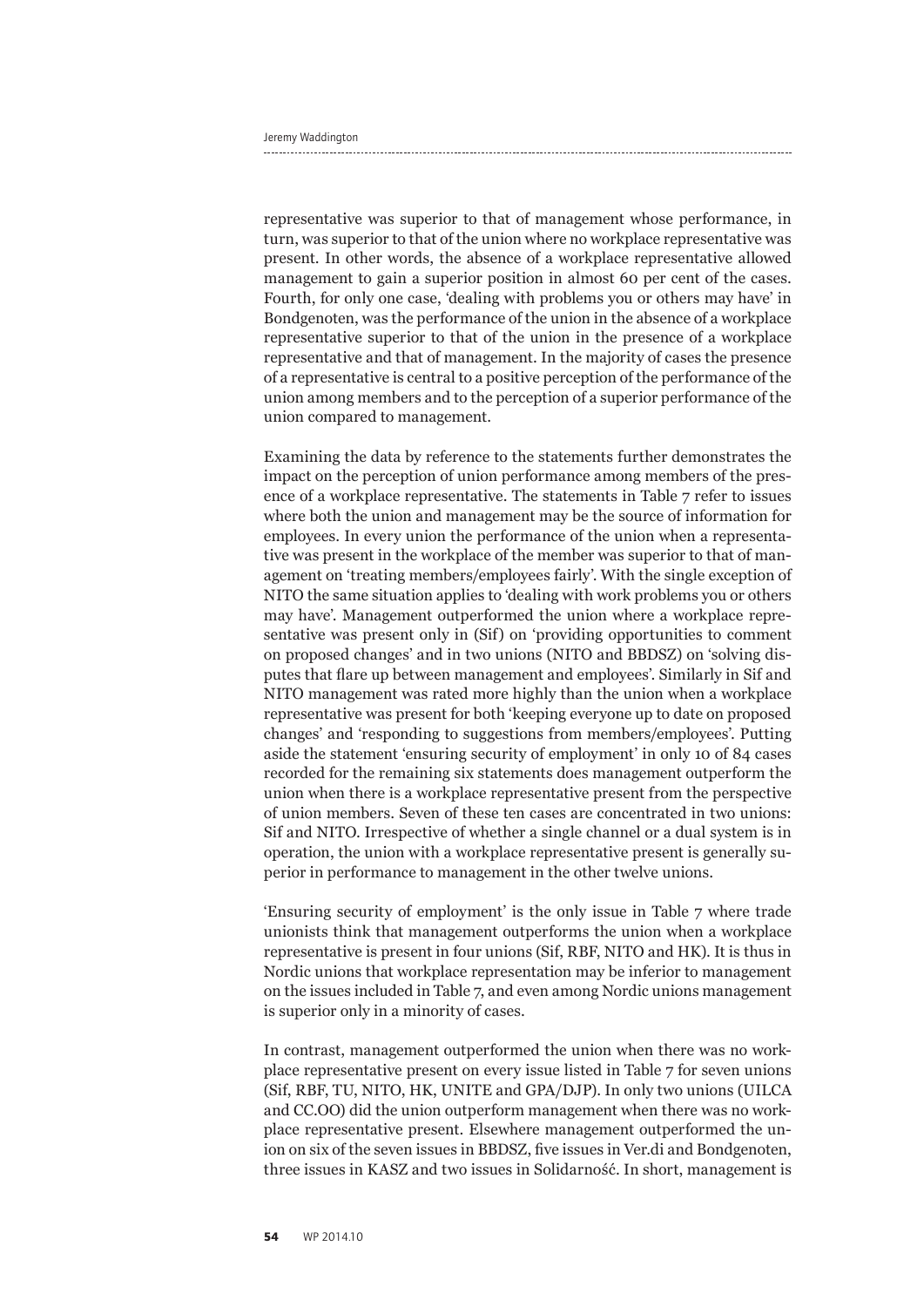representative was superior to that of management whose performance, in turn, was superior to that of the union where no workplace representative was present. In other words, the absence of a workplace representative allowed management to gain a superior position in almost 60 per cent of the cases. Fourth, for only one case, 'dealing with problems you or others may have' in Bondgenoten, was the performance of the union in the absence of a workplace representative superior to that of the union in the presence of a workplace representative and that of management. In the majority of cases the presence of a representative is central to a positive perception of the performance of the union among members and to the perception of a superior performance of the union compared to management.

Examining the data by reference to the statements further demonstrates the impact on the perception of union performance among members of the presence of a workplace representative. The statements in Table 7 refer to issues where both the union and management may be the source of information for employees. In every union the performance of the union when a representative was present in the workplace of the member was superior to that of management on 'treating members/employees fairly'. With the single exception of NITO the same situation applies to 'dealing with work problems you or others may have'. Management outperformed the union where a workplace representative was present only in (Sif) on 'providing opportunities to comment on proposed changes' and in two unions (NITO and BBDSZ) on 'solving disputes that flare up between management and employees'. Similarly in Sif and NITO management was rated more highly than the union when a workplace representative was present for both 'keeping everyone up to date on proposed changes' and 'responding to suggestions from members/employees'. Putting aside the statement 'ensuring security of employment' in only 10 of 84 cases recorded for the remaining six statements does management outperform the union when there is a workplace representative present from the perspective of union members. Seven of these ten cases are concentrated in two unions: Sif and NITO. Irrespective of whether a single channel or a dual system is in operation, the union with a workplace representative present is generally superior in performance to management in the other twelve unions.

'Ensuring security of employment' is the only issue in Table 7 where trade unionists think that management outperforms the union when a workplace representative is present in four unions (Sif, RBF, NITO and HK). It is thus in Nordic unions that workplace representation may be inferior to management on the issues included in Table 7, and even among Nordic unions management is superior only in a minority of cases.

In contrast, management outperformed the union when there was no workplace representative present on every issue listed in Table 7 for seven unions (Sif, RBF, TU, NITO, HK, UNITE and GPA/DJP). In only two unions (UILCA and CC.OO) did the union outperform management when there was no workplace representative present. Elsewhere management outperformed the union on six of the seven issues in BBDSZ, five issues in Ver.di and Bondgenoten, three issues in KASZ and two issues in Solidarność. In short, management is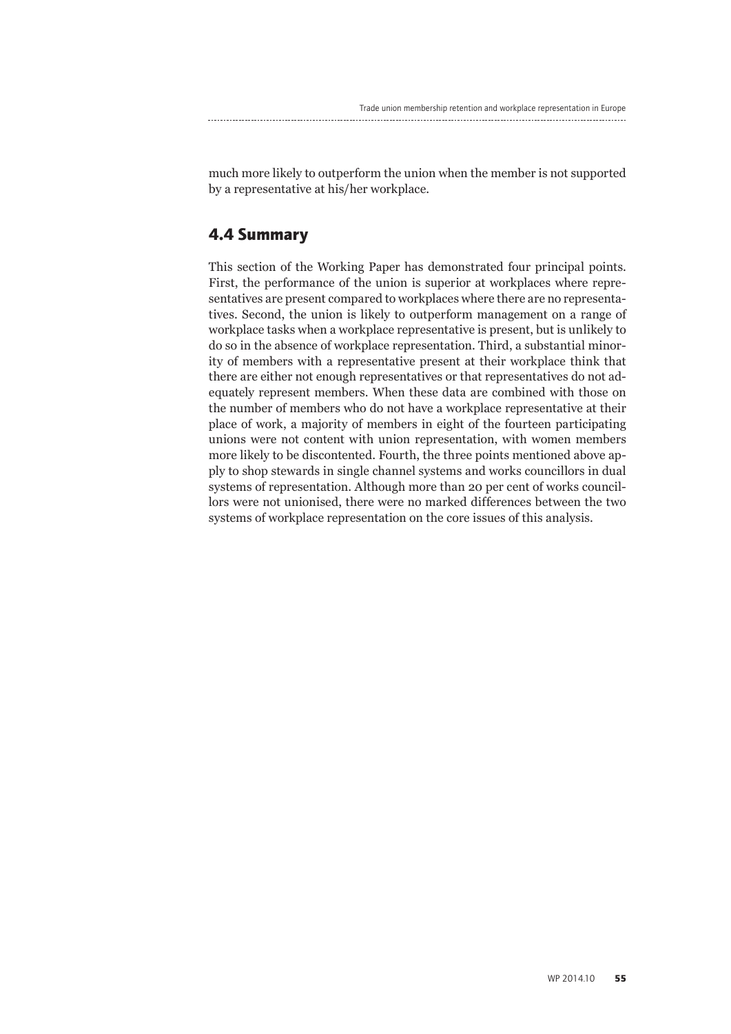much more likely to outperform the union when the member is not supported by a representative at his/her workplace.

## 4.4 Summary

This section of the Working Paper has demonstrated four principal points. First, the performance of the union is superior at workplaces where representatives are present compared to workplaces where there are no representatives. Second, the union is likely to outperform management on a range of workplace tasks when a workplace representative is present, but is unlikely to do so in the absence of workplace representation. Third, a substantial minority of members with a representative present at their workplace think that there are either not enough representatives or that representatives do not adequately represent members. When these data are combined with those on the number of members who do not have a workplace representative at their place of work, a majority of members in eight of the fourteen participating unions were not content with union representation, with women members more likely to be discontented. Fourth, the three points mentioned above apply to shop stewards in single channel systems and works councillors in dual systems of representation. Although more than 20 per cent of works councillors were not unionised, there were no marked differences between the two systems of workplace representation on the core issues of this analysis.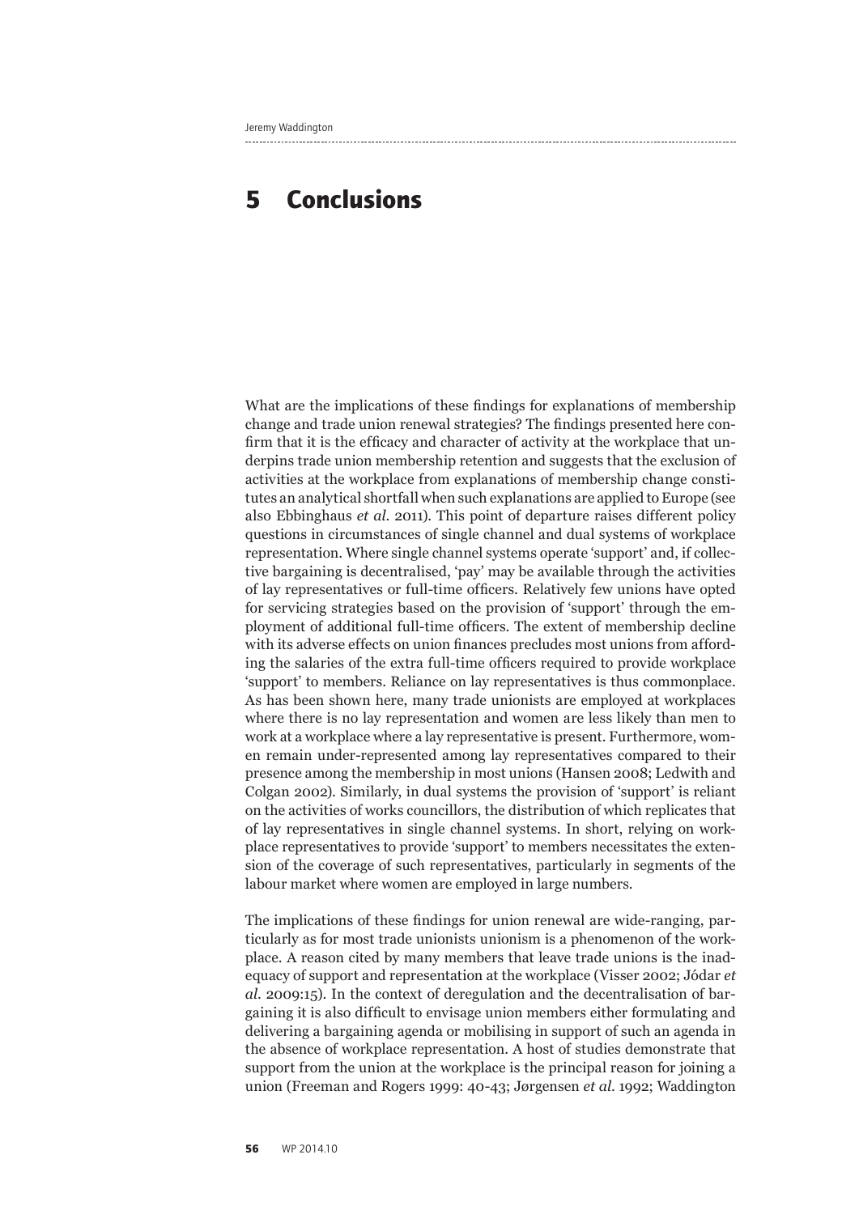# 5 Conclusions

What are the implications of these findings for explanations of membership change and trade union renewal strategies? The findings presented here confirm that it is the efficacy and character of activity at the workplace that underpins trade union membership retention and suggests that the exclusion of activities at the workplace from explanations of membership change constitutes an analytical shortfall when such explanations are applied to Europe (see also Ebbinghaus *et al.* 2011). This point of departure raises different policy questions in circumstances of single channel and dual systems of workplace representation. Where single channel systems operate 'support' and, if collective bargaining is decentralised, 'pay' may be available through the activities of lay representatives or full-time officers. Relatively few unions have opted for servicing strategies based on the provision of 'support' through the employment of additional full-time officers. The extent of membership decline with its adverse effects on union finances precludes most unions from affording the salaries of the extra full-time officers required to provide workplace 'support' to members. Reliance on lay representatives is thus commonplace. As has been shown here, many trade unionists are employed at workplaces where there is no lay representation and women are less likely than men to work at a workplace where a lay representative is present. Furthermore, women remain under-represented among lay representatives compared to their presence among the membership in most unions (Hansen 2008; Ledwith and Colgan 2002). Similarly, in dual systems the provision of 'support' is reliant on the activities of works councillors, the distribution of which replicates that of lay representatives in single channel systems. In short, relying on workplace representatives to provide 'support' to members necessitates the extension of the coverage of such representatives, particularly in segments of the labour market where women are employed in large numbers.

The implications of these findings for union renewal are wide-ranging, particularly as for most trade unionists unionism is a phenomenon of the workplace. A reason cited by many members that leave trade unions is the inadequacy of support and representation at the workplace (Visser 2002; Jódar *et al.* 2009:15). In the context of deregulation and the decentralisation of bargaining it is also difficult to envisage union members either formulating and delivering a bargaining agenda or mobilising in support of such an agenda in the absence of workplace representation. A host of studies demonstrate that support from the union at the workplace is the principal reason for joining a union (Freeman and Rogers 1999: 40-43; Jørgensen *et al.* 1992; Waddington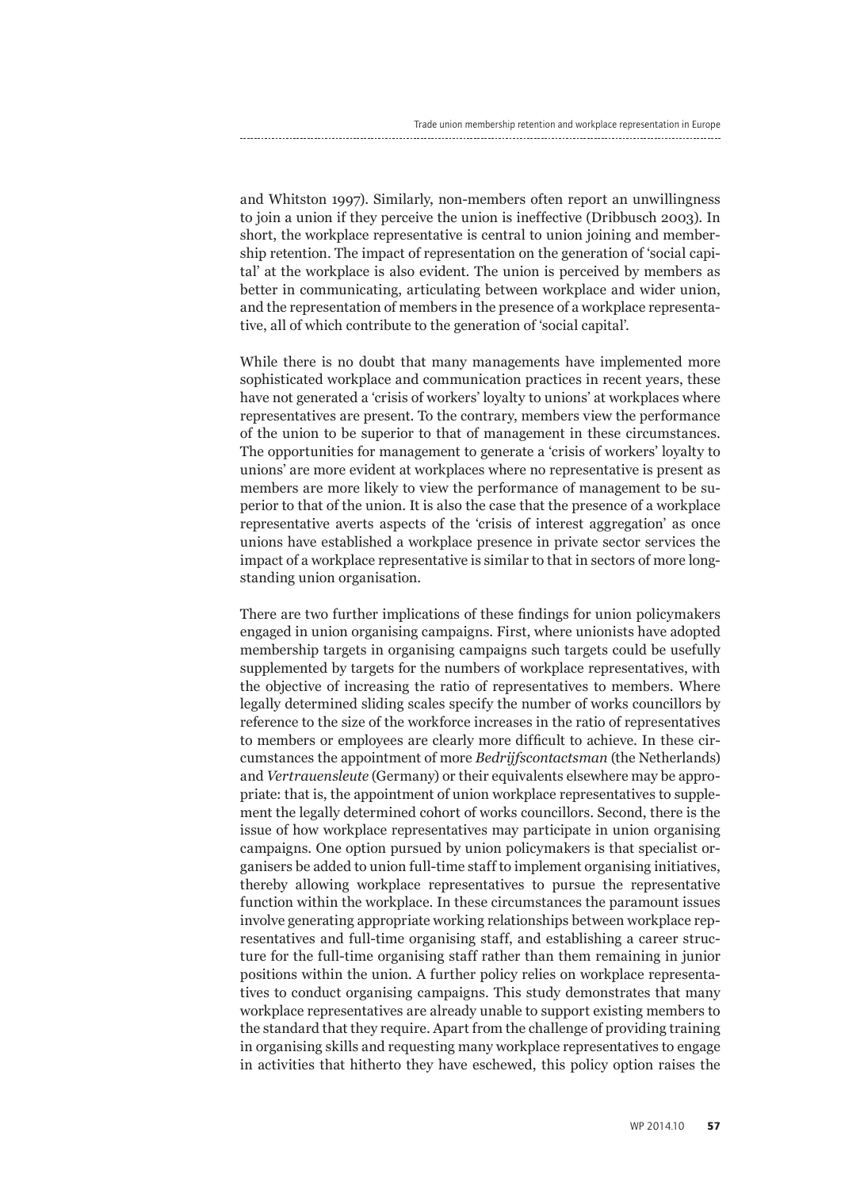and Whitston 1997). Similarly, non-members often report an unwillingness to join a union if they perceive the union is ineffective (Dribbusch 2003). In short, the workplace representative is central to union joining and membership retention. The impact of representation on the generation of 'social capital' at the workplace is also evident. The union is perceived by members as better in communicating, articulating between workplace and wider union, and the representation of members in the presence of a workplace representative, all of which contribute to the generation of 'social capital'.

While there is no doubt that many managements have implemented more sophisticated workplace and communication practices in recent years, these have not generated a 'crisis of workers' loyalty to unions' at workplaces where representatives are present. To the contrary, members view the performance of the union to be superior to that of management in these circumstances. The opportunities for management to generate a 'crisis of workers' loyalty to unions' are more evident at workplaces where no representative is present as members are more likely to view the performance of management to be superior to that of the union. It is also the case that the presence of a workplace representative averts aspects of the 'crisis of interest aggregation' as once unions have established a workplace presence in private sector services the impact of a workplace representative is similar to that in sectors of more long-standing union organisation.

There are two further implications of these findings for union policymakers engaged in union organising campaigns. First, where unionists have adopted membership targets in organising campaigns such targets could be usefully supplemented by targets for the numbers of workplace representatives, with the objective of increasing the ratio of representatives to members. Where legally determined sliding scales specify the number of works councillors by reference to the size of the workforce increases in the ratio of representatives to members or employees are clearly more difficult to achieve. In these circumstances the appointment of more *Bedrijfscontactsman* (the Netherlands) and *Vertrauensleute* (Germany) or their equivalents elsewhere may be appropriate: that is, the appointment of union workplace representatives to supplement the legally determined cohort of works councillors. Second, there is the issue of how workplace representatives may participate in union organising campaigns. One option pursued by union policymakers is that specialist organisers be added to union full-time staff to implement organising initiatives, thereby allowing workplace representatives to pursue the representative function within the workplace. In these circumstances the paramount issues involve generating appropriate working relationships between workplace representatives and full-time organising staff, and establishing a career structure for the full-time organising staff rather than them remaining in junior positions within the union. A further policy relies on workplace representatives to conduct organising campaigns. This study demonstrates that many workplace representatives are already unable to support existing members to the standard that they require. Apart from the challenge of providing training in organising skills and requesting many workplace representatives to engage in activities that hitherto they have eschewed, this policy option raises the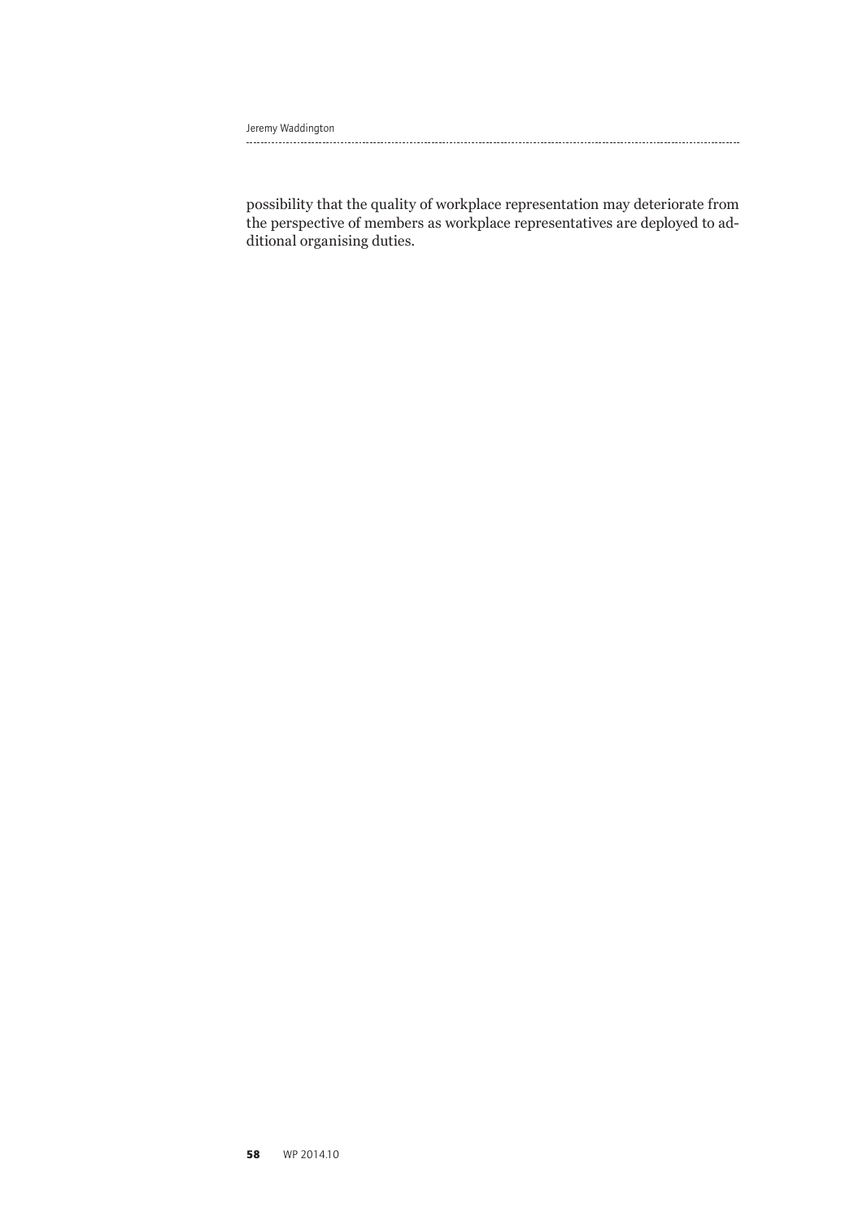possibility that the quality of workplace representation may deteriorate from the perspective of members as workplace representatives are deployed to additional organising duties.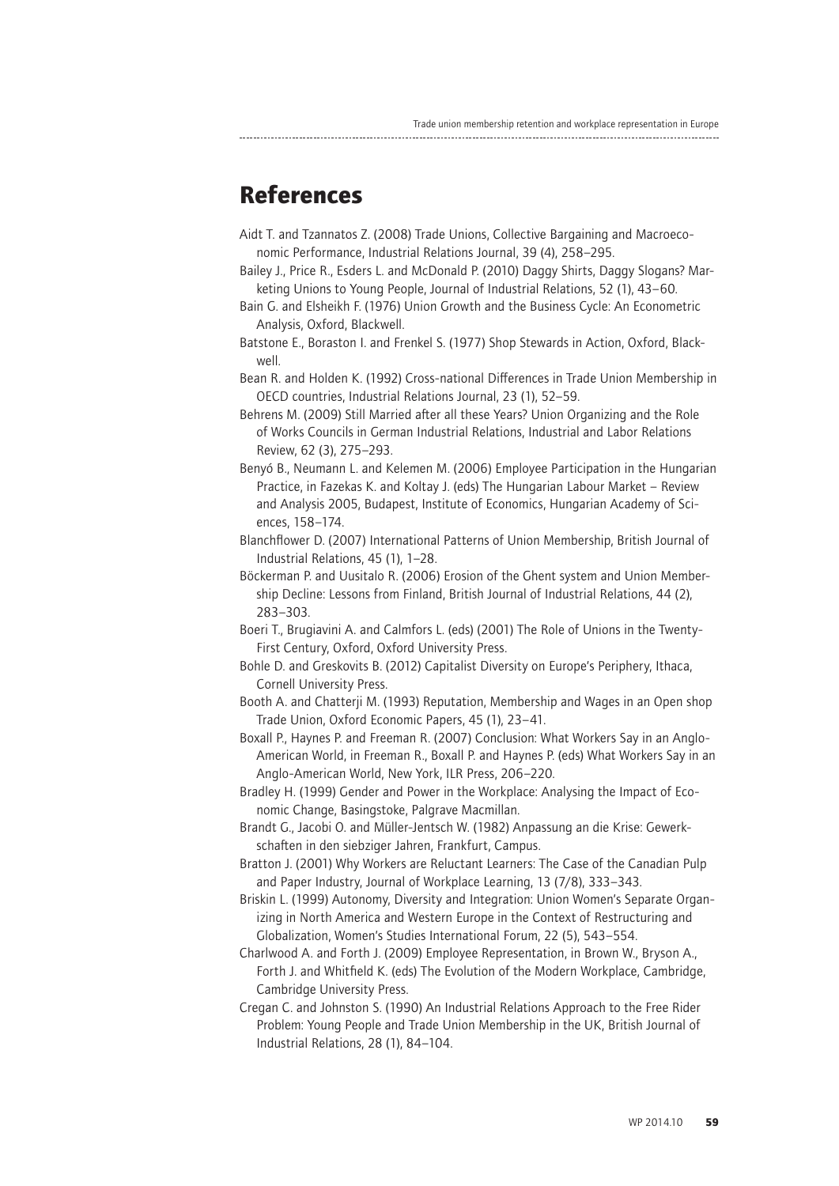# References

Aidt T. and Tzannatos Z. (2008) Trade Unions, Collective Bargaining and Macroeconomic Performance, Industrial Relations Journal, 39 (4), 258–295.

Bailey J., Price R., Esders L. and McDonald P. (2010) Daggy Shirts, Daggy Slogans? Marketing Unions to Young People, Journal of Industrial Relations, 52 (1), 43–60.

Bain G. and Elsheikh F. (1976) Union Growth and the Business Cycle: An Econometric Analysis, Oxford, Blackwell.

Batstone E., Boraston I. and Frenkel S. (1977) Shop Stewards in Action, Oxford, Blackwell.

Bean R. and Holden K. (1992) Cross-national Differences in Trade Union Membership in OECD countries, Industrial Relations Journal, 23 (1), 52–59.

Behrens M. (2009) Still Married after all these Years? Union Organizing and the Role of Works Councils in German Industrial Relations, Industrial and Labor Relations Review, 62 (3), 275–293.

Benyó B., Neumann L. and Kelemen M. (2006) Employee Participation in the Hungarian Practice, in Fazekas K. and Koltay J. (eds) The Hungarian Labour Market – Review and Analysis 2005, Budapest, Institute of Economics, Hungarian Academy of Sciences, 158–174.

Blanchflower D. (2007) International Patterns of Union Membership, British Journal of Industrial Relations, 45 (1), 1–28.

Böckerman P. and Uusitalo R. (2006) Erosion of the Ghent system and Union Membership Decline: Lessons from Finland, British Journal of Industrial Relations, 44 (2), 283–303.

Boeri T., Brugiavini A. and Calmfors L. (eds) (2001) The Role of Unions in the Twenty-First Century, Oxford, Oxford University Press.

Bohle D. and Greskovits B. (2012) Capitalist Diversity on Europe's Periphery, Ithaca, Cornell University Press.

Booth A. and Chatterji M. (1993) Reputation, Membership and Wages in an Open shop Trade Union, Oxford Economic Papers, 45 (1), 23–41.

Boxall P., Haynes P. and Freeman R. (2007) Conclusion: What Workers Say in an Anglo-American World, in Freeman R., Boxall P. and Haynes P. (eds) What Workers Say in an Anglo-American World, New York, ILR Press, 206–220.

Bradley H. (1999) Gender and Power in the Workplace: Analysing the Impact of Economic Change, Basingstoke, Palgrave Macmillan.

Brandt G., Jacobi O. and Müller-Jentsch W. (1982) Anpassung an die Krise: Gewerkschaften in den siebziger Jahren, Frankfurt, Campus.

Bratton J. (2001) Why Workers are Reluctant Learners: The Case of the Canadian Pulp and Paper Industry, Journal of Workplace Learning, 13 (7/8), 333–343.

Briskin L. (1999) Autonomy, Diversity and Integration: Union Women's Separate Organizing in North America and Western Europe in the Context of Restructuring and Globalization, Women's Studies International Forum, 22 (5), 543–554.

Charlwood A. and Forth J. (2009) Employee Representation, in Brown W., Bryson A., Forth J. and Whitfield K. (eds) The Evolution of the Modern Workplace, Cambridge, Cambridge University Press.

Cregan C. and Johnston S. (1990) An Industrial Relations Approach to the Free Rider Problem: Young People and Trade Union Membership in the UK, British Journal of Industrial Relations, 28 (1), 84–104.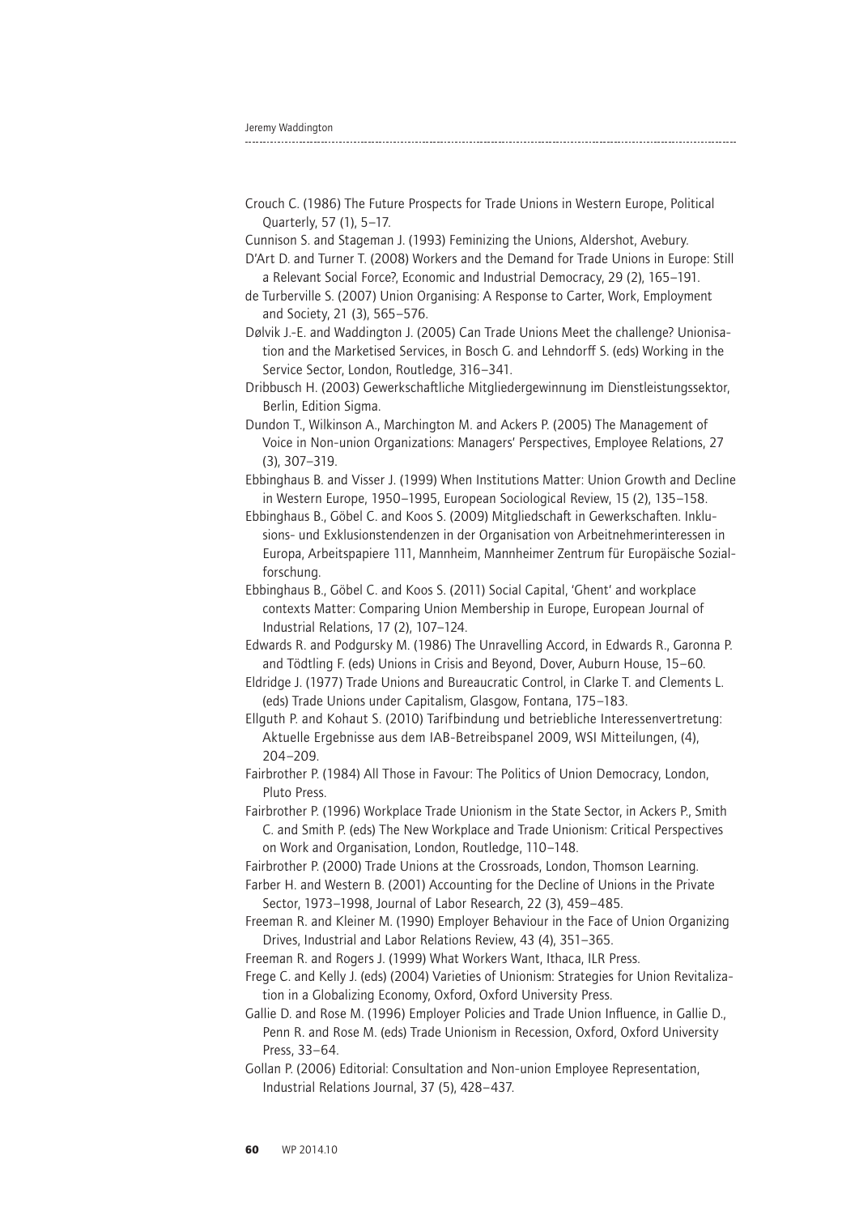Crouch C. (1986) The Future Prospects for Trade Unions in Western Europe, Political Quarterly, 57 (1), 5–17.

Cunnison S. and Stageman J. (1993) Feminizing the Unions, Aldershot, Avebury.

D'Art D. and Turner T. (2008) Workers and the Demand for Trade Unions in Europe: Still a Relevant Social Force?, Economic and Industrial Democracy, 29 (2), 165–191.

de Turberville S. (2007) Union Organising: A Response to Carter, Work, Employment and Society, 21 (3), 565–576.

Dølvik J.-E. and Waddington J. (2005) Can Trade Unions Meet the challenge? Unionisation and the Marketised Services, in Bosch G. and Lehndorff S. (eds) Working in the Service Sector, London, Routledge, 316–341.

Dribbusch H. (2003) Gewerkschaftliche Mitgliedergewinnung im Dienstleistungssektor, Berlin, Edition Sigma.

Dundon T., Wilkinson A., Marchington M. and Ackers P. (2005) The Management of Voice in Non-union Organizations: Managers' Perspectives, Employee Relations, 27 (3), 307–319.

Ebbinghaus B. and Visser J. (1999) When Institutions Matter: Union Growth and Decline in Western Europe, 1950–1995, European Sociological Review, 15 (2), 135–158.

Ebbinghaus B., Göbel C. and Koos S. (2009) Mitgliedschaft in Gewerkschaften. Inklusions- und Exklusionstendenzen in der Organisation von Arbeitnehmerinteressen in Europa, Arbeitspapiere 111, Mannheim, Mannheimer Zentrum für Europäische Sozialforschung.

Ebbinghaus B., Göbel C. and Koos S. (2011) Social Capital, 'Ghent' and workplace contexts Matter: Comparing Union Membership in Europe, European Journal of Industrial Relations, 17 (2), 107–124.

Edwards R. and Podgursky M. (1986) The Unravelling Accord, in Edwards R., Garonna P. and Tödtling F. (eds) Unions in Crisis and Beyond, Dover, Auburn House, 15–60.

Eldridge J. (1977) Trade Unions and Bureaucratic Control, in Clarke T. and Clements L. (eds) Trade Unions under Capitalism, Glasgow, Fontana, 175–183.

Ellguth P. and Kohaut S. (2010) Tarifbindung und betriebliche Interessenvertretung: Aktuelle Ergebnisse aus dem IAB-Betriebspanel 2009, WSI Mitteilungen, (4), 204–209.

Fairbrother P. (1984) All Those in Favour: The Politics of Union Democracy, London, Pluto Press.

Fairbrother P. (1996) Workplace Trade Unionism in the State Sector, in Ackers P., Smith C. and Smith P. (eds) The New Workplace and Trade Unionism: Critical Perspectives on Work and Organisation, London, Routledge, 110–148.

Fairbrother P. (2000) Trade Unions at the Crossroads, London, Thomson Learning.

Farber H. and Western B. (2001) Accounting for the Decline of Unions in the Private Sector, 1973–1998, Journal of Labor Research, 22 (3), 459–485.

Freeman R. and Kleiner M. (1990) Employer Behaviour in the Face of Union Organizing Drives, Industrial and Labor Relations Review, 43 (4), 351–365.

Freeman R. and Rogers J. (1999) What Workers Want, Ithaca, ILR Press.

Frege C. and Kelly J. (eds) (2004) Varieties of Unionism: Strategies for Union Revitalization in a Globalizing Economy, Oxford, Oxford University Press.

Gallie D. and Rose M. (1996) Employer Policies and Trade Union Influence, in Gallie D., Penn R. and Rose M. (eds) Trade Unionism in Recession, Oxford, Oxford University Press, 33–64.

Gollan P. (2006) Editorial: Consultation and Non-union Employee Representation, Industrial Relations Journal, 37 (5), 428–437.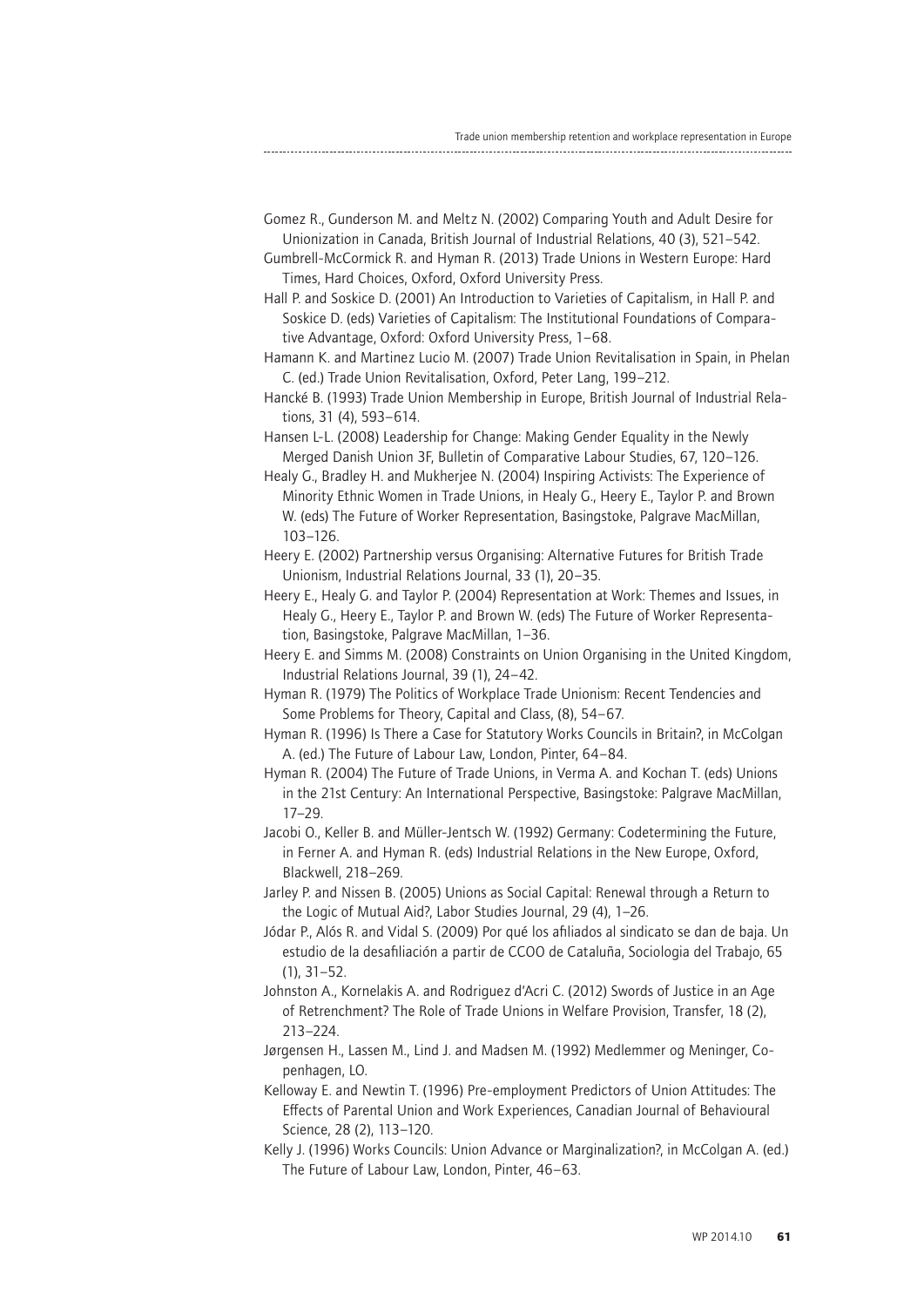Gomez R., Gunderson M. and Meltz N. (2002) Comparing Youth and Adult Desire for Unionization in Canada, British Journal of Industrial Relations, 40 (3), 521–542.

Gumbrell-McCormick R. and Hyman R. (2013) Trade Unions in Western Europe: Hard Times, Hard Choices, Oxford, Oxford University Press.

Hall P. and Soskice D. (2001) An Introduction to Varieties of Capitalism, in Hall P. and Soskice D. (eds) Varieties of Capitalism: The Institutional Foundations of Comparative Advantage, Oxford: Oxford University Press, 1–68.

Hamann K. and Martinez Lucio M. (2007) Trade Union Revitalisation in Spain, in Phelan C. (ed.) Trade Union Revitalisation, Oxford, Peter Lang, 199–212.

Hancké B. (1993) Trade Union Membership in Europe, British Journal of Industrial Relations, 31 (4), 593–614.

Hansen L-L. (2008) Leadership for Change: Making Gender Equality in the Newly Merged Danish Union 3F, Bulletin of Comparative Labour Studies, 67, 120–126.

Healy G., Bradley H. and Mukherjee N. (2004) Inspiring Activists: The Experience of Minority Ethnic Women in Trade Unions, in Healy G., Heery E., Taylor P. and Brown W. (eds) The Future of Worker Representation, Basingstoke, Palgrave MacMillan, 103–126.

Heery E. (2002) Partnership versus Organising: Alternative Futures for British Trade Unionism, Industrial Relations Journal, 33 (1), 20–35.

Heery E., Healy G. and Taylor P. (2004) Representation at Work: Themes and Issues, in Healy G., Heery E., Taylor P. and Brown W. (eds) The Future of Worker Representation, Basingstoke, Palgrave MacMillan, 1–36.

Heery E. and Simms M. (2008) Constraints on Union Organising in the United Kingdom, Industrial Relations Journal, 39 (1), 24–42.

Hyman R. (1979) The Politics of Workplace Trade Unionism: Recent Tendencies and Some Problems for Theory, Capital and Class, (8), 54–67.

Hyman R. (1996) Is There a Case for Statutory Works Councils in Britain?, in McColgan A. (ed.) The Future of Labour Law, London, Pinter, 64–84.

Hyman R. (2004) The Future of Trade Unions, in Verma A. and Kochan T. (eds) Unions in the 21st Century: An International Perspective, Basingstoke: Palgrave MacMillan, 17–29.

Jacobi O., Keller B. and Müller-Jentsch W. (1992) Germany: Codetermining the Future, in Ferner A. and Hyman R. (eds) Industrial Relations in the New Europe, Oxford, Blackwell, 218–269.

Jarley P. and Nissen B. (2005) Unions as Social Capital: Renewal through a Return to the Logic of Mutual Aid?, Labor Studies Journal, 29 (4), 1–26.

Jódar P., Alós R. and Vidal S. (2009) Por qué los afiliados al sindicato se dan de baja. Un estudio de la desafiliación a partir de CCOO de Cataluña, Sociologia del Trabajo, 65 (1), 31–52.

Johnston A., Kornelakis A. and Rodriguez d'Acri C. (2012) Swords of Justice in an Age of Retrenchment? The Role of Trade Unions in Welfare Provision, Transfer, 18 (2), 213–224.

Jørgensen H., Lassen M., Lind J. and Madsen M. (1992) Medlemmer og Meninger, Copenhagen, LO.

Kelloway E. and Newtin T. (1996) Pre-employment Predictors of Union Attitudes: The Effects of Parental Union and Work Experiences, Canadian Journal of Behavioural Science, 28 (2), 113–120.

Kelly J. (1996) Works Councils: Union Advance or Marginalization?, in McColgan A. (ed.) The Future of Labour Law, London, Pinter, 46–63.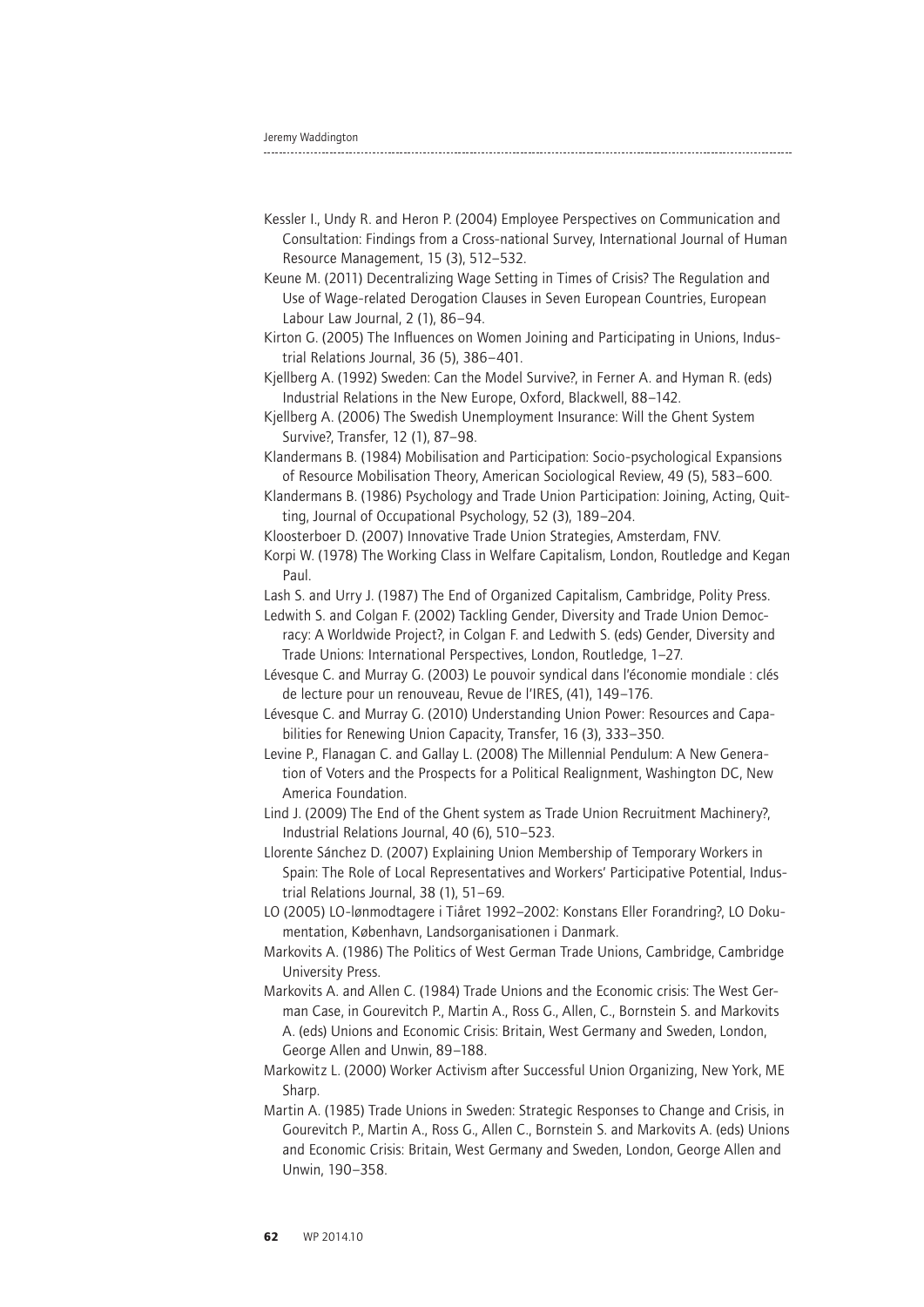Kessler I., Undy R. and Heron P. (2004) Employee Perspectives on Communication and Consultation: Findings from a Cross-national Survey, International Journal of Human Resource Management, 15 (3), 512–532.

Keune M. (2011) Decentralizing Wage Setting in Times of Crisis? The Regulation and Use of Wage-related Derogation Clauses in Seven European Countries, European Labour Law Journal, 2 (1), 86–94.

Kirton G. (2005) The Influences on Women Joining and Participating in Unions, Industrial Relations Journal, 36 (5), 386–401.

Kjellberg A. (1992) Sweden: Can the Model Survive?, in Ferner A. and Hyman R. (eds) Industrial Relations in the New Europe, Oxford, Blackwell, 88–142.

Kjellberg A. (2006) The Swedish Unemployment Insurance: Will the Ghent System Survive?, Transfer, 12 (1), 87–98.

Klandermans B. (1984) Mobilisation and Participation: Socio-psychological Expansions of Resource Mobilisation Theory, American Sociological Review, 49 (5), 583–600.

Klandermans B. (1986) Psychology and Trade Union Participation: Joining, Acting, Quitting, Journal of Occupational Psychology, 52 (3), 189–204.

Kloosterboer D. (2007) Innovative Trade Union Strategies, Amsterdam, FNV.

Korpi W. (1978) The Working Class in Welfare Capitalism, London, Routledge and Kegan Paul.

Lash S. and Urry J. (1987) The End of Organized Capitalism, Cambridge, Polity Press.

Ledwith S. and Colgan F. (2002) Tackling Gender, Diversity and Trade Union Democracy: A Worldwide Project?, in Colgan F. and Ledwith S. (eds) Gender, Diversity and Trade Unions: International Perspectives, London, Routledge, 1–27.

Lévesque C. and Murray G. (2003) Le pouvoir syndical dans l'économie mondiale : clés de lecture pour un renouveau, Revue de l'IRES, (41), 149–176.

Lévesque C. and Murray G. (2010) Understanding Union Power: Resources and Capabilities for Renewing Union Capacity, Transfer, 16 (3), 333–350.

Levine P., Flanagan C. and Gallay L. (2008) The Millennial Pendulum: A New Generation of Voters and the Prospects for a Political Realignment, Washington DC, New America Foundation.

Lind J. (2009) The End of the Ghent system as Trade Union Recruitment Machinery?, Industrial Relations Journal, 40 (6), 510–523.

Llorente Sánchez D. (2007) Explaining Union Membership of Temporary Workers in Spain: The Role of Local Representatives and Workers' Participative Potential, Industrial Relations Journal, 38 (1), 51–69.

LO (2005) LO-lønmodtagere i Tiåret 1992–2002: Konstans Eller Forandring?, LO Dokumentation, København, Landsorganisationen i Danmark.

Markovits A. (1986) The Politics of West German Trade Unions, Cambridge, Cambridge University Press.

Markovits A. and Allen C. (1984) Trade Unions and the Economic crisis: The West German Case, in Gourevitch P., Martin A., Ross G., Allen, C., Bornstein S. and Markovits A. (eds) Unions and Economic Crisis: Britain, West Germany and Sweden, London, George Allen and Unwin, 89–188.

Markowitz L. (2000) Worker Activism after Successful Union Organizing, New York, ME Sharp.

Martin A. (1985) Trade Unions in Sweden: Strategic Responses to Change and Crisis, in Gourevitch P., Martin A., Ross G., Allen C., Bornstein S. and Markovits A. (eds) Unions and Economic Crisis: Britain, West Germany and Sweden, London, George Allen and Unwin, 190–358.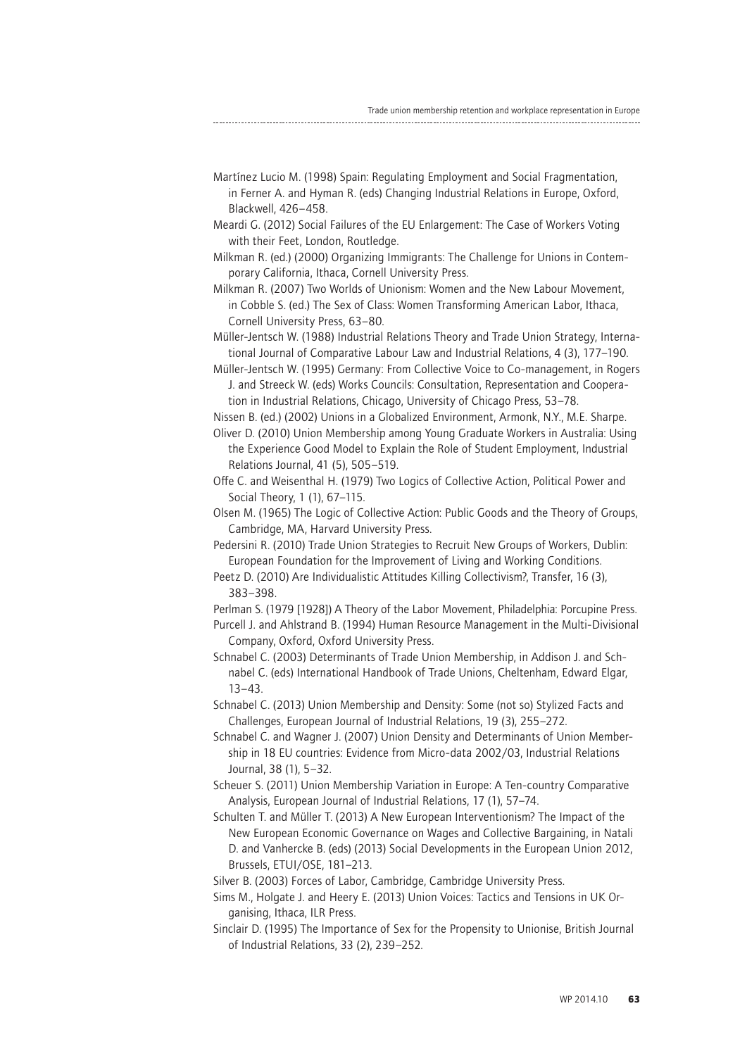Martínez Lucio M. (1998) Spain: Regulating Employment and Social Fragmentation, in Ferner A. and Hyman R. (eds) Changing Industrial Relations in Europe, Oxford, Blackwell, 426–458.

Meardi G. (2012) Social Failures of the EU Enlargement: The Case of Workers Voting with their Feet, London, Routledge.

Milkman R. (ed.) (2000) Organizing Immigrants: The Challenge for Unions in Contemporary California, Ithaca, Cornell University Press.

Milkman R. (2007) Two Worlds of Unionism: Women and the New Labour Movement, in Cobble S. (ed.) The Sex of Class: Women Transforming American Labor, Ithaca, Cornell University Press, 63–80.

Müller-Jentsch W. (1988) Industrial Relations Theory and Trade Union Strategy, International Journal of Comparative Labour Law and Industrial Relations, 4 (3), 177–190.

Müller-Jentsch W. (1995) Germany: From Collective Voice to Co-management, in Rogers J. and Streeck W. (eds) Works Councils: Consultation, Representation and Cooperation in Industrial Relations, Chicago, University of Chicago Press, 53–78.

Nissen B. (ed.) (2002) Unions in a Globalized Environment, Armonk, N.Y., M.E. Sharpe.

Oliver D. (2010) Union Membership among Young Graduate Workers in Australia: Using the Experience Good Model to Explain the Role of Student Employment, Industrial Relations Journal, 41 (5), 505–519.

Offe C. and Weisenthal H. (1979) Two Logics of Collective Action, Political Power and Social Theory, 1 (1), 67–115.

Olsen M. (1965) The Logic of Collective Action: Public Goods and the Theory of Groups, Cambridge, MA, Harvard University Press.

Pedersini R. (2010) Trade Union Strategies to Recruit New Groups of Workers, Dublin: European Foundation for the Improvement of Living and Working Conditions.

Peetz D. (2010) Are Individualistic Attitudes Killing Collectivism?, Transfer, 16 (3), 383–398.

Perlman S. (1979 [1928]) A Theory of the Labor Movement, Philadelphia: Porcupine Press.

Purcell J. and Ahlstrand B. (1994) Human Resource Management in the Multi-Divisional Company, Oxford, Oxford University Press.

Schnabel C. (2003) Determinants of Trade Union Membership, in Addison J. and Schnabel C. (eds) International Handbook of Trade Unions, Cheltenham, Edward Elgar, 13–43.

Schnabel C. (2013) Union Membership and Density: Some (not so) Stylized Facts and Challenges, European Journal of Industrial Relations, 19 (3), 255–272.

Schnabel C. and Wagner J. (2007) Union Density and Determinants of Union Membership in 18 EU countries: Evidence from Micro-data 2002/03, Industrial Relations Journal, 38 (1), 5–32.

Scheuer S. (2011) Union Membership Variation in Europe: A Ten-country Comparative Analysis, European Journal of Industrial Relations, 17 (1), 57–74.

Schulten T. and Müller T. (2013) A New European Interventionism? The Impact of the New European Economic Governance on Wages and Collective Bargaining, in Natali D. and Vanhercke B. (eds) (2013) Social Developments in the European Union 2012, Brussels, ETUI/OSE, 181–213.

Silver B. (2003) Forces of Labor, Cambridge, Cambridge University Press.

Sims M., Holgate J. and Heery E. (2013) Union Voices: Tactics and Tensions in UK Organising, Ithaca, ILR Press.

Sinclair D. (1995) The Importance of Sex for the Propensity to Unionise, British Journal of Industrial Relations, 33 (2), 239–252.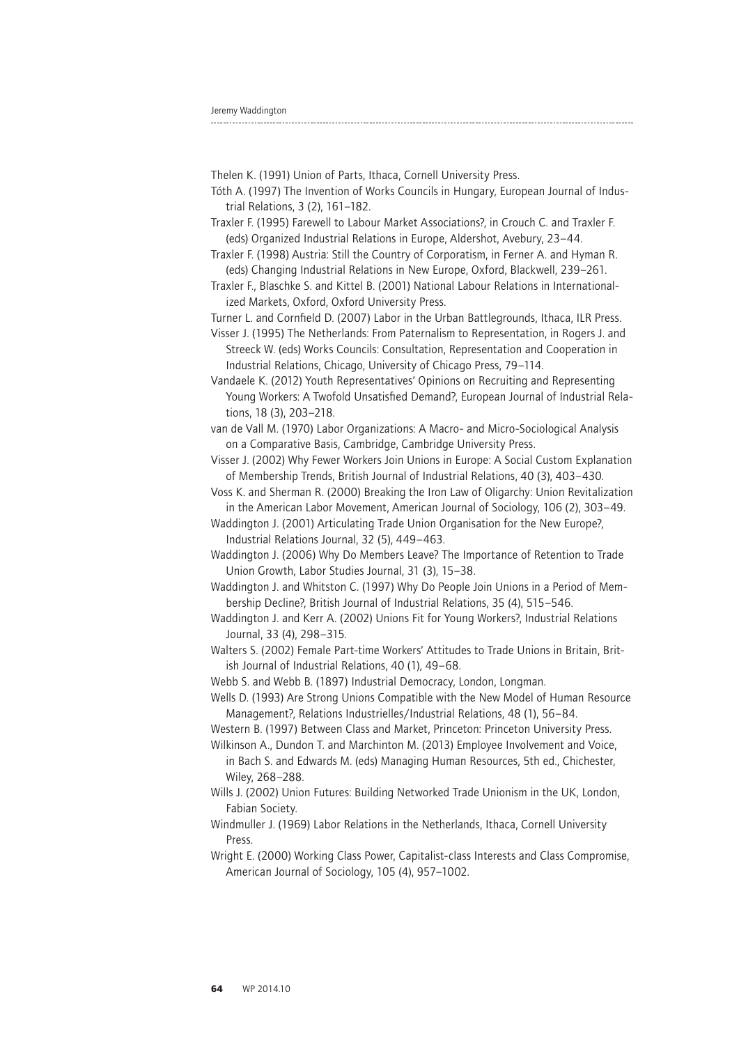Thelen K. (1991) Union of Parts, Ithaca, Cornell University Press.

Tóth A. (1997) The Invention of Works Councils in Hungary, European Journal of Industrial Relations, 3 (2), 161–182.

Traxler F. (1995) Farewell to Labour Market Associations?, in Crouch C. and Traxler F. (eds) Organized Industrial Relations in Europe, Aldershot, Avebury, 23–44.

Traxler F. (1998) Austria: Still the Country of Corporatism, in Ferner A. and Hyman R. (eds) Changing Industrial Relations in New Europe, Oxford, Blackwell, 239–261.

Traxler F., Blaschke S. and Kittel B. (2001) National Labour Relations in Internationalized Markets, Oxford, Oxford University Press.

Turner L. and Cornfield D. (2007) Labor in the Urban Battlegrounds, Ithaca, ILR Press.

Visser J. (1995) The Netherlands: From Paternalism to Representation, in Rogers J. and Streeck W. (eds) Works Councils: Consultation, Representation and Cooperation in Industrial Relations, Chicago, University of Chicago Press, 79–114.

Vandaele K. (2012) Youth Representatives' Opinions on Recruiting and Representing Young Workers: A Twofold Unsatisfied Demand?, European Journal of Industrial Relations, 18 (3), 203–218.

van de Vall M. (1970) Labor Organizations: A Macro- and Micro-Sociological Analysis on a Comparative Basis, Cambridge, Cambridge University Press.

Visser J. (2002) Why Fewer Workers Join Unions in Europe: A Social Custom Explanation of Membership Trends, British Journal of Industrial Relations, 40 (3), 403–430.

Voss K. and Sherman R. (2000) Breaking the Iron Law of Oligarchy: Union Revitalization in the American Labor Movement, American Journal of Sociology, 106 (2), 303–49.

Waddington J. (2001) Articulating Trade Union Organisation for the New Europe?, Industrial Relations Journal, 32 (5), 449–463.

Waddington J. (2006) Why Do Members Leave? The Importance of Retention to Trade Union Growth, Labor Studies Journal, 31 (3), 15–38.

Waddington J. and Whitston C. (1997) Why Do People Join Unions in a Period of Membership Decline?, British Journal of Industrial Relations, 35 (4), 515–546.

Waddington J. and Kerr A. (2002) Unions Fit for Young Workers?, Industrial Relations Journal, 33 (4), 298–315.

Walters S. (2002) Female Part-time Workers' Attitudes to Trade Unions in Britain, British Journal of Industrial Relations, 40 (1), 49–68.

Webb S. and Webb B. (1897) Industrial Democracy, London, Longman.

Wells D. (1993) Are Strong Unions Compatible with the New Model of Human Resource Management?, Relations Industrielles/Industrial Relations, 48 (1), 56–84.

Western B. (1997) Between Class and Market, Princeton: Princeton University Press.

Wilkinson A., Dundon T. and Marchinton M. (2013) Employee Involvement and Voice, in Bach S. and Edwards M. (eds) Managing Human Resources, 5th ed., Chichester, Wiley, 268–288.

Wills J. (2002) Union Futures: Building Networked Trade Unionism in the UK, London, Fabian Society.

Windmuller J. (1969) Labor Relations in the Netherlands, Ithaca, Cornell University Press.

Wright E. (2000) Working Class Power, Capitalist-class Interests and Class Compromise, American Journal of Sociology, 105 (4), 957–1002.